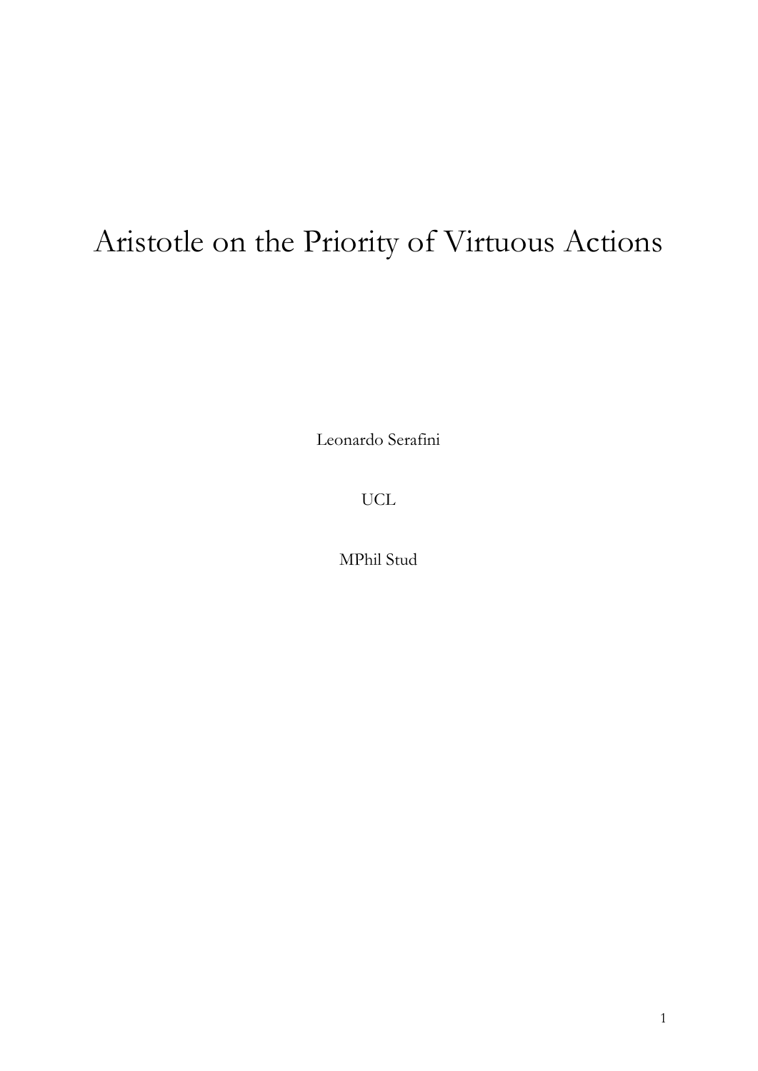# Aristotle on the Priority of Virtuous Actions

Leonardo Serafini

UCL

MPhil Stud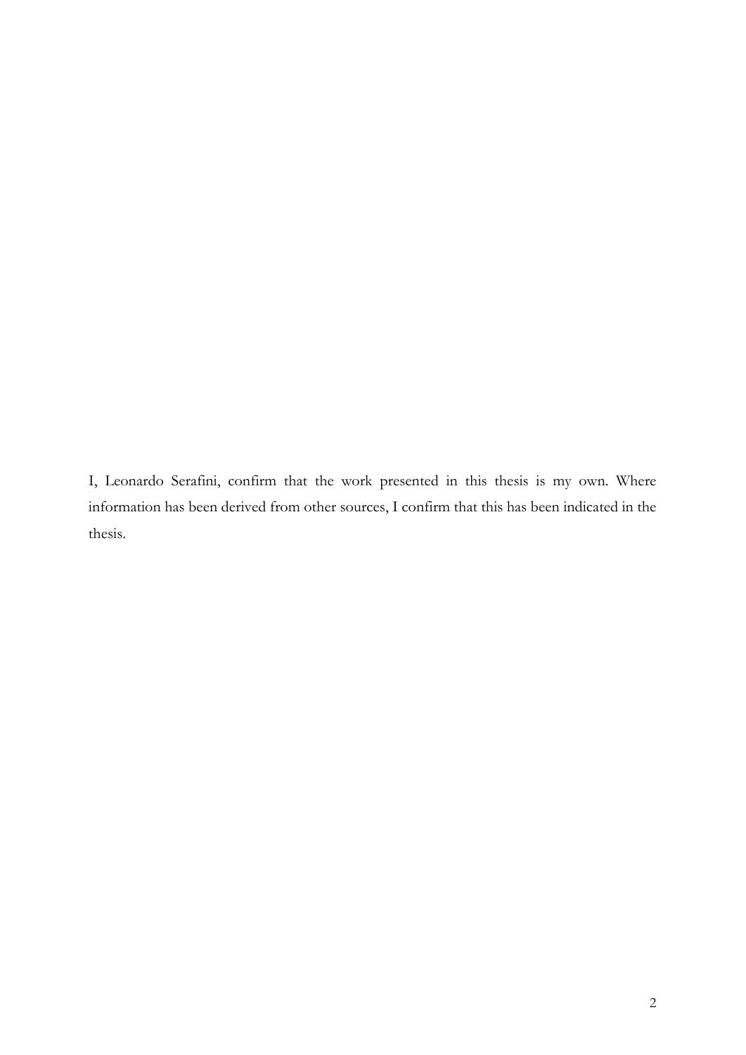I, Leonardo Serafini, confirm that the work presented in this thesis is my own. Where information has been derived from other sources, I confirm that this has been indicated in the thesis.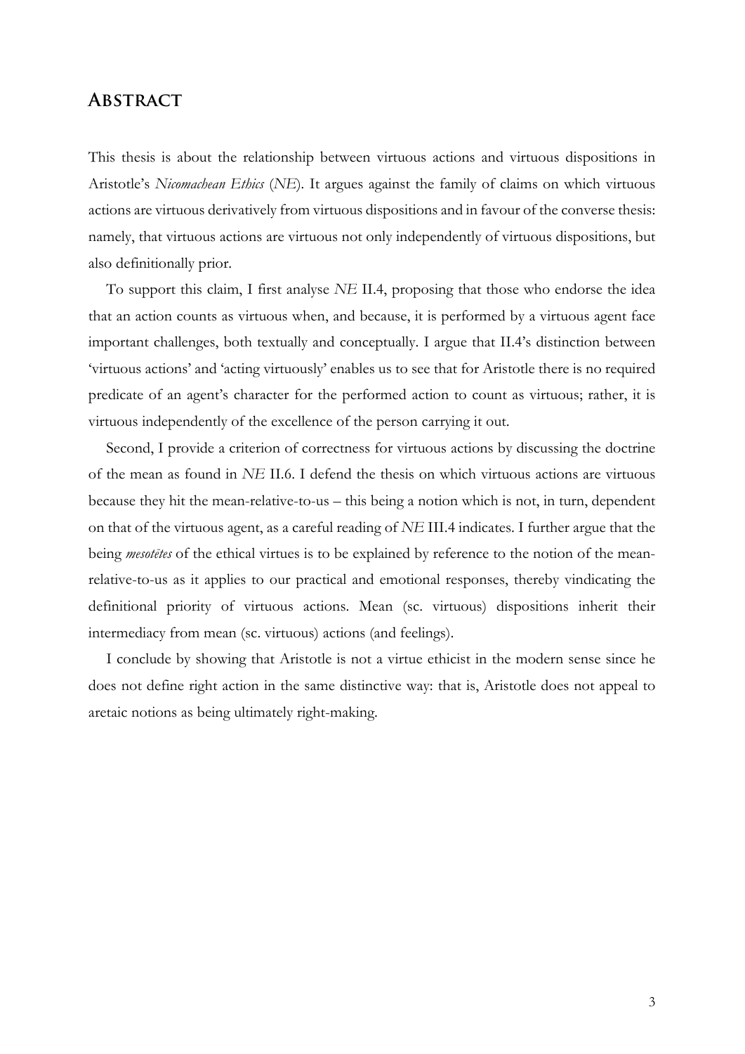# Abstract

This thesis is about the relationship between virtuous actions and virtuous dispositions in Aristotle's *Nicomachean Ethics* (*NE*). It argues against the family of claims on which virtuous actions are virtuous derivatively from virtuous dispositions and in favour of the converse thesis: namely, that virtuous actions are virtuous not only independently of virtuous dispositions, but also definitionally prior.

To support this claim, I first analyse *NE* II.4, proposing that those who endorse the idea that an action counts as virtuous when, and because, it is performed by a virtuous agent face important challenges, both textually and conceptually. I argue that II.4's distinction between 'virtuous actions' and 'acting virtuously' enables us to see that for Aristotle there is no required predicate of an agent's character for the performed action to count as virtuous; rather, it is virtuous independently of the excellence of the person carrying it out.

Second, I provide a criterion of correctness for virtuous actions by discussing the doctrine of the mean as found in *NE* II.6. I defend the thesis on which virtuous actions are virtuous because they hit the mean-relative-to-us – this being a notion which is not, in turn, dependent on that of the virtuous agent, as a careful reading of *NE* III.4 indicates. I further argue that the being *mesotētes* of the ethical virtues is to be explained by reference to the notion of the mean-relative-to-us as it applies to our practical and emotional responses, thereby vindicating the definitional priority of virtuous actions. Mean (sc. virtuous) dispositions inherit their intermediacy from mean (sc. virtuous) actions (and feelings).

I conclude by showing that Aristotle is not a virtue ethicist in the modern sense since he does not define right action in the same distinctive way: that is, Aristotle does not appeal to aretaic notions as being ultimately right-making.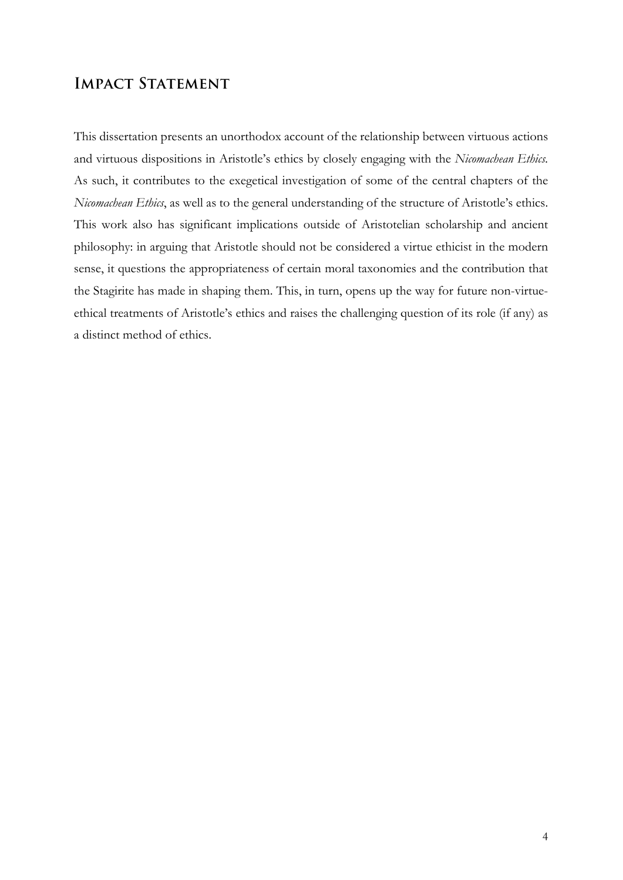# Impact Statement

This dissertation presents an unorthodox account of the relationship between virtuous actions and virtuous dispositions in Aristotle's ethics by closely engaging with the *Nicomachean Ethics*. As such, it contributes to the exegetical investigation of some of the central chapters of the *Nicomachean Ethics*, as well as to the general understanding of the structure of Aristotle's ethics. This work also has significant implications outside of Aristotelian scholarship and ancient philosophy: in arguing that Aristotle should not be considered a virtue ethicist in the modern sense, it questions the appropriateness of certain moral taxonomies and the contribution that the Stagirite has made in shaping them. This, in turn, opens up the way for future non-virtue-ethical treatments of Aristotle's ethics and raises the challenging question of its role (if any) as a distinct method of ethics.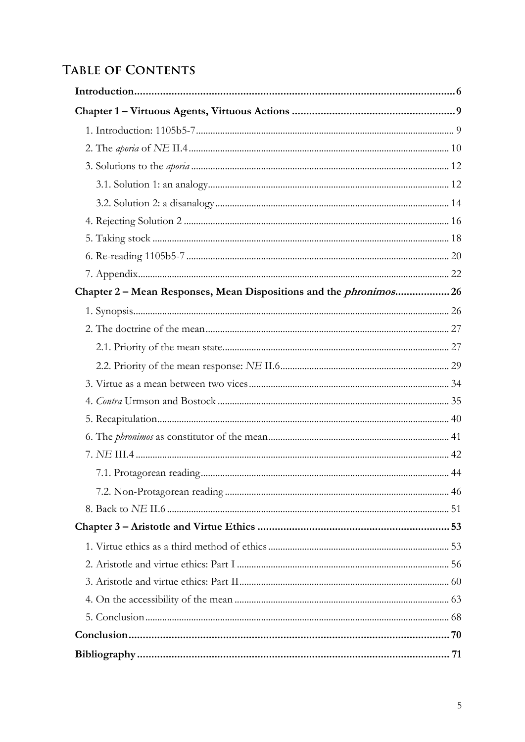# Table of Contents

**Introduction** 6

**Chapter 1 – Virtuous Agents, Virtuous Actions** 9

1. Introduction: 1105b5-7 9
2. The *aporia* of *NE* II.4 10
3. Solutions to the *aporia* 12
   - 3.1. Solution 1: an analogy 12
   - 3.2. Solution 2: a disanalogy 14
4. Rejecting Solution 2 16
5. Taking stock 18
6. Re-reading 1105b5-7 20
7. Appendix 22

**Chapter 2 – Mean Responses, Mean Dispositions and the *phronimos*** 26

1. Synopsis 26
2. The doctrine of the mean 27
   - 2.1. Priority of the mean state 27
   - 2.2. Priority of the mean response: *NE* II.6 29
3. Virtue as a mean between two vices 34
4. *Contra* Urmson and Bostock 35
5. Recapitulation 40
6. The *phronimos* as constitutor of the mean 41
7. *NE* III.4 42
   - 7.1. Protagorean reading 44
   - 7.2. Non-Protagorean reading 46
8. Back to *NE* II.6 51

**Chapter 3 – Aristotle and Virtue Ethics** 53

1. Virtue ethics as a third method of ethics 53
2. Aristotle and virtue ethics: Part I 56
3. Aristotle and virtue ethics: Part II 60
4. On the accessibility of the mean 63
5. Conclusion 68

**Conclusion** 70

**Bibliography** 71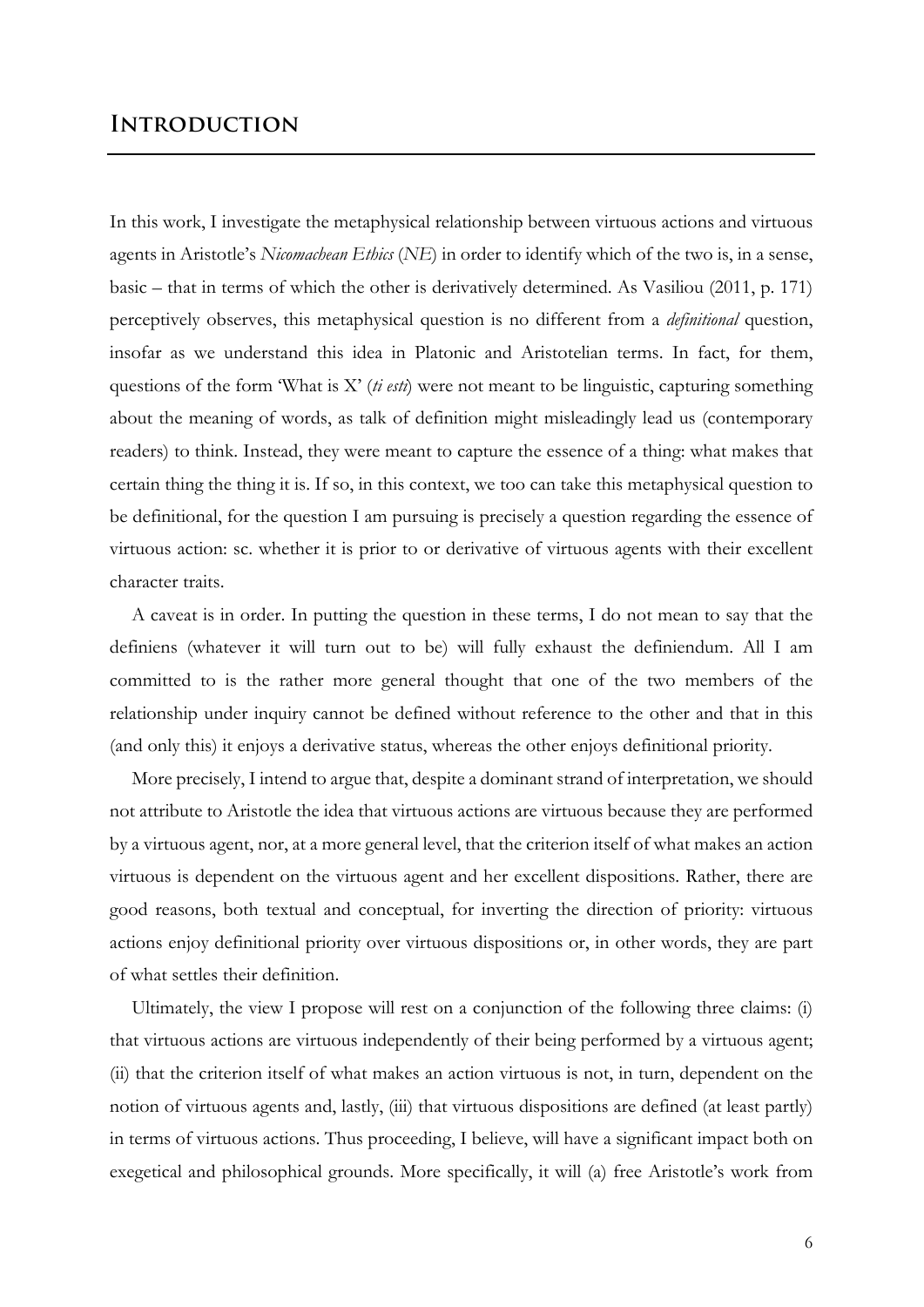# Introduction

In this work, I investigate the metaphysical relationship between virtuous actions and virtuous agents in Aristotle's *Nicomachean Ethics* (*NE*) in order to identify which of the two is, in a sense, basic – that in terms of which the other is derivatively determined. As Vasiliou (2011, p. 171) perceptively observes, this metaphysical question is no different from a *definitional* question, insofar as we understand this idea in Platonic and Aristotelian terms. In fact, for them, questions of the form 'What is X' (*ti esti*) were not meant to be linguistic, capturing something about the meaning of words, as talk of definition might misleadingly lead us (contemporary readers) to think. Instead, they were meant to capture the essence of a thing: what makes that certain thing the thing it is. If so, in this context, we too can take this metaphysical question to be definitional, for the question I am pursuing is precisely a question regarding the essence of virtuous action: sc. whether it is prior to or derivative of virtuous agents with their excellent character traits.

A caveat is in order. In putting the question in these terms, I do not mean to say that the definiens (whatever it will turn out to be) will fully exhaust the definiendum. All I am committed to is the rather more general thought that one of the two members of the relationship under inquiry cannot be defined without reference to the other and that in this (and only this) it enjoys a derivative status, whereas the other enjoys definitional priority.

More precisely, I intend to argue that, despite a dominant strand of interpretation, we should not attribute to Aristotle the idea that virtuous actions are virtuous because they are performed by a virtuous agent, nor, at a more general level, that the criterion itself of what makes an action virtuous is dependent on the virtuous agent and her excellent dispositions. Rather, there are good reasons, both textual and conceptual, for inverting the direction of priority: virtuous actions enjoy definitional priority over virtuous dispositions or, in other words, they are part of what settles their definition.

Ultimately, the view I propose will rest on a conjunction of the following three claims: (i) that virtuous actions are virtuous independently of their being performed by a virtuous agent; (ii) that the criterion itself of what makes an action virtuous is not, in turn, dependent on the notion of virtuous agents and, lastly, (iii) that virtuous dispositions are defined (at least partly) in terms of virtuous actions. Thus proceeding, I believe, will have a significant impact both on exegetical and philosophical grounds. More specifically, it will (a) free Aristotle's work from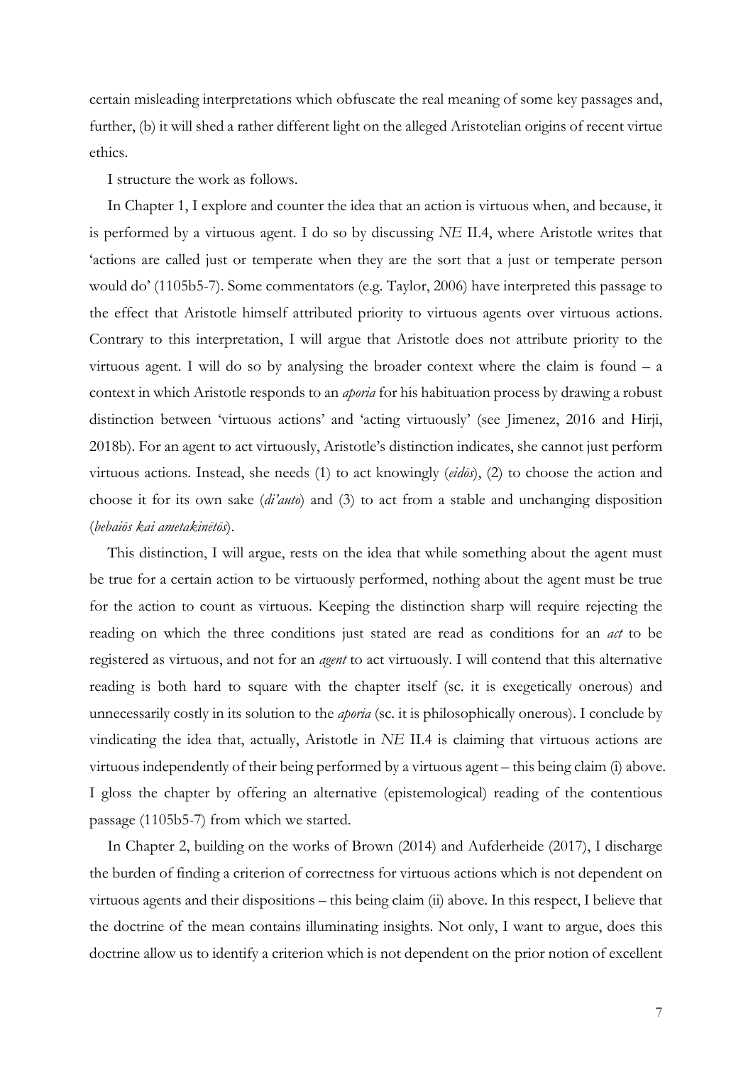certain misleading interpretations which obfuscate the real meaning of some key passages and, further, (b) it will shed a rather different light on the alleged Aristotelian origins of recent virtue ethics.

I structure the work as follows.

In Chapter 1, I explore and counter the idea that an action is virtuous when, and because, it is performed by a virtuous agent. I do so by discussing *NE* II.4, where Aristotle writes that 'actions are called just or temperate when they are the sort that a just or temperate person would do' (1105b5-7). Some commentators (e.g. Taylor, 2006) have interpreted this passage to the effect that Aristotle himself attributed priority to virtuous agents over virtuous actions. Contrary to this interpretation, I will argue that Aristotle does not attribute priority to the virtuous agent. I will do so by analysing the broader context where the claim is found – a context in which Aristotle responds to an *aporia* for his habituation process by drawing a robust distinction between 'virtuous actions' and 'acting virtuously' (see Jimenez, 2016 and Hirji, 2018b). For an agent to act virtuously, Aristotle's distinction indicates, she cannot just perform virtuous actions. Instead, she needs (1) to act knowingly (*eidōs*), (2) to choose the action and choose it for its own sake (*di'auto*) and (3) to act from a stable and unchanging disposition (*bebaiōs kai ametakinētōs*).

This distinction, I will argue, rests on the idea that while something about the agent must be true for a certain action to be virtuously performed, nothing about the agent must be true for the action to count as virtuous. Keeping the distinction sharp will require rejecting the reading on which the three conditions just stated are read as conditions for an *act* to be registered as virtuous, and not for an *agent* to act virtuously. I will contend that this alternative reading is both hard to square with the chapter itself (sc. it is exegetically onerous) and unnecessarily costly in its solution to the *aporia* (sc. it is philosophically onerous). I conclude by vindicating the idea that, actually, Aristotle in *NE* II.4 is claiming that virtuous actions are virtuous independently of their being performed by a virtuous agent – this being claim (i) above. I gloss the chapter by offering an alternative (epistemological) reading of the contentious passage (1105b5-7) from which we started.

In Chapter 2, building on the works of Brown (2014) and Aufderheide (2017), I discharge the burden of finding a criterion of correctness for virtuous actions which is not dependent on virtuous agents and their dispositions – this being claim (ii) above. In this respect, I believe that the doctrine of the mean contains illuminating insights. Not only, I want to argue, does this doctrine allow us to identify a criterion which is not dependent on the prior notion of excellent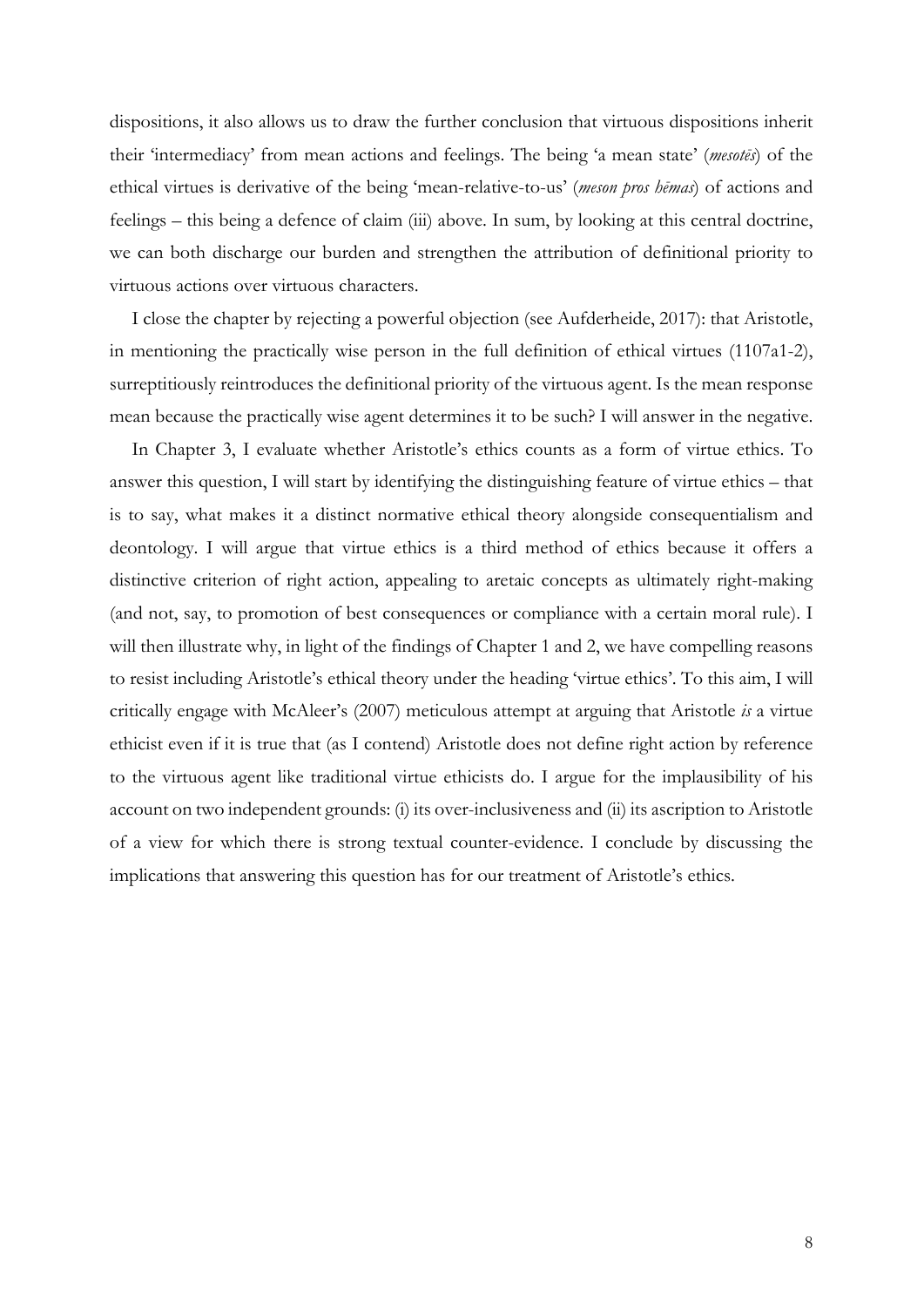dispositions, it also allows us to draw the further conclusion that virtuous dispositions inherit their 'intermediacy' from mean actions and feelings. The being 'a mean state' (*mesotēs*) of the ethical virtues is derivative of the being 'mean-relative-to-us' (*meson pros hēmas*) of actions and feelings – this being a defence of claim (iii) above. In sum, by looking at this central doctrine, we can both discharge our burden and strengthen the attribution of definitional priority to virtuous actions over virtuous characters.

I close the chapter by rejecting a powerful objection (see Aufderheide, 2017): that Aristotle, in mentioning the practically wise person in the full definition of ethical virtues (1107a1-2), surreptitiously reintroduces the definitional priority of the virtuous agent. Is the mean response mean because the practically wise agent determines it to be such? I will answer in the negative.

In Chapter 3, I evaluate whether Aristotle's ethics counts as a form of virtue ethics. To answer this question, I will start by identifying the distinguishing feature of virtue ethics – that is to say, what makes it a distinct normative ethical theory alongside consequentialism and deontology. I will argue that virtue ethics is a third method of ethics because it offers a distinctive criterion of right action, appealing to aretaic concepts as ultimately right-making (and not, say, to promotion of best consequences or compliance with a certain moral rule). I will then illustrate why, in light of the findings of Chapter 1 and 2, we have compelling reasons to resist including Aristotle's ethical theory under the heading 'virtue ethics'. To this aim, I will critically engage with McAleer's (2007) meticulous attempt at arguing that Aristotle *is* a virtue ethicist even if it is true that (as I contend) Aristotle does not define right action by reference to the virtuous agent like traditional virtue ethicists do. I argue for the implausibility of his account on two independent grounds: (i) its over-inclusiveness and (ii) its ascription to Aristotle of a view for which there is strong textual counter-evidence. I conclude by discussing the implications that answering this question has for our treatment of Aristotle's ethics.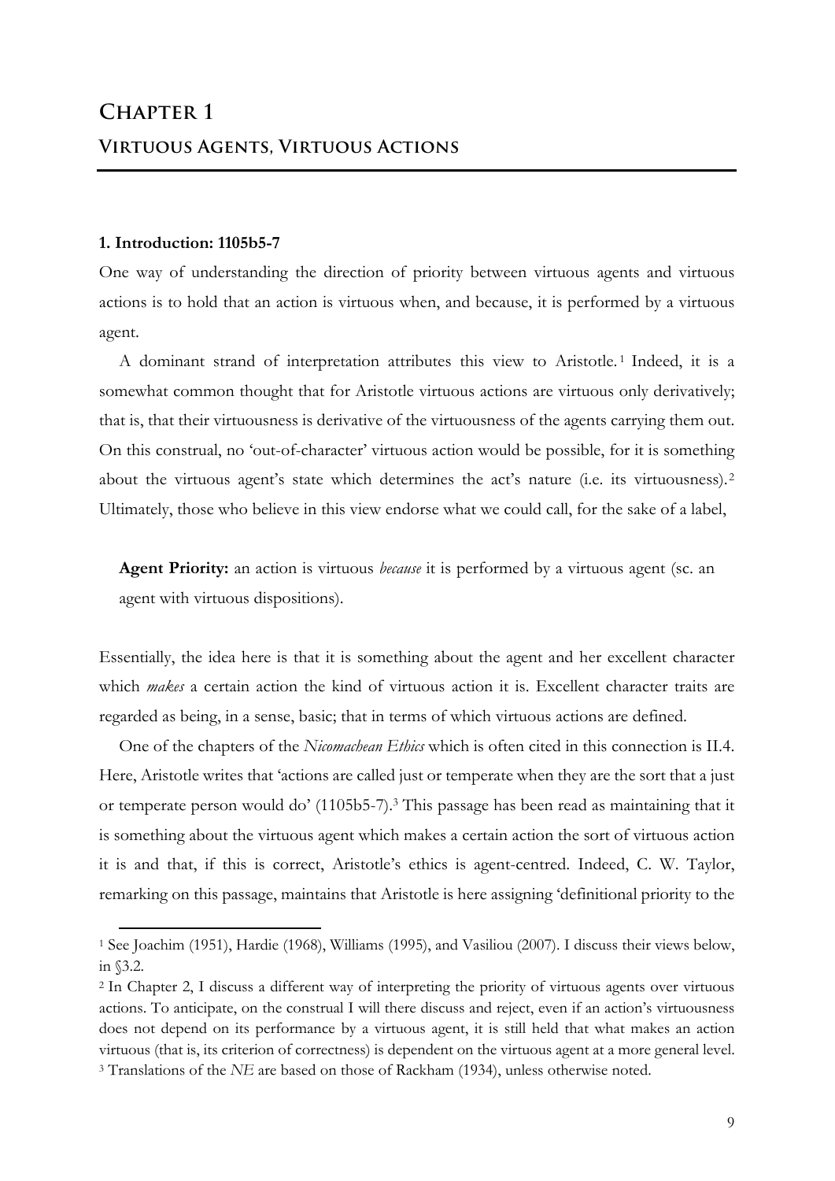# Chapter 1

## Virtuous Agents, Virtuous Actions

### 1. Introduction: 1105b5-7

One way of understanding the direction of priority between virtuous agents and virtuous actions is to hold that an action is virtuous when, and because, it is performed by a virtuous agent.

A dominant strand of interpretation attributes this view to Aristotle.[1] Indeed, it is a somewhat common thought that for Aristotle virtuous actions are virtuous only derivatively; that is, that their virtuousness is derivative of the virtuousness of the agents carrying them out. On this construal, no 'out-of-character' virtuous action would be possible, for it is something about the virtuous agent's state which determines the act's nature (i.e. its virtuousness).[2] Ultimately, those who believe in this view endorse what we could call, for the sake of a label,

> **Agent Priority:** an action is virtuous *because* it is performed by a virtuous agent (sc. an agent with virtuous dispositions).

Essentially, the idea here is that it is something about the agent and her excellent character which *makes* a certain action the kind of virtuous action it is. Excellent character traits are regarded as being, in a sense, basic; that in terms of which virtuous actions are defined.

One of the chapters of the *Nicomachean Ethics* which is often cited in this connection is II.4. Here, Aristotle writes that 'actions are called just or temperate when they are the sort that a just or temperate person would do' (1105b5-7).[3] This passage has been read as maintaining that it is something about the virtuous agent which makes a certain action the sort of virtuous action it is and that, if this is correct, Aristotle's ethics is agent-centred. Indeed, C. W. Taylor, remarking on this passage, maintains that Aristotle is here assigning 'definitional priority to the

---

[1] See Joachim (1951), Hardie (1968), Williams (1995), and Vasiliou (2007). I discuss their views below, in §3.2.

[2] In Chapter 2, I discuss a different way of interpreting the priority of virtuous agents over virtuous actions. To anticipate, on the construal I will there discuss and reject, even if an action's virtuousness does not depend on its performance by a virtuous agent, it is still held that what makes an action virtuous (that is, its criterion of correctness) is dependent on the virtuous agent at a more general level.

[3] Translations of the *NE* are based on those of Rackham (1934), unless otherwise noted.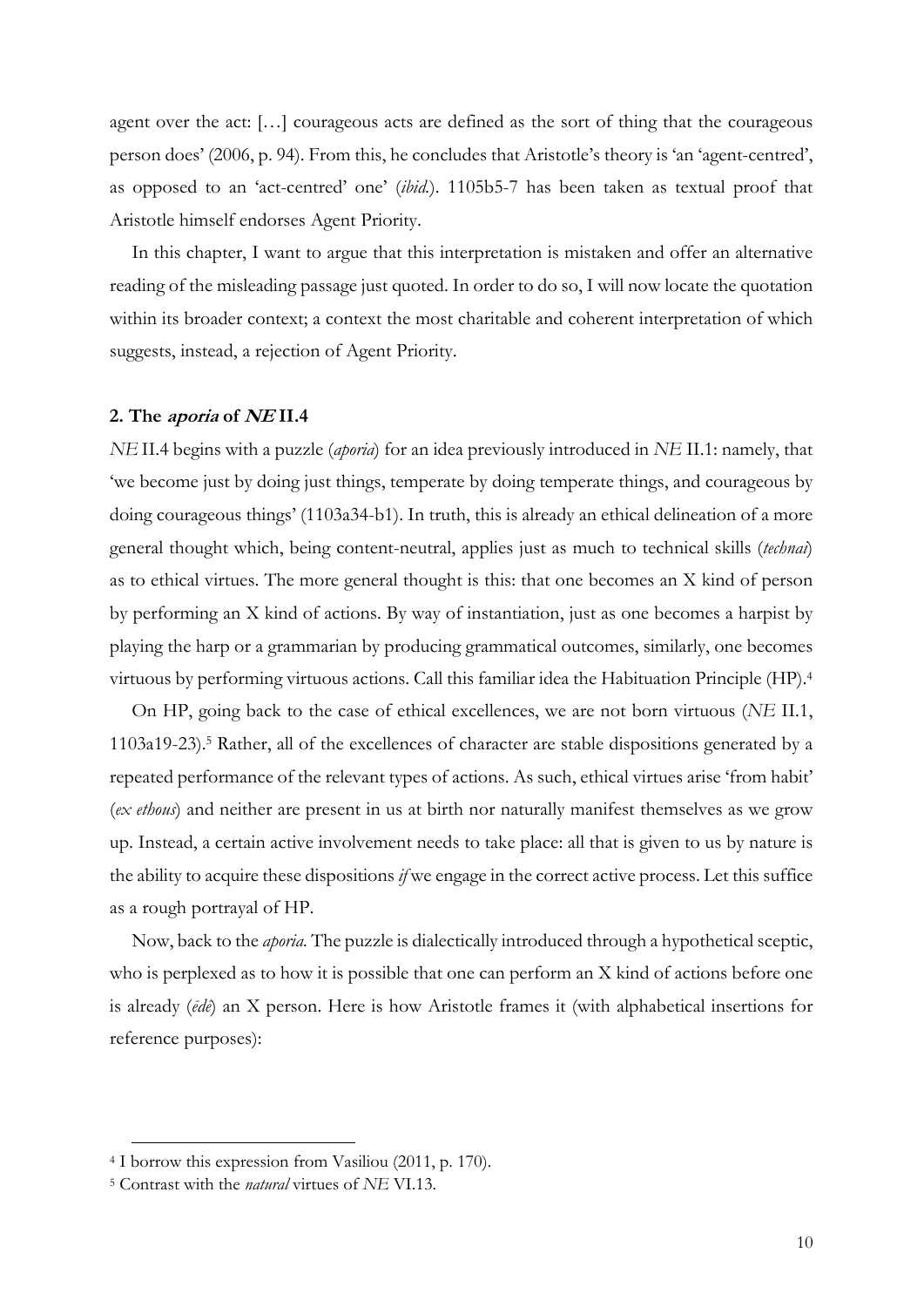agent over the act: […] courageous acts are defined as the sort of thing that the courageous person does' (2006, p. 94). From this, he concludes that Aristotle's theory is 'an 'agent-centred', as opposed to an 'act-centred' one' (*ibid.*). 1105b5-7 has been taken as textual proof that Aristotle himself endorses Agent Priority.

In this chapter, I want to argue that this interpretation is mistaken and offer an alternative reading of the misleading passage just quoted. In order to do so, I will now locate the quotation within its broader context; a context the most charitable and coherent interpretation of which suggests, instead, a rejection of Agent Priority.

## 2. The *aporia* of *NE* II.4

*NE* II.4 begins with a puzzle (*aporia*) for an idea previously introduced in *NE* II.1: namely, that 'we become just by doing just things, temperate by doing temperate things, and courageous by doing courageous things' (1103a34-b1). In truth, this is already an ethical delineation of a more general thought which, being content-neutral, applies just as much to technical skills (*technai*) as to ethical virtues. The more general thought is this: that one becomes an X kind of person by performing an X kind of actions. By way of instantiation, just as one becomes a harpist by playing the harp or a grammarian by producing grammatical outcomes, similarly, one becomes virtuous by performing virtuous actions. Call this familiar idea the Habituation Principle (HP).[4]

On HP, going back to the case of ethical excellences, we are not born virtuous (*NE* II.1, 1103a19-23).[5] Rather, all of the excellences of character are stable dispositions generated by a repeated performance of the relevant types of actions. As such, ethical virtues arise 'from habit' (*ex ethous*) and neither are present in us at birth nor naturally manifest themselves as we grow up. Instead, a certain active involvement needs to take place: all that is given to us by nature is the ability to acquire these dispositions *if* we engage in the correct active process. Let this suffice as a rough portrayal of HP.

Now, back to the *aporia*. The puzzle is dialectically introduced through a hypothetical sceptic, who is perplexed as to how it is possible that one can perform an X kind of actions before one is already (*ēdē*) an X person. Here is how Aristotle frames it (with alphabetical insertions for reference purposes):

---

[4] I borrow this expression from Vasiliou (2011, p. 170).

[5] Contrast with the *natural* virtues of *NE* VI.13.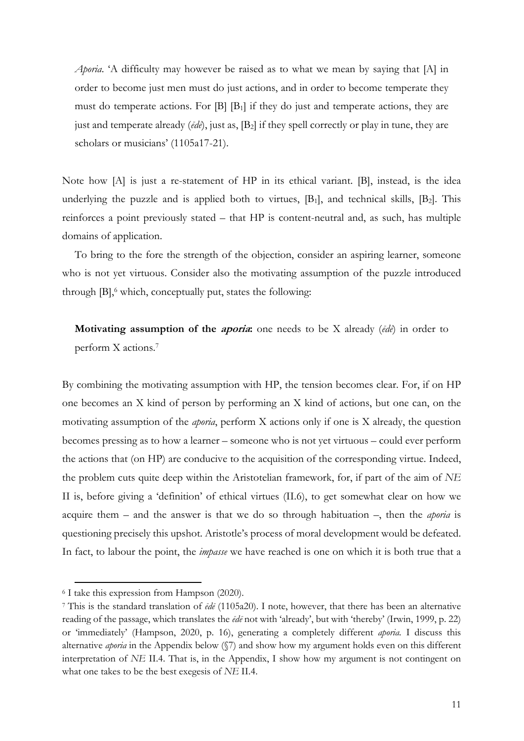*Aporia*. 'A difficulty may however be raised as to what we mean by saying that [A] in order to become just men must do just actions, and in order to become temperate they must do temperate actions. For [B] [$B_1$] if they do just and temperate actions, they are just and temperate already (*ēdē*), just as, [$B_2$] if they spell correctly or play in tune, they are scholars or musicians' (1105a17-21).

Note how [A] is just a re-statement of HP in its ethical variant. [B], instead, is the idea underlying the puzzle and is applied both to virtues, [$B_1$], and technical skills, [$B_2$]. This reinforces a point previously stated – that HP is content-neutral and, as such, has multiple domains of application.

To bring to the fore the strength of the objection, consider an aspiring learner, someone who is not yet virtuous. Consider also the motivating assumption of the puzzle introduced through [B],[6] which, conceptually put, states the following:

**Motivating assumption of the *aporia*:** one needs to be X already (*ēdē*) in order to perform X actions.[7]

By combining the motivating assumption with HP, the tension becomes clear. For, if on HP one becomes an X kind of person by performing an X kind of actions, but one can, on the motivating assumption of the *aporia*, perform X actions only if one is X already, the question becomes pressing as to how a learner – someone who is not yet virtuous – could ever perform the actions that (on HP) are conducive to the acquisition of the corresponding virtue. Indeed, the problem cuts quite deep within the Aristotelian framework, for, if part of the aim of *NE* II is, before giving a 'definition' of ethical virtues (II.6), to get somewhat clear on how we acquire them – and the answer is that we do so through habituation –, then the *aporia* is questioning precisely this upshot. Aristotle's process of moral development would be defeated. In fact, to labour the point, the *impasse* we have reached is one on which it is both true that a

---

[6] I take this expression from Hampson (2020).

[7] This is the standard translation of *ēdē* (1105a20). I note, however, that there has been an alternative reading of the passage, which translates the *ēdē* not with 'already', but with 'thereby' (Irwin, 1999, p. 22) or 'immediately' (Hampson, 2020, p. 16), generating a completely different *aporia*. I discuss this alternative *aporia* in the Appendix below (§7) and show how my argument holds even on this different interpretation of *NE* II.4. That is, in the Appendix, I show how my argument is not contingent on what one takes to be the best exegesis of *NE* II.4.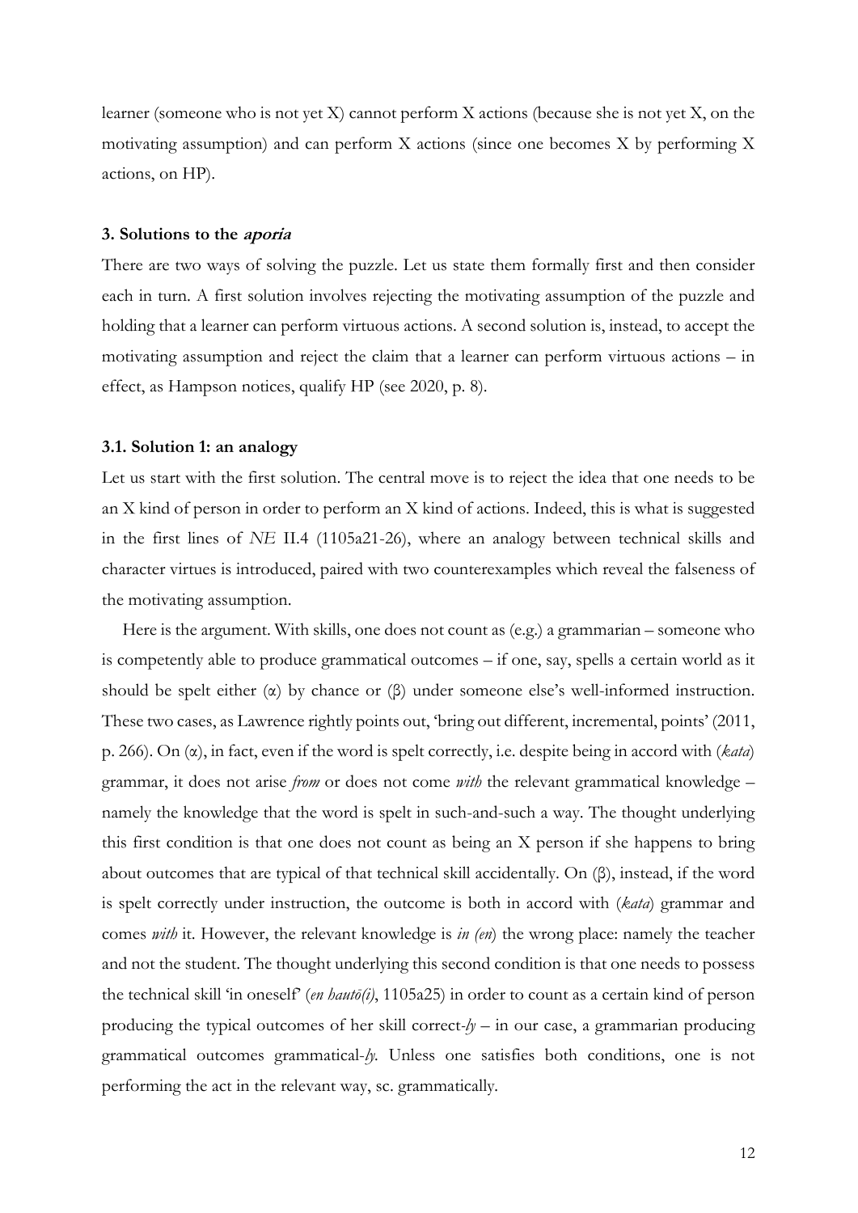learner (someone who is not yet X) cannot perform X actions (because she is not yet X, on the motivating assumption) and can perform X actions (since one becomes X by performing X actions, on HP).

### 3. Solutions to the *aporia*

There are two ways of solving the puzzle. Let us state them formally first and then consider each in turn. A first solution involves rejecting the motivating assumption of the puzzle and holding that a learner can perform virtuous actions. A second solution is, instead, to accept the motivating assumption and reject the claim that a learner can perform virtuous actions – in effect, as Hampson notices, qualify HP (see 2020, p. 8).

#### 3.1. Solution 1: an analogy

Let us start with the first solution. The central move is to reject the idea that one needs to be an X kind of person in order to perform an X kind of actions. Indeed, this is what is suggested in the first lines of *NE* II.4 (1105a21-26), where an analogy between technical skills and character virtues is introduced, paired with two counterexamples which reveal the falseness of the motivating assumption.

Here is the argument. With skills, one does not count as (e.g.) a grammarian – someone who is competently able to produce grammatical outcomes – if one, say, spells a certain world as it should be spelt either (α) by chance or (β) under someone else's well-informed instruction. These two cases, as Lawrence rightly points out, 'bring out different, incremental, points' (2011, p. 266). On (α), in fact, even if the word is spelt correctly, i.e. despite being in accord with (*kata*) grammar, it does not arise *from* or does not come *with* the relevant grammatical knowledge – namely the knowledge that the word is spelt in such-and-such a way. The thought underlying this first condition is that one does not count as being an X person if she happens to bring about outcomes that are typical of that technical skill accidentally. On (β), instead, if the word is spelt correctly under instruction, the outcome is both in accord with (*kata*) grammar and comes *with* it. However, the relevant knowledge is *in (en)* the wrong place: namely the teacher and not the student. The thought underlying this second condition is that one needs to possess the technical skill 'in oneself' (*en hautō(i)*, 1105a25) in order to count as a certain kind of person producing the typical outcomes of her skill correct-*ly* – in our case, a grammarian producing grammatical outcomes grammatical-*ly*. Unless one satisfies both conditions, one is not performing the act in the relevant way, sc. grammatically.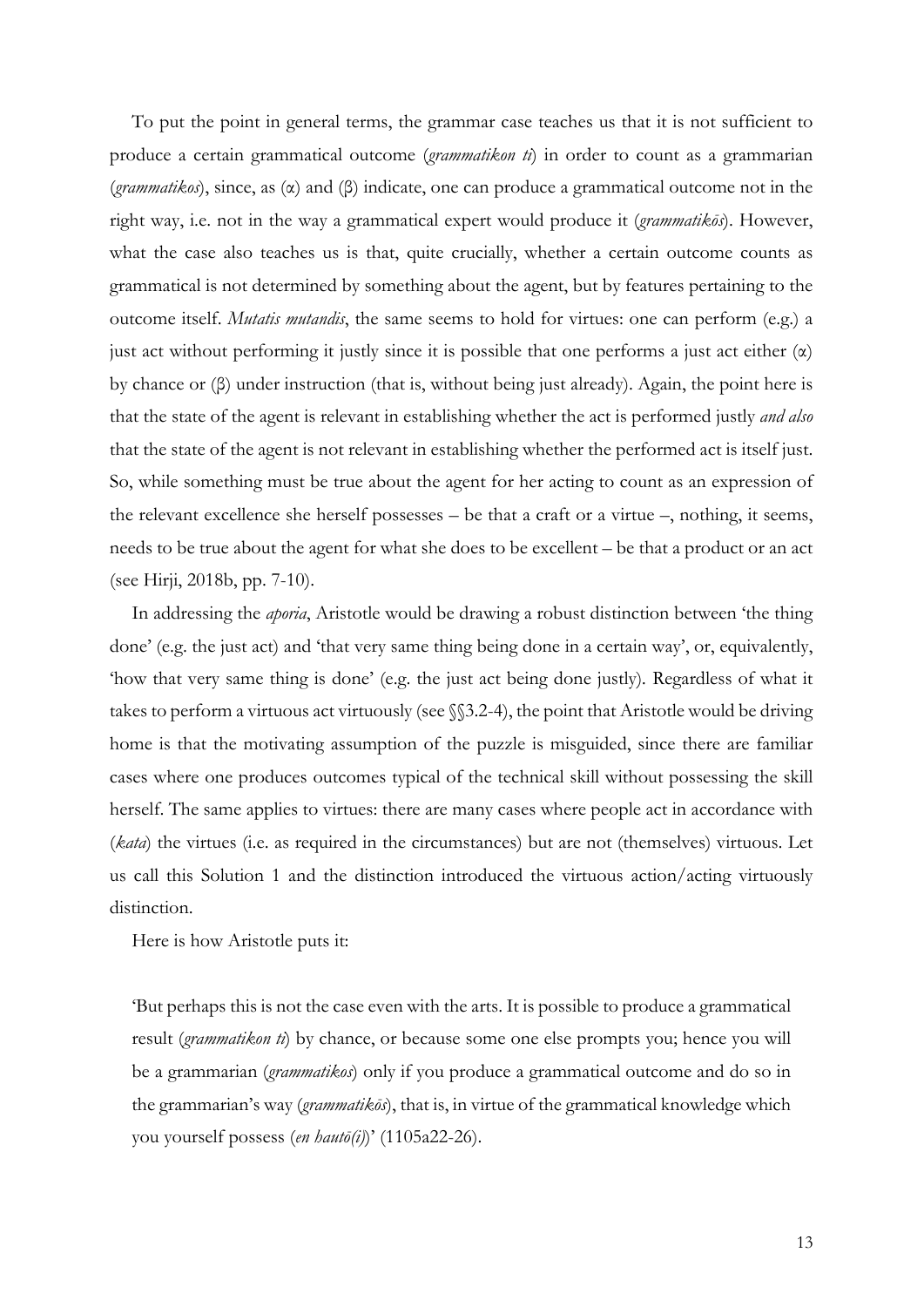To put the point in general terms, the grammar case teaches us that it is not sufficient to produce a certain grammatical outcome (*grammatikon ti*) in order to count as a grammarian (*grammatikos*), since, as (α) and (β) indicate, one can produce a grammatical outcome not in the right way, i.e. not in the way a grammatical expert would produce it (*grammatikōs*). However, what the case also teaches us is that, quite crucially, whether a certain outcome counts as grammatical is not determined by something about the agent, but by features pertaining to the outcome itself. *Mutatis mutandis*, the same seems to hold for virtues: one can perform (e.g.) a just act without performing it justly since it is possible that one performs a just act either (α) by chance or (β) under instruction (that is, without being just already). Again, the point here is that the state of the agent is relevant in establishing whether the act is performed justly *and also* that the state of the agent is not relevant in establishing whether the performed act is itself just. So, while something must be true about the agent for her acting to count as an expression of the relevant excellence she herself possesses – be that a craft or a virtue –, nothing, it seems, needs to be true about the agent for what she does to be excellent – be that a product or an act (see Hirji, 2018b, pp. 7-10).

In addressing the *aporia*, Aristotle would be drawing a robust distinction between 'the thing done' (e.g. the just act) and 'that very same thing being done in a certain way', or, equivalently, 'how that very same thing is done' (e.g. the just act being done justly). Regardless of what it takes to perform a virtuous act virtuously (see §§3.2-4), the point that Aristotle would be driving home is that the motivating assumption of the puzzle is misguided, since there are familiar cases where one produces outcomes typical of the technical skill without possessing the skill herself. The same applies to virtues: there are many cases where people act in accordance with (*kata*) the virtues (i.e. as required in the circumstances) but are not (themselves) virtuous. Let us call this Solution 1 and the distinction introduced the virtuous action/acting virtuously distinction.

Here is how Aristotle puts it:

> 'But perhaps this is not the case even with the arts. It is possible to produce a grammatical result (*grammatikon ti*) by chance, or because some one else prompts you; hence you will be a grammarian (*grammatikos*) only if you produce a grammatical outcome and do so in the grammarian's way (*grammatikōs*), that is, in virtue of the grammatical knowledge which you yourself possess (*en hautō(i)*)' (1105a22-26).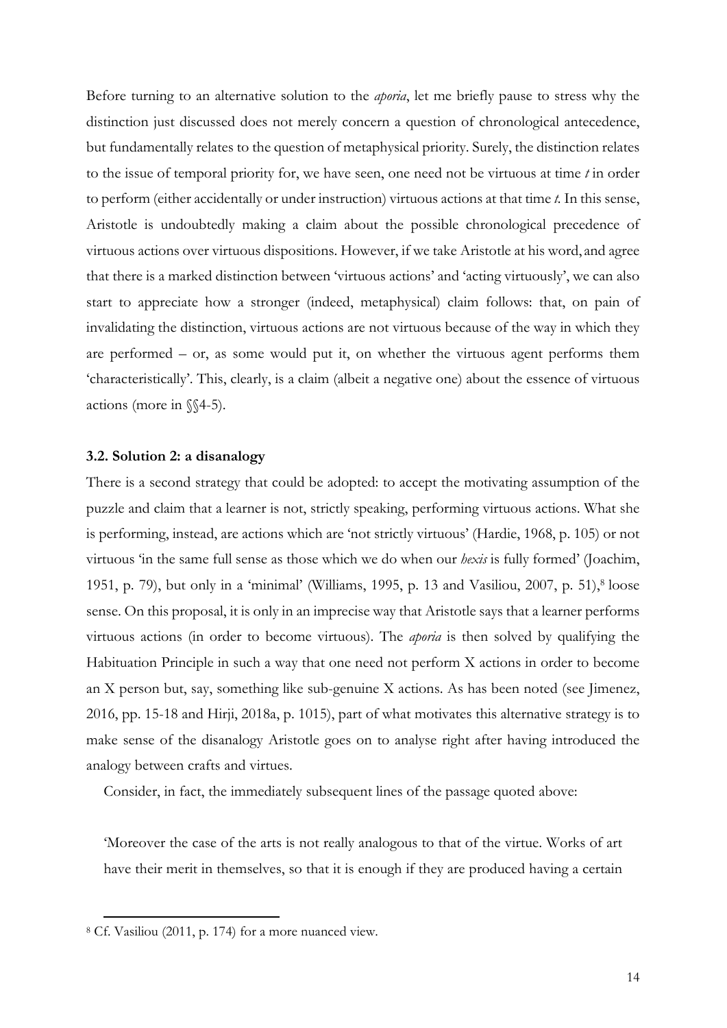Before turning to an alternative solution to the *aporia*, let me briefly pause to stress why the distinction just discussed does not merely concern a question of chronological antecedence, but fundamentally relates to the question of metaphysical priority. Surely, the distinction relates to the issue of temporal priority for, we have seen, one need not be virtuous at time *t* in order to perform (either accidentally or under instruction) virtuous actions at that time *t*. In this sense, Aristotle is undoubtedly making a claim about the possible chronological precedence of virtuous actions over virtuous dispositions. However, if we take Aristotle at his word, and agree that there is a marked distinction between 'virtuous actions' and 'acting virtuously', we can also start to appreciate how a stronger (indeed, metaphysical) claim follows: that, on pain of invalidating the distinction, virtuous actions are not virtuous because of the way in which they are performed – or, as some would put it, on whether the virtuous agent performs them 'characteristically'. This, clearly, is a claim (albeit a negative one) about the essence of virtuous actions (more in §§4-5).

### 3.2. Solution 2: a disanalogy

There is a second strategy that could be adopted: to accept the motivating assumption of the puzzle and claim that a learner is not, strictly speaking, performing virtuous actions. What she is performing, instead, are actions which are 'not strictly virtuous' (Hardie, 1968, p. 105) or not virtuous 'in the same full sense as those which we do when our *hexis* is fully formed' (Joachim, 1951, p. 79), but only in a 'minimal' (Williams, 1995, p. 13 and Vasiliou, 2007, p. 51),[8] loose sense. On this proposal, it is only in an imprecise way that Aristotle says that a learner performs virtuous actions (in order to become virtuous). The *aporia* is then solved by qualifying the Habituation Principle in such a way that one need not perform X actions in order to become an X person but, say, something like sub-genuine X actions. As has been noted (see Jimenez, 2016, pp. 15-18 and Hirji, 2018a, p. 1015), part of what motivates this alternative strategy is to make sense of the disanalogy Aristotle goes on to analyse right after having introduced the analogy between crafts and virtues.

Consider, in fact, the immediately subsequent lines of the passage quoted above:

> 'Moreover the case of the arts is not really analogous to that of the virtue. Works of art have their merit in themselves, so that it is enough if they are produced having a certain

[8] Cf. Vasiliou (2011, p. 174) for a more nuanced view.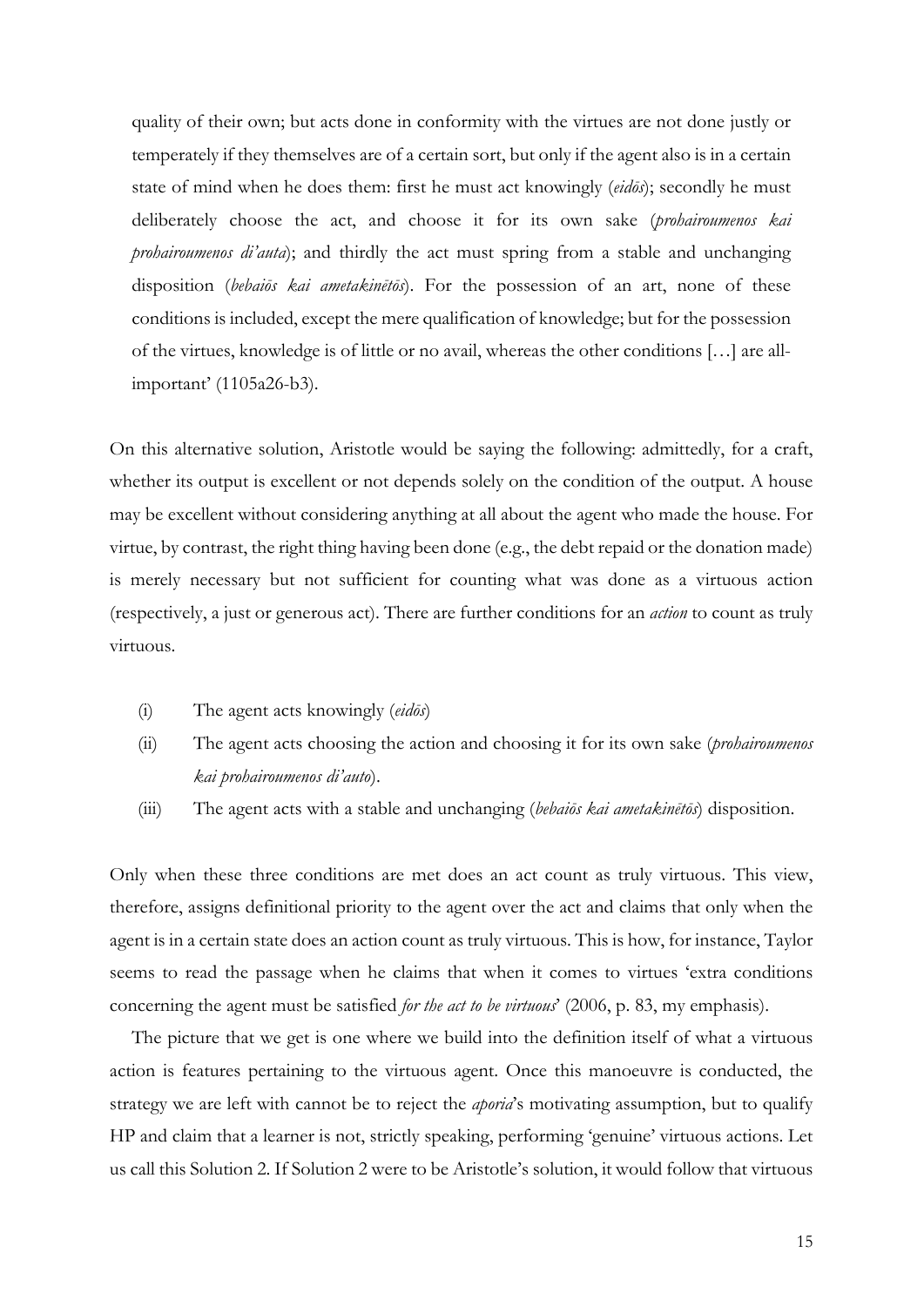quality of their own; but acts done in conformity with the virtues are not done justly or temperately if they themselves are of a certain sort, but only if the agent also is in a certain state of mind when he does them: first he must act knowingly (*eidōs*); secondly he must deliberately choose the act, and choose it for its own sake (*prohairoumenos kai prohairoumenos di'auta*); and thirdly the act must spring from a stable and unchanging disposition (*bebaiōs kai ametakinētōs*). For the possession of an art, none of these conditions is included, except the mere qualification of knowledge; but for the possession of the virtues, knowledge is of little or no avail, whereas the other conditions […] are all-important' (1105a26-b3).

On this alternative solution, Aristotle would be saying the following: admittedly, for a craft, whether its output is excellent or not depends solely on the condition of the output. A house may be excellent without considering anything at all about the agent who made the house. For virtue, by contrast, the right thing having been done (e.g., the debt repaid or the donation made) is merely necessary but not sufficient for counting what was done as a virtuous action (respectively, a just or generous act). There are further conditions for an *action* to count as truly virtuous.

(i) The agent acts knowingly (*eidōs*)

(ii) The agent acts choosing the action and choosing it for its own sake (*prohairoumenos kai prohairoumenos di'auto*).

(iii) The agent acts with a stable and unchanging (*bebaiōs kai ametakinētōs*) disposition.

Only when these three conditions are met does an act count as truly virtuous. This view, therefore, assigns definitional priority to the agent over the act and claims that only when the agent is in a certain state does an action count as truly virtuous. This is how, for instance, Taylor seems to read the passage when he claims that when it comes to virtues 'extra conditions concerning the agent must be satisfied *for the act to be virtuous*' (2006, p. 83, my emphasis).

The picture that we get is one where we build into the definition itself of what a virtuous action is features pertaining to the virtuous agent. Once this manoeuvre is conducted, the strategy we are left with cannot be to reject the *aporia*'s motivating assumption, but to qualify HP and claim that a learner is not, strictly speaking, performing 'genuine' virtuous actions. Let us call this Solution 2. If Solution 2 were to be Aristotle's solution, it would follow that virtuous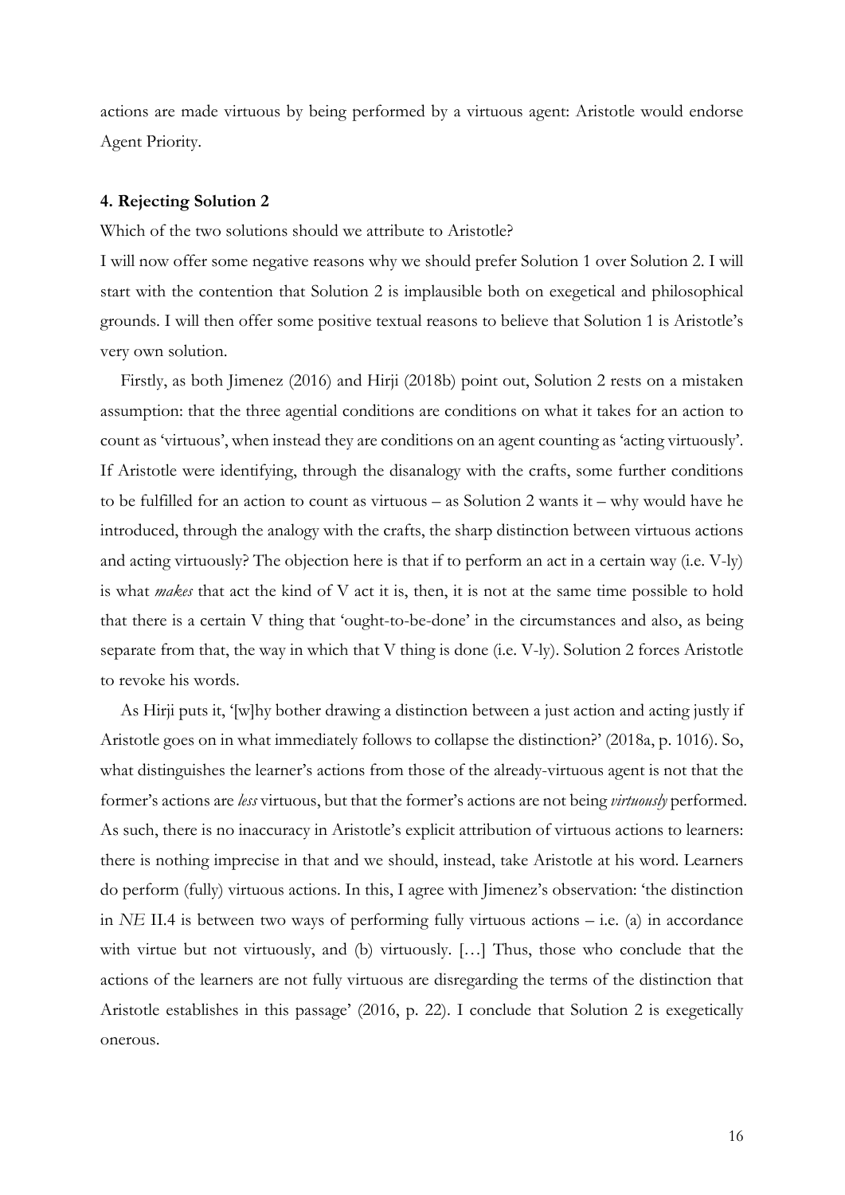actions are made virtuous by being performed by a virtuous agent: Aristotle would endorse Agent Priority.

### 4. Rejecting Solution 2

Which of the two solutions should we attribute to Aristotle?

I will now offer some negative reasons why we should prefer Solution 1 over Solution 2. I will start with the contention that Solution 2 is implausible both on exegetical and philosophical grounds. I will then offer some positive textual reasons to believe that Solution 1 is Aristotle's very own solution.

Firstly, as both Jimenez (2016) and Hirji (2018b) point out, Solution 2 rests on a mistaken assumption: that the three agential conditions are conditions on what it takes for an action to count as 'virtuous', when instead they are conditions on an agent counting as 'acting virtuously'. If Aristotle were identifying, through the disanalogy with the crafts, some further conditions to be fulfilled for an action to count as virtuous – as Solution 2 wants it – why would have he introduced, through the analogy with the crafts, the sharp distinction between virtuous actions and acting virtuously? The objection here is that if to perform an act in a certain way (i.e. V-ly) is what *makes* that act the kind of V act it is, then, it is not at the same time possible to hold that there is a certain V thing that 'ought-to-be-done' in the circumstances and also, as being separate from that, the way in which that V thing is done (i.e. V-ly). Solution 2 forces Aristotle to revoke his words.

As Hirji puts it, '[w]hy bother drawing a distinction between a just action and acting justly if Aristotle goes on in what immediately follows to collapse the distinction?' (2018a, p. 1016). So, what distinguishes the learner's actions from those of the already-virtuous agent is not that the former's actions are *less* virtuous, but that the former's actions are not being *virtuously* performed. As such, there is no inaccuracy in Aristotle's explicit attribution of virtuous actions to learners: there is nothing imprecise in that and we should, instead, take Aristotle at his word. Learners do perform (fully) virtuous actions. In this, I agree with Jimenez's observation: 'the distinction in *NE* II.4 is between two ways of performing fully virtuous actions – i.e. (a) in accordance with virtue but not virtuously, and (b) virtuously. […] Thus, those who conclude that the actions of the learners are not fully virtuous are disregarding the terms of the distinction that Aristotle establishes in this passage' (2016, p. 22). I conclude that Solution 2 is exegetically onerous.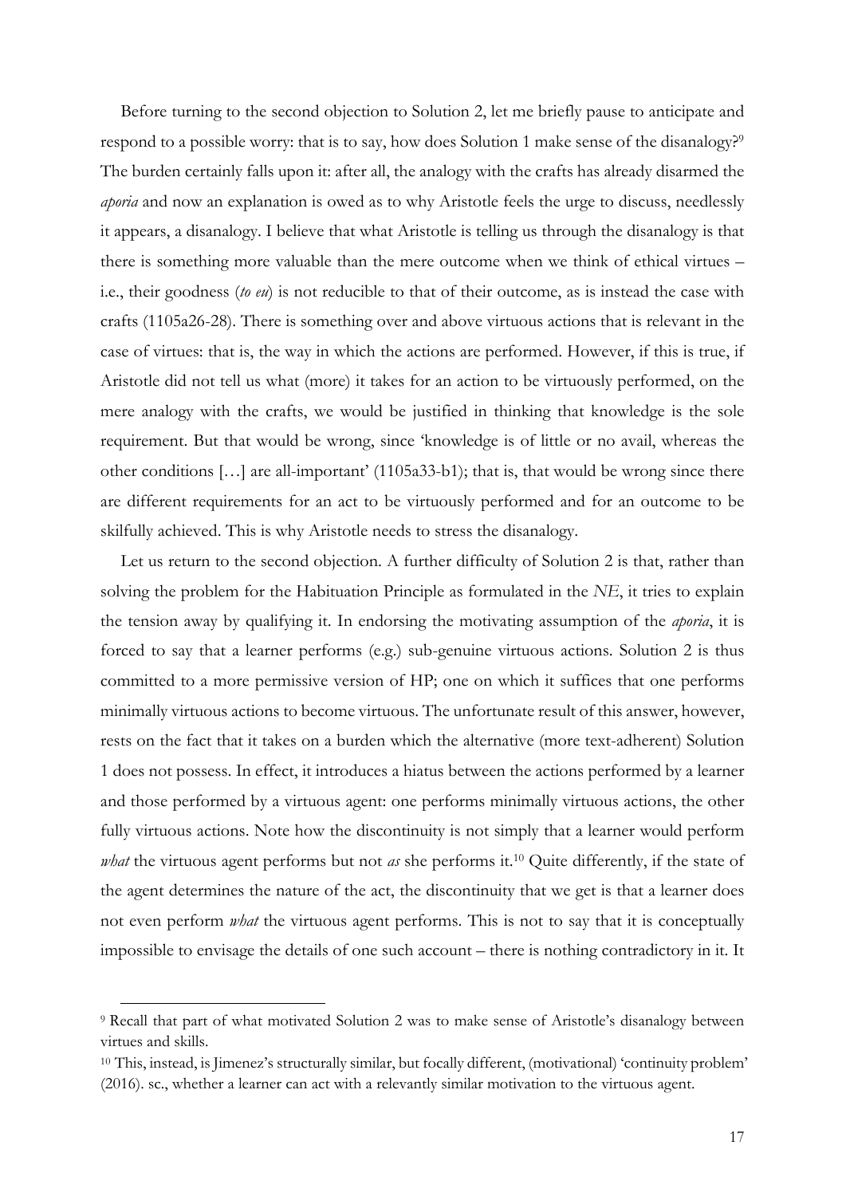Before turning to the second objection to Solution 2, let me briefly pause to anticipate and respond to a possible worry: that is to say, how does Solution 1 make sense of the disanalogy?[9] The burden certainly falls upon it: after all, the analogy with the crafts has already disarmed the *aporia* and now an explanation is owed as to why Aristotle feels the urge to discuss, needlessly it appears, a disanalogy. I believe that what Aristotle is telling us through the disanalogy is that there is something more valuable than the mere outcome when we think of ethical virtues – i.e., their goodness (*to eu*) is not reducible to that of their outcome, as is instead the case with crafts (1105a26-28). There is something over and above virtuous actions that is relevant in the case of virtues: that is, the way in which the actions are performed. However, if this is true, if Aristotle did not tell us what (more) it takes for an action to be virtuously performed, on the mere analogy with the crafts, we would be justified in thinking that knowledge is the sole requirement. But that would be wrong, since 'knowledge is of little or no avail, whereas the other conditions […] are all-important' (1105a33-b1); that is, that would be wrong since there are different requirements for an act to be virtuously performed and for an outcome to be skilfully achieved. This is why Aristotle needs to stress the disanalogy.

Let us return to the second objection. A further difficulty of Solution 2 is that, rather than solving the problem for the Habituation Principle as formulated in the *NE*, it tries to explain the tension away by qualifying it. In endorsing the motivating assumption of the *aporia*, it is forced to say that a learner performs (e.g.) sub-genuine virtuous actions. Solution 2 is thus committed to a more permissive version of HP; one on which it suffices that one performs minimally virtuous actions to become virtuous. The unfortunate result of this answer, however, rests on the fact that it takes on a burden which the alternative (more text-adherent) Solution 1 does not possess. In effect, it introduces a hiatus between the actions performed by a learner and those performed by a virtuous agent: one performs minimally virtuous actions, the other fully virtuous actions. Note how the discontinuity is not simply that a learner would perform *what* the virtuous agent performs but not *as* she performs it.[10] Quite differently, if the state of the agent determines the nature of the act, the discontinuity that we get is that a learner does not even perform *what* the virtuous agent performs. This is not to say that it is conceptually impossible to envisage the details of one such account – there is nothing contradictory in it. It

---

[9] Recall that part of what motivated Solution 2 was to make sense of Aristotle's disanalogy between virtues and skills.

[10] This, instead, is Jimenez's structurally similar, but focally different, (motivational) 'continuity problem' (2016). sc., whether a learner can act with a relevantly similar motivation to the virtuous agent.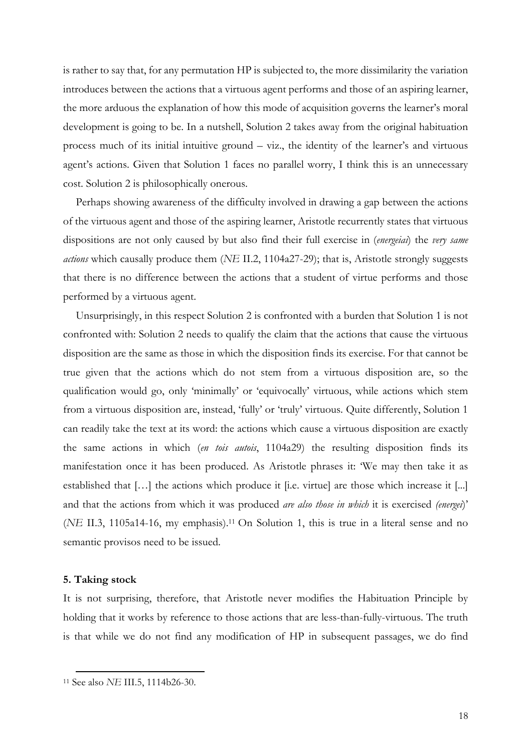is rather to say that, for any permutation HP is subjected to, the more dissimilarity the variation introduces between the actions that a virtuous agent performs and those of an aspiring learner, the more arduous the explanation of how this mode of acquisition governs the learner's moral development is going to be. In a nutshell, Solution 2 takes away from the original habituation process much of its initial intuitive ground – viz., the identity of the learner's and virtuous agent's actions. Given that Solution 1 faces no parallel worry, I think this is an unnecessary cost. Solution 2 is philosophically onerous.

Perhaps showing awareness of the difficulty involved in drawing a gap between the actions of the virtuous agent and those of the aspiring learner, Aristotle recurrently states that virtuous dispositions are not only caused by but also find their full exercise in (*energeiai*) the *very same actions* which causally produce them (*NE* II.2, 1104a27-29); that is, Aristotle strongly suggests that there is no difference between the actions that a student of virtue performs and those performed by a virtuous agent.

Unsurprisingly, in this respect Solution 2 is confronted with a burden that Solution 1 is not confronted with: Solution 2 needs to qualify the claim that the actions that cause the virtuous disposition are the same as those in which the disposition finds its exercise. For that cannot be true given that the actions which do not stem from a virtuous disposition are, so the qualification would go, only 'minimally' or 'equivocally' virtuous, while actions which stem from a virtuous disposition are, instead, 'fully' or 'truly' virtuous. Quite differently, Solution 1 can readily take the text at its word: the actions which cause a virtuous disposition are exactly the same actions in which (*en tois autois*, 1104a29) the resulting disposition finds its manifestation once it has been produced. As Aristotle phrases it: 'We may then take it as established that […] the actions which produce it [i.e. virtue] are those which increase it [...] and that the actions from which it was produced *are also those in which* it is exercised *(energei)*' (*NE* II.3, 1105a14-16, my emphasis).[11] On Solution 1, this is true in a literal sense and no semantic provisos need to be issued.

### 5. Taking stock

It is not surprising, therefore, that Aristotle never modifies the Habituation Principle by holding that it works by reference to those actions that are less-than-fully-virtuous. The truth is that while we do not find any modification of HP in subsequent passages, we do find

---

[11] See also *NE* III.5, 1114b26-30.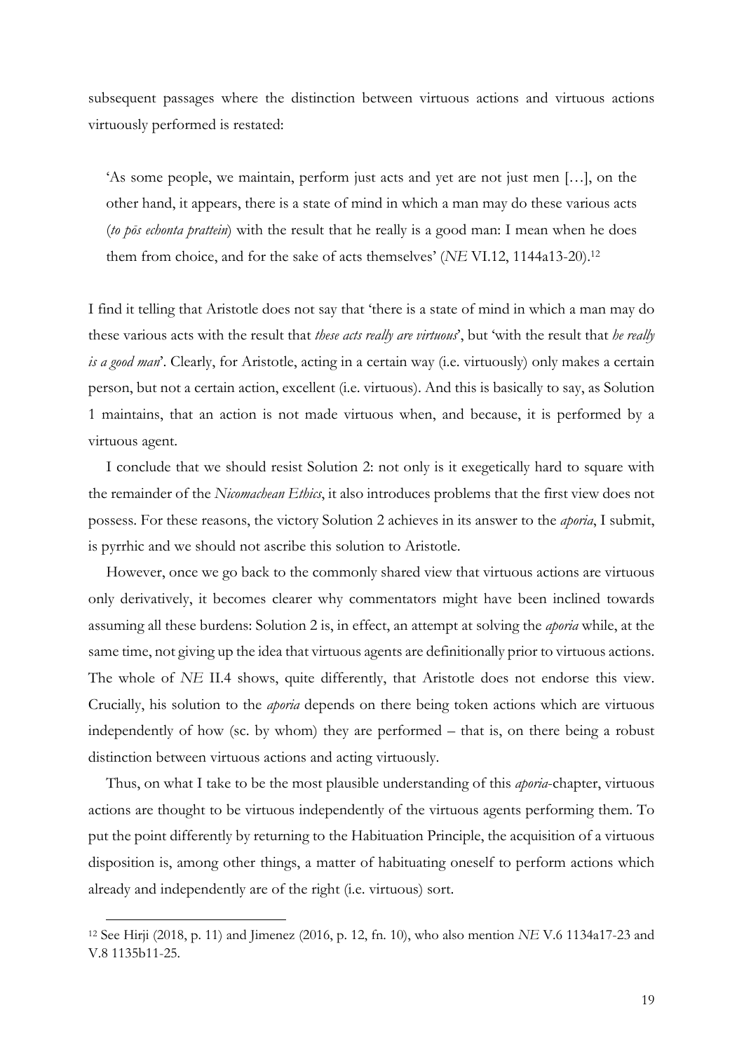subsequent passages where the distinction between virtuous actions and virtuous actions virtuously performed is restated:

> 'As some people, we maintain, perform just acts and yet are not just men […], on the other hand, it appears, there is a state of mind in which a man may do these various acts (*to pōs echonta prattein*) with the result that he really is a good man: I mean when he does them from choice, and for the sake of acts themselves' (*NE* VI.12, 1144a13-20).[12]

I find it telling that Aristotle does not say that 'there is a state of mind in which a man may do these various acts with the result that *these acts really are virtuous*', but 'with the result that *he really is a good man*'. Clearly, for Aristotle, acting in a certain way (i.e. virtuously) only makes a certain person, but not a certain action, excellent (i.e. virtuous). And this is basically to say, as Solution 1 maintains, that an action is not made virtuous when, and because, it is performed by a virtuous agent.

I conclude that we should resist Solution 2: not only is it exegetically hard to square with the remainder of the *Nicomachean Ethics*, it also introduces problems that the first view does not possess. For these reasons, the victory Solution 2 achieves in its answer to the *aporia*, I submit, is pyrrhic and we should not ascribe this solution to Aristotle.

However, once we go back to the commonly shared view that virtuous actions are virtuous only derivatively, it becomes clearer why commentators might have been inclined towards assuming all these burdens: Solution 2 is, in effect, an attempt at solving the *aporia* while, at the same time, not giving up the idea that virtuous agents are definitionally prior to virtuous actions. The whole of *NE* II.4 shows, quite differently, that Aristotle does not endorse this view. Crucially, his solution to the *aporia* depends on there being token actions which are virtuous independently of how (sc. by whom) they are performed – that is, on there being a robust distinction between virtuous actions and acting virtuously.

Thus, on what I take to be the most plausible understanding of this *aporia*-chapter, virtuous actions are thought to be virtuous independently of the virtuous agents performing them. To put the point differently by returning to the Habituation Principle, the acquisition of a virtuous disposition is, among other things, a matter of habituating oneself to perform actions which already and independently are of the right (i.e. virtuous) sort.

---

[12] See Hirji (2018, p. 11) and Jimenez (2016, p. 12, fn. 10), who also mention *NE* V.6 1134a17-23 and V.8 1135b11-25.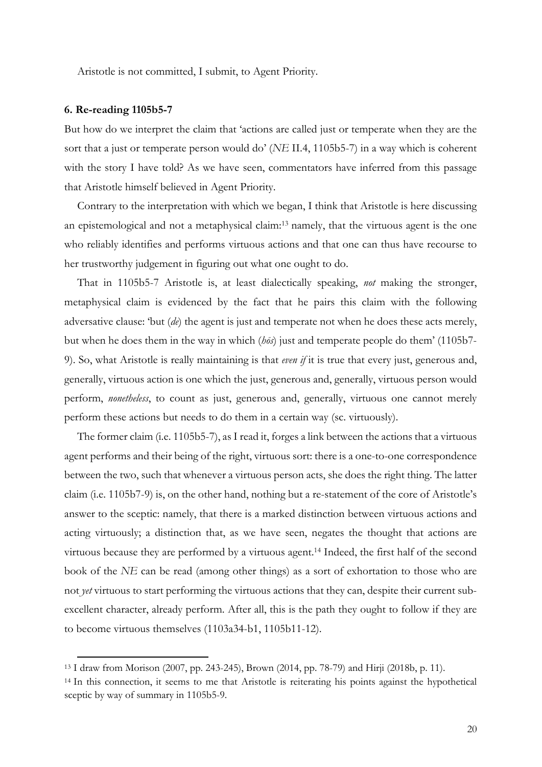Aristotle is not committed, I submit, to Agent Priority.

### 6. Re-reading 1105b5-7

But how do we interpret the claim that 'actions are called just or temperate when they are the sort that a just or temperate person would do' (*NE* II.4, 1105b5-7) in a way which is coherent with the story I have told? As we have seen, commentators have inferred from this passage that Aristotle himself believed in Agent Priority.

Contrary to the interpretation with which we began, I think that Aristotle is here discussing an epistemological and not a metaphysical claim:[13] namely, that the virtuous agent is the one who reliably identifies and performs virtuous actions and that one can thus have recourse to her trustworthy judgement in figuring out what one ought to do.

That in 1105b5-7 Aristotle is, at least dialectically speaking, *not* making the stronger, metaphysical claim is evidenced by the fact that he pairs this claim with the following adversative clause: 'but (*de*) the agent is just and temperate not when he does these acts merely, but when he does them in the way in which (*hôs*) just and temperate people do them' (1105b7-9). So, what Aristotle is really maintaining is that *even if* it is true that every just, generous and, generally, virtuous action is one which the just, generous and, generally, virtuous person would perform, *nonetheless*, to count as just, generous and, generally, virtuous one cannot merely perform these actions but needs to do them in a certain way (sc. virtuously).

The former claim (i.e. 1105b5-7), as I read it, forges a link between the actions that a virtuous agent performs and their being of the right, virtuous sort: there is a one-to-one correspondence between the two, such that whenever a virtuous person acts, she does the right thing. The latter claim (i.e. 1105b7-9) is, on the other hand, nothing but a re-statement of the core of Aristotle's answer to the sceptic: namely, that there is a marked distinction between virtuous actions and acting virtuously; a distinction that, as we have seen, negates the thought that actions are virtuous because they are performed by a virtuous agent.[14] Indeed, the first half of the second book of the *NE* can be read (among other things) as a sort of exhortation to those who are not *yet* virtuous to start performing the virtuous actions that they can, despite their current sub-excellent character, already perform. After all, this is the path they ought to follow if they are to become virtuous themselves (1103a34-b1, 1105b11-12).

---

[13] I draw from Morison (2007, pp. 243-245), Brown (2014, pp. 78-79) and Hirji (2018b, p. 11).

[14] In this connection, it seems to me that Aristotle is reiterating his points against the hypothetical sceptic by way of summary in 1105b5-9.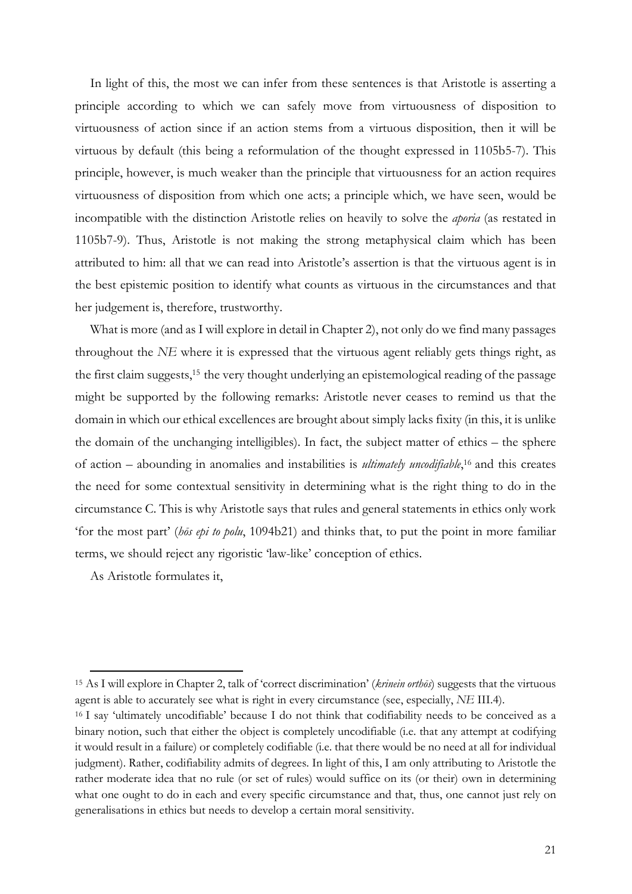In light of this, the most we can infer from these sentences is that Aristotle is asserting a principle according to which we can safely move from virtuousness of disposition to virtuousness of action since if an action stems from a virtuous disposition, then it will be virtuous by default (this being a reformulation of the thought expressed in 1105b5-7). This principle, however, is much weaker than the principle that virtuousness for an action requires virtuousness of disposition from which one acts; a principle which, we have seen, would be incompatible with the distinction Aristotle relies on heavily to solve the *aporia* (as restated in 1105b7-9). Thus, Aristotle is not making the strong metaphysical claim which has been attributed to him: all that we can read into Aristotle's assertion is that the virtuous agent is in the best epistemic position to identify what counts as virtuous in the circumstances and that her judgement is, therefore, trustworthy.

What is more (and as I will explore in detail in Chapter 2), not only do we find many passages throughout the *NE* where it is expressed that the virtuous agent reliably gets things right, as the first claim suggests,[15] the very thought underlying an epistemological reading of the passage might be supported by the following remarks: Aristotle never ceases to remind us that the domain in which our ethical excellences are brought about simply lacks fixity (in this, it is unlike the domain of the unchanging intelligibles). In fact, the subject matter of ethics – the sphere of action – abounding in anomalies and instabilities is *ultimately uncodifiable*,[16] and this creates the need for some contextual sensitivity in determining what is the right thing to do in the circumstance C. This is why Aristotle says that rules and general statements in ethics only work 'for the most part' (*hōs epi to polu*, 1094b21) and thinks that, to put the point in more familiar terms, we should reject any rigoristic 'law-like' conception of ethics.

As Aristotle formulates it,

---

[15] As I will explore in Chapter 2, talk of 'correct discrimination' (*krinein orthōs*) suggests that the virtuous agent is able to accurately see what is right in every circumstance (see, especially, *NE* III.4).

[16] I say 'ultimately uncodifiable' because I do not think that codifiability needs to be conceived as a binary notion, such that either the object is completely uncodifiable (i.e. that any attempt at codifying it would result in a failure) or completely codifiable (i.e. that there would be no need at all for individual judgment). Rather, codifiability admits of degrees. In light of this, I am only attributing to Aristotle the rather moderate idea that no rule (or set of rules) would suffice on its (or their) own in determining what one ought to do in each and every specific circumstance and that, thus, one cannot just rely on generalisations in ethics but needs to develop a certain moral sensitivity.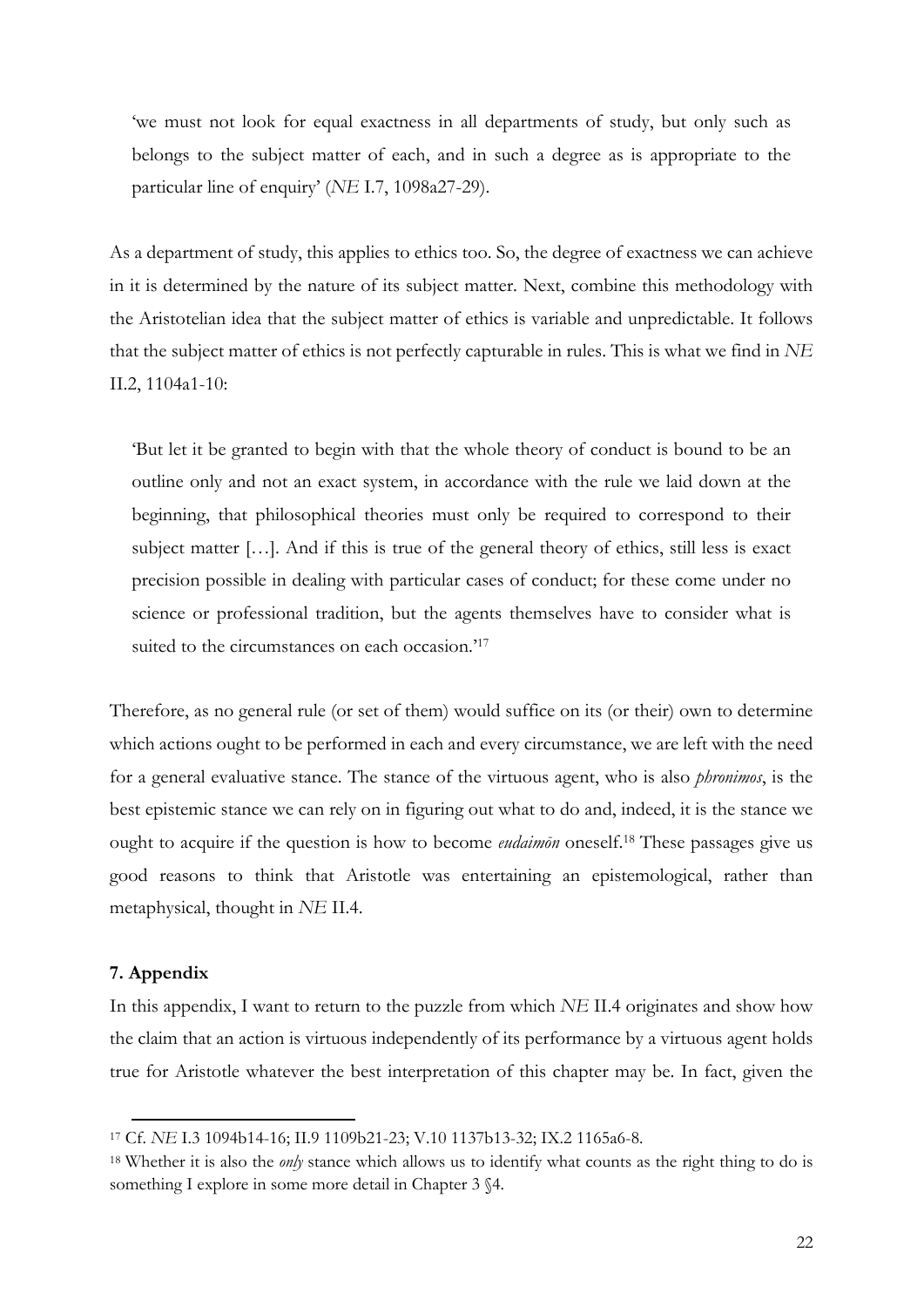> 'we must not look for equal exactness in all departments of study, but only such as belongs to the subject matter of each, and in such a degree as is appropriate to the particular line of enquiry' (*NE* I.7, 1098a27-29).

As a department of study, this applies to ethics too. So, the degree of exactness we can achieve in it is determined by the nature of its subject matter. Next, combine this methodology with the Aristotelian idea that the subject matter of ethics is variable and unpredictable. It follows that the subject matter of ethics is not perfectly capturable in rules. This is what we find in *NE* II.2, 1104a1-10:

> 'But let it be granted to begin with that the whole theory of conduct is bound to be an outline only and not an exact system, in accordance with the rule we laid down at the beginning, that philosophical theories must only be required to correspond to their subject matter […]. And if this is true of the general theory of ethics, still less is exact precision possible in dealing with particular cases of conduct; for these come under no science or professional tradition, but the agents themselves have to consider what is suited to the circumstances on each occasion.'[17]

Therefore, as no general rule (or set of them) would suffice on its (or their) own to determine which actions ought to be performed in each and every circumstance, we are left with the need for a general evaluative stance. The stance of the virtuous agent, who is also *phronimos*, is the best epistemic stance we can rely on in figuring out what to do and, indeed, it is the stance we ought to acquire if the question is how to become *eudaimōn* oneself.[18] These passages give us good reasons to think that Aristotle was entertaining an epistemological, rather than metaphysical, thought in *NE* II.4.

**7. Appendix**

In this appendix, I want to return to the puzzle from which *NE* II.4 originates and show how the claim that an action is virtuous independently of its performance by a virtuous agent holds true for Aristotle whatever the best interpretation of this chapter may be. In fact, given the

[17] Cf. *NE* I.3 1094b14-16; II.9 1109b21-23; V.10 1137b13-32; IX.2 1165a6-8.

[18] Whether it is also the *only* stance which allows us to identify what counts as the right thing to do is something I explore in some more detail in Chapter 3 §4.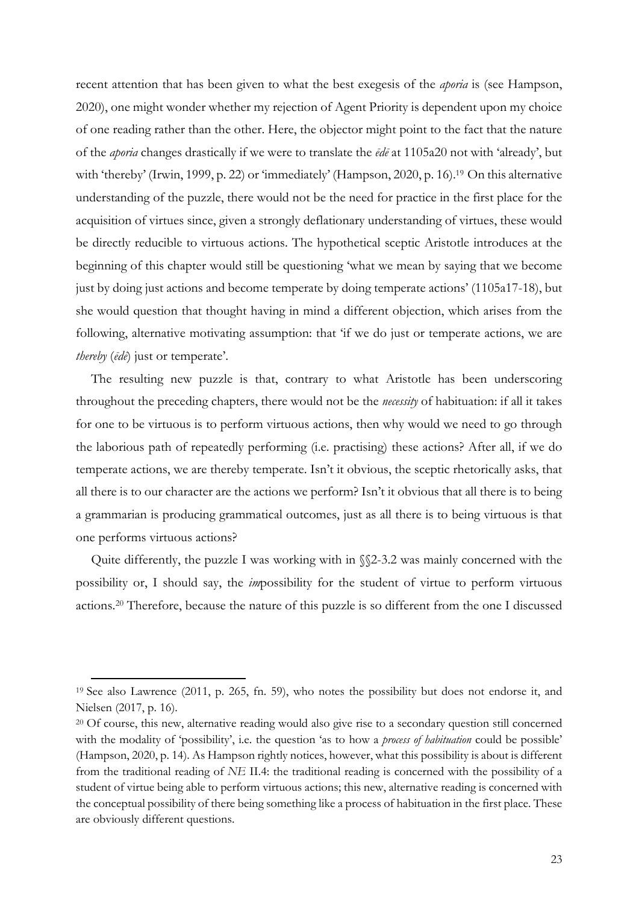recent attention that has been given to what the best exegesis of the *aporia* is (see Hampson, 2020), one might wonder whether my rejection of Agent Priority is dependent upon my choice of one reading rather than the other. Here, the objector might point to the fact that the nature of the *aporia* changes drastically if we were to translate the *ēdē* at 1105a20 not with 'already', but with 'thereby' (Irwin, 1999, p. 22) or 'immediately' (Hampson, 2020, p. 16).[19] On this alternative understanding of the puzzle, there would not be the need for practice in the first place for the acquisition of virtues since, given a strongly deflationary understanding of virtues, these would be directly reducible to virtuous actions. The hypothetical sceptic Aristotle introduces at the beginning of this chapter would still be questioning 'what we mean by saying that we become just by doing just actions and become temperate by doing temperate actions' (1105a17-18), but she would question that thought having in mind a different objection, which arises from the following, alternative motivating assumption: that 'if we do just or temperate actions, we are *thereby* (*ēdē*) just or temperate'.

The resulting new puzzle is that, contrary to what Aristotle has been underscoring throughout the preceding chapters, there would not be the *necessity* of habituation: if all it takes for one to be virtuous is to perform virtuous actions, then why would we need to go through the laborious path of repeatedly performing (i.e. practising) these actions? After all, if we do temperate actions, we are thereby temperate. Isn't it obvious, the sceptic rhetorically asks, that all there is to our character are the actions we perform? Isn't it obvious that all there is to being a grammarian is producing grammatical outcomes, just as all there is to being virtuous is that one performs virtuous actions?

Quite differently, the puzzle I was working with in §§2-3.2 was mainly concerned with the possibility or, I should say, the *im*possibility for the student of virtue to perform virtuous actions.[20] Therefore, because the nature of this puzzle is so different from the one I discussed

---

[19] See also Lawrence (2011, p. 265, fn. 59), who notes the possibility but does not endorse it, and Nielsen (2017, p. 16).

[20] Of course, this new, alternative reading would also give rise to a secondary question still concerned with the modality of 'possibility', i.e. the question 'as to how a *process of habituation* could be possible' (Hampson, 2020, p. 14). As Hampson rightly notices, however, what this possibility is about is different from the traditional reading of *NE* II.4: the traditional reading is concerned with the possibility of a student of virtue being able to perform virtuous actions; this new, alternative reading is concerned with the conceptual possibility of there being something like a process of habituation in the first place. These are obviously different questions.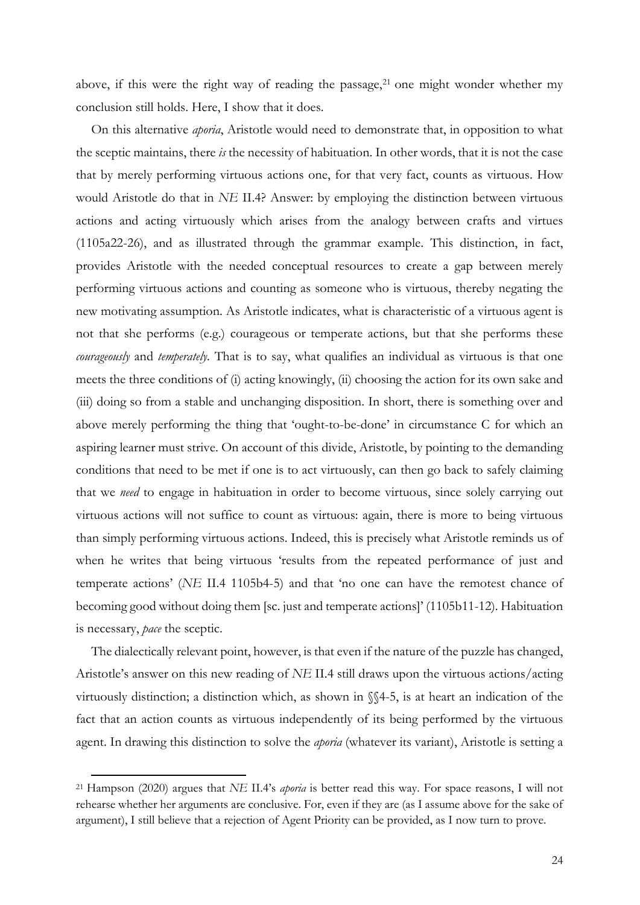above, if this were the right way of reading the passage,[21] one might wonder whether my conclusion still holds. Here, I show that it does.

On this alternative *aporia*, Aristotle would need to demonstrate that, in opposition to what the sceptic maintains, there *is* the necessity of habituation. In other words, that it is not the case that by merely performing virtuous actions one, for that very fact, counts as virtuous. How would Aristotle do that in *NE* II.4? Answer: by employing the distinction between virtuous actions and acting virtuously which arises from the analogy between crafts and virtues (1105a22-26), and as illustrated through the grammar example. This distinction, in fact, provides Aristotle with the needed conceptual resources to create a gap between merely performing virtuous actions and counting as someone who is virtuous, thereby negating the new motivating assumption. As Aristotle indicates, what is characteristic of a virtuous agent is not that she performs (e.g.) courageous or temperate actions, but that she performs these *courageously* and *temperately*. That is to say, what qualifies an individual as virtuous is that one meets the three conditions of (i) acting knowingly, (ii) choosing the action for its own sake and (iii) doing so from a stable and unchanging disposition. In short, there is something over and above merely performing the thing that 'ought-to-be-done' in circumstance C for which an aspiring learner must strive. On account of this divide, Aristotle, by pointing to the demanding conditions that need to be met if one is to act virtuously, can then go back to safely claiming that we *need* to engage in habituation in order to become virtuous, since solely carrying out virtuous actions will not suffice to count as virtuous: again, there is more to being virtuous than simply performing virtuous actions. Indeed, this is precisely what Aristotle reminds us of when he writes that being virtuous 'results from the repeated performance of just and temperate actions' (*NE* II.4 1105b4-5) and that 'no one can have the remotest chance of becoming good without doing them [sc. just and temperate actions]' (1105b11-12). Habituation is necessary, *pace* the sceptic.

The dialectically relevant point, however, is that even if the nature of the puzzle has changed, Aristotle's answer on this new reading of *NE* II.4 still draws upon the virtuous actions/acting virtuously distinction; a distinction which, as shown in §§4-5, is at heart an indication of the fact that an action counts as virtuous independently of its being performed by the virtuous agent. In drawing this distinction to solve the *aporia* (whatever its variant), Aristotle is setting a

[21] Hampson (2020) argues that *NE* II.4's *aporia* is better read this way. For space reasons, I will not rehearse whether her arguments are conclusive. For, even if they are (as I assume above for the sake of argument), I still believe that a rejection of Agent Priority can be provided, as I now turn to prove.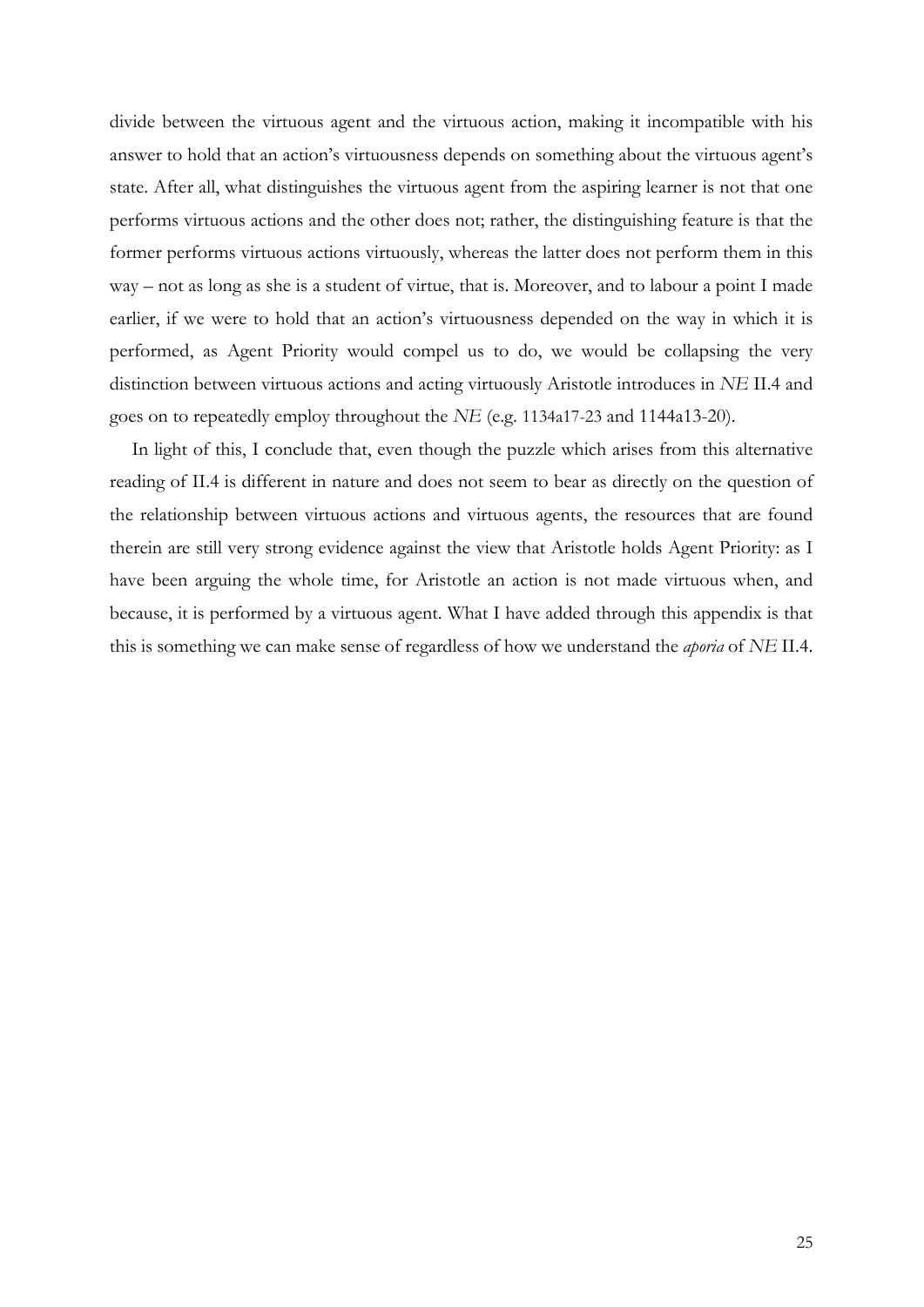divide between the virtuous agent and the virtuous action, making it incompatible with his answer to hold that an action's virtuousness depends on something about the virtuous agent's state. After all, what distinguishes the virtuous agent from the aspiring learner is not that one performs virtuous actions and the other does not; rather, the distinguishing feature is that the former performs virtuous actions virtuously, whereas the latter does not perform them in this way – not as long as she is a student of virtue, that is. Moreover, and to labour a point I made earlier, if we were to hold that an action's virtuousness depended on the way in which it is performed, as Agent Priority would compel us to do, we would be collapsing the very distinction between virtuous actions and acting virtuously Aristotle introduces in *NE* II.4 and goes on to repeatedly employ throughout the *NE* (e.g. 1134a17-23 and 1144a13-20).

In light of this, I conclude that, even though the puzzle which arises from this alternative reading of II.4 is different in nature and does not seem to bear as directly on the question of the relationship between virtuous actions and virtuous agents, the resources that are found therein are still very strong evidence against the view that Aristotle holds Agent Priority: as I have been arguing the whole time, for Aristotle an action is not made virtuous when, and because, it is performed by a virtuous agent. What I have added through this appendix is that this is something we can make sense of regardless of how we understand the *aporia* of *NE* II.4.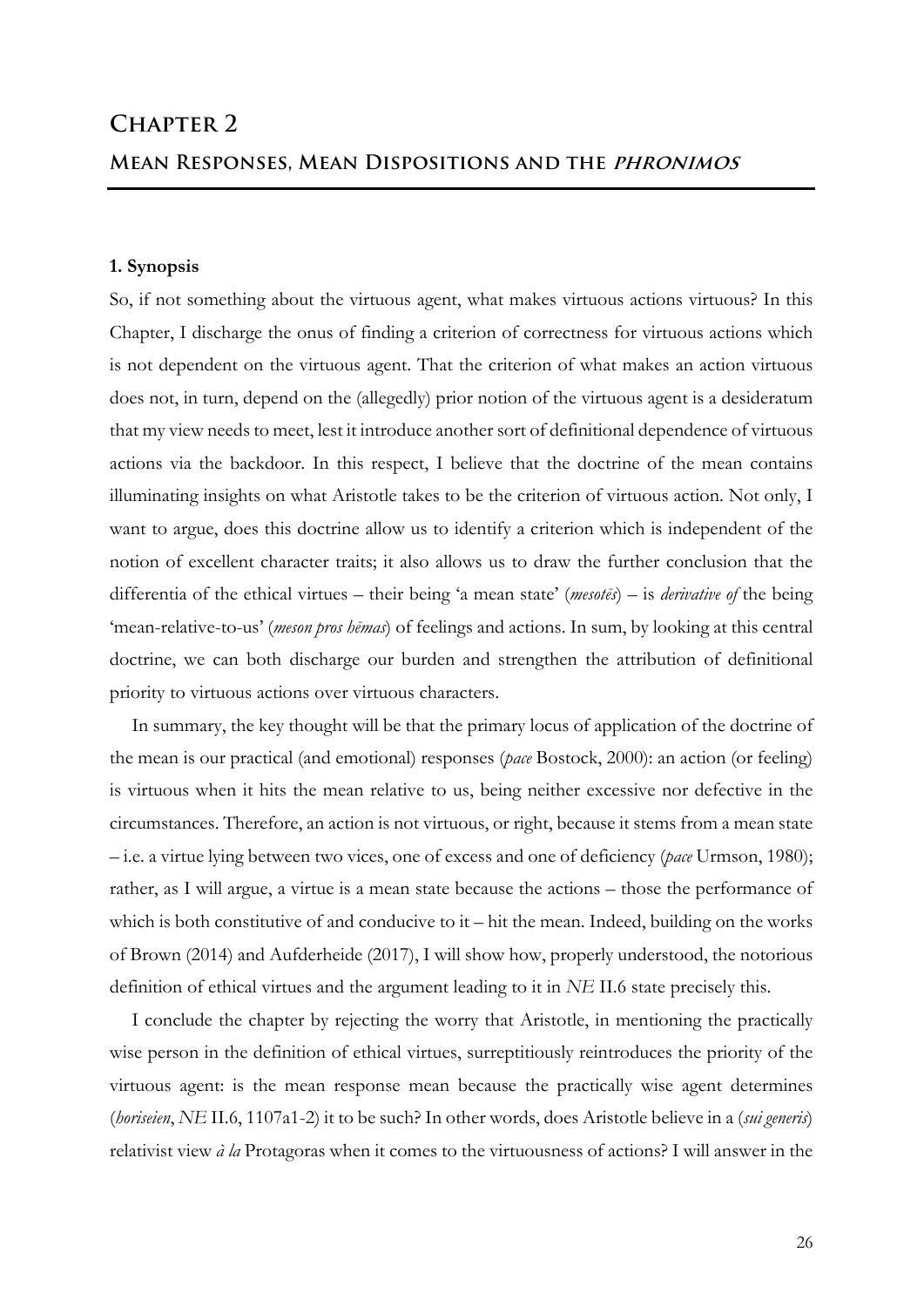# Chapter 2

## Mean Responses, Mean Dispositions and the *phronimos*

### 1. Synopsis

So, if not something about the virtuous agent, what makes virtuous actions virtuous? In this Chapter, I discharge the onus of finding a criterion of correctness for virtuous actions which is not dependent on the virtuous agent. That the criterion of what makes an action virtuous does not, in turn, depend on the (allegedly) prior notion of the virtuous agent is a desideratum that my view needs to meet, lest it introduce another sort of definitional dependence of virtuous actions via the backdoor. In this respect, I believe that the doctrine of the mean contains illuminating insights on what Aristotle takes to be the criterion of virtuous action. Not only, I want to argue, does this doctrine allow us to identify a criterion which is independent of the notion of excellent character traits; it also allows us to draw the further conclusion that the differentia of the ethical virtues – their being 'a mean state' (*mesotēs*) – is *derivative of* the being 'mean-relative-to-us' (*meson pros hēmas*) of feelings and actions. In sum, by looking at this central doctrine, we can both discharge our burden and strengthen the attribution of definitional priority to virtuous actions over virtuous characters.

In summary, the key thought will be that the primary locus of application of the doctrine of the mean is our practical (and emotional) responses (*pace* Bostock, 2000): an action (or feeling) is virtuous when it hits the mean relative to us, being neither excessive nor defective in the circumstances. Therefore, an action is not virtuous, or right, because it stems from a mean state – i.e. a virtue lying between two vices, one of excess and one of deficiency (*pace* Urmson, 1980); rather, as I will argue, a virtue is a mean state because the actions – those the performance of which is both constitutive of and conducive to it – hit the mean. Indeed, building on the works of Brown (2014) and Aufderheide (2017), I will show how, properly understood, the notorious definition of ethical virtues and the argument leading to it in *NE* II.6 state precisely this.

I conclude the chapter by rejecting the worry that Aristotle, in mentioning the practically wise person in the definition of ethical virtues, surreptitiously reintroduces the priority of the virtuous agent: is the mean response mean because the practically wise agent determines (*horiseien*, *NE* II.6, 1107a1-2) it to be such? In other words, does Aristotle believe in a (*sui generis*) relativist view *à la* Protagoras when it comes to the virtuousness of actions? I will answer in the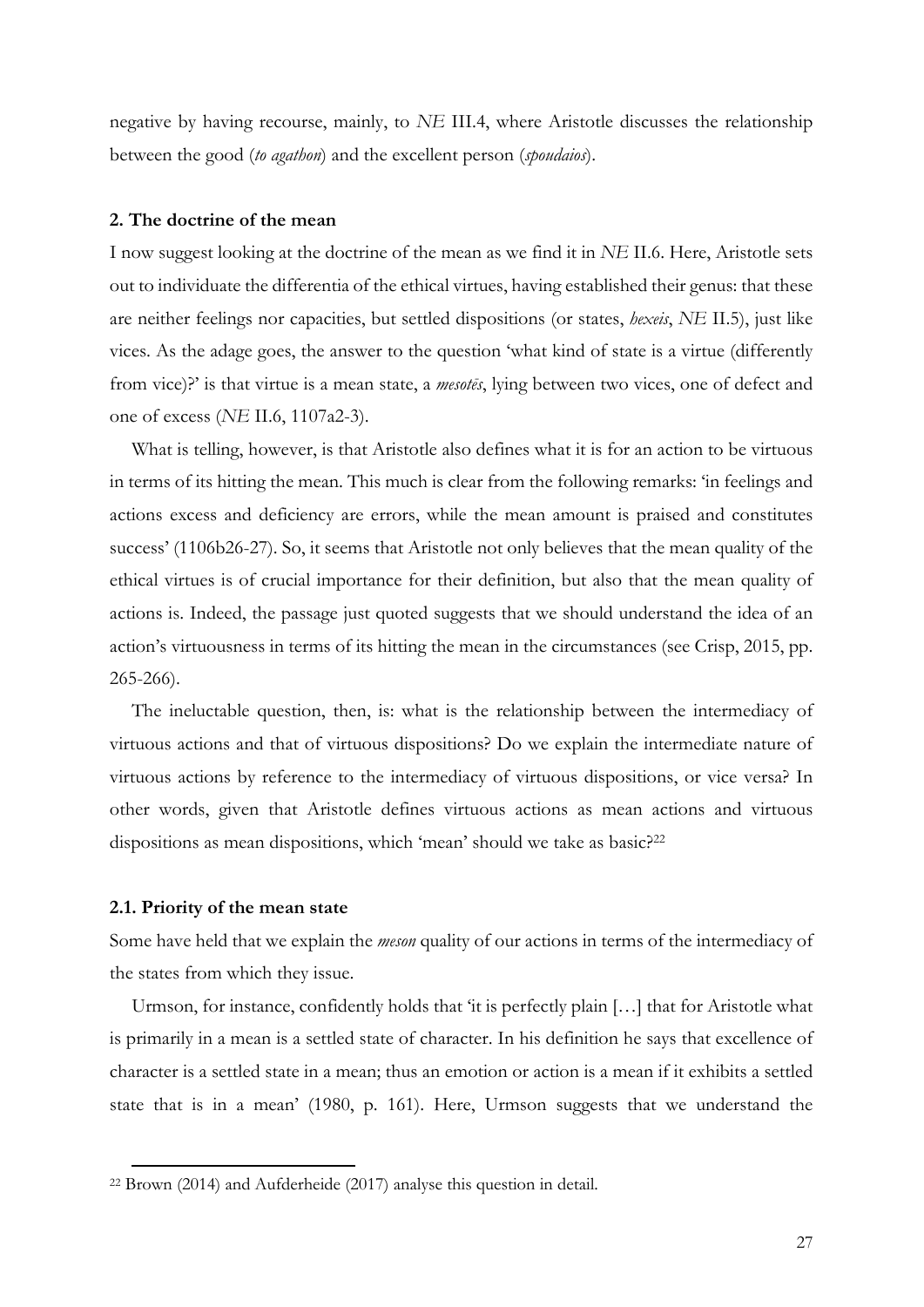negative by having recourse, mainly, to *NE* III.4, where Aristotle discusses the relationship between the good (*to agathon*) and the excellent person (*spoudaios*).

## 2. The doctrine of the mean

I now suggest looking at the doctrine of the mean as we find it in *NE* II.6. Here, Aristotle sets out to individuate the differentia of the ethical virtues, having established their genus: that these are neither feelings nor capacities, but settled dispositions (or states, *hexeis*, *NE* II.5), just like vices. As the adage goes, the answer to the question 'what kind of state is a virtue (differently from vice)?' is that virtue is a mean state, a *mesotēs*, lying between two vices, one of defect and one of excess (*NE* II.6, 1107a2-3).

What is telling, however, is that Aristotle also defines what it is for an action to be virtuous in terms of its hitting the mean. This much is clear from the following remarks: 'in feelings and actions excess and deficiency are errors, while the mean amount is praised and constitutes success' (1106b26-27). So, it seems that Aristotle not only believes that the mean quality of the ethical virtues is of crucial importance for their definition, but also that the mean quality of actions is. Indeed, the passage just quoted suggests that we should understand the idea of an action's virtuousness in terms of its hitting the mean in the circumstances (see Crisp, 2015, pp. 265-266).

The ineluctable question, then, is: what is the relationship between the intermediacy of virtuous actions and that of virtuous dispositions? Do we explain the intermediate nature of virtuous actions by reference to the intermediacy of virtuous dispositions, or vice versa? In other words, given that Aristotle defines virtuous actions as mean actions and virtuous dispositions as mean dispositions, which 'mean' should we take as basic?[22]

### 2.1. Priority of the mean state

Some have held that we explain the *meson* quality of our actions in terms of the intermediacy of the states from which they issue.

Urmson, for instance, confidently holds that 'it is perfectly plain […] that for Aristotle what is primarily in a mean is a settled state of character. In his definition he says that excellence of character is a settled state in a mean; thus an emotion or action is a mean if it exhibits a settled state that is in a mean' (1980, p. 161). Here, Urmson suggests that we understand the

---

[22] Brown (2014) and Aufderheide (2017) analyse this question in detail.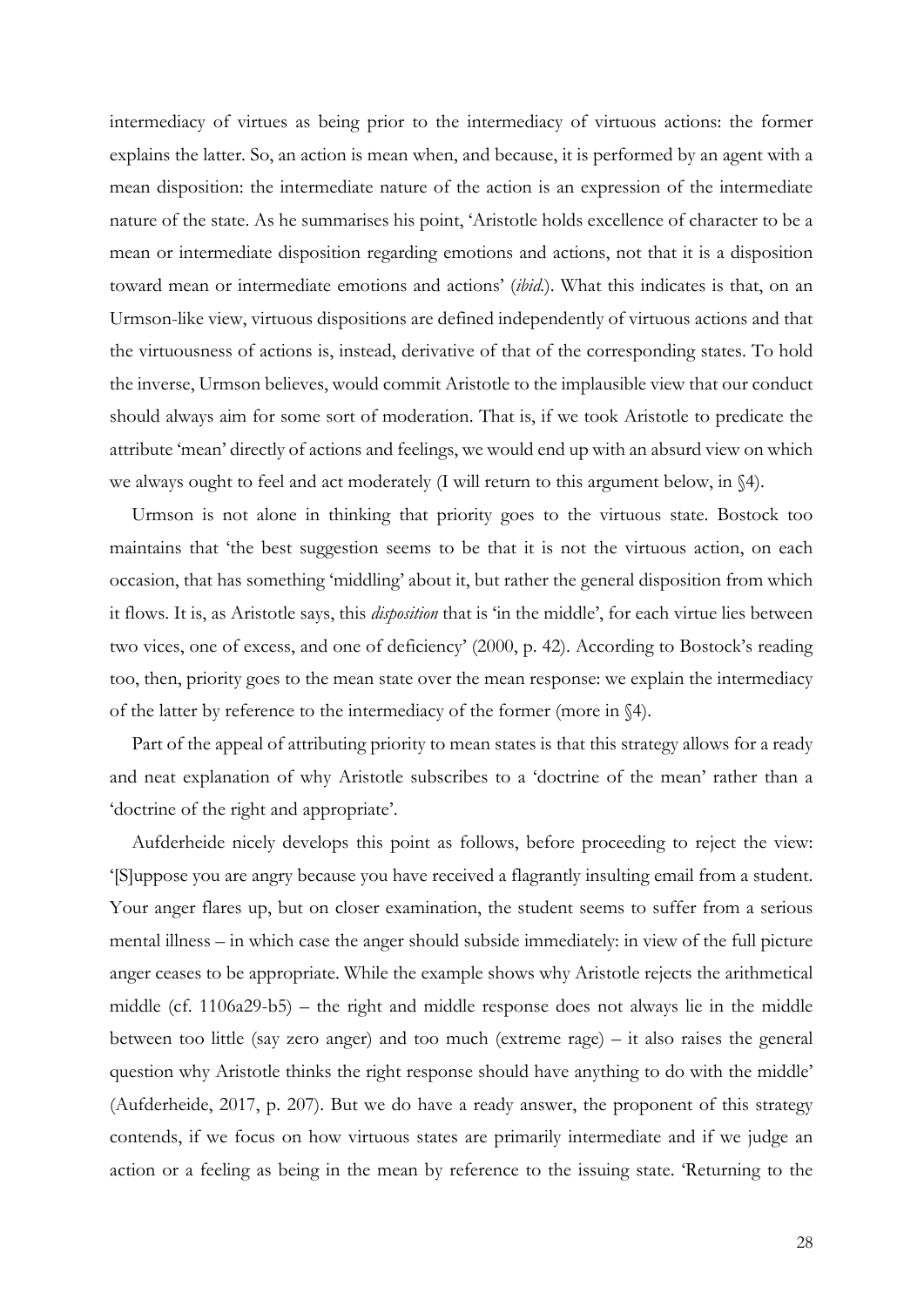intermediacy of virtues as being prior to the intermediacy of virtuous actions: the former explains the latter. So, an action is mean when, and because, it is performed by an agent with a mean disposition: the intermediate nature of the action is an expression of the intermediate nature of the state. As he summarises his point, 'Aristotle holds excellence of character to be a mean or intermediate disposition regarding emotions and actions, not that it is a disposition toward mean or intermediate emotions and actions' (*ibid.*). What this indicates is that, on an Urmson-like view, virtuous dispositions are defined independently of virtuous actions and that the virtuousness of actions is, instead, derivative of that of the corresponding states. To hold the inverse, Urmson believes, would commit Aristotle to the implausible view that our conduct should always aim for some sort of moderation. That is, if we took Aristotle to predicate the attribute 'mean' directly of actions and feelings, we would end up with an absurd view on which we always ought to feel and act moderately (I will return to this argument below, in §4).

Urmson is not alone in thinking that priority goes to the virtuous state. Bostock too maintains that 'the best suggestion seems to be that it is not the virtuous action, on each occasion, that has something 'middling' about it, but rather the general disposition from which it flows. It is, as Aristotle says, this *disposition* that is 'in the middle', for each virtue lies between two vices, one of excess, and one of deficiency' (2000, p. 42). According to Bostock's reading too, then, priority goes to the mean state over the mean response: we explain the intermediacy of the latter by reference to the intermediacy of the former (more in §4).

Part of the appeal of attributing priority to mean states is that this strategy allows for a ready and neat explanation of why Aristotle subscribes to a 'doctrine of the mean' rather than a 'doctrine of the right and appropriate'.

Aufderheide nicely develops this point as follows, before proceeding to reject the view: '[S]uppose you are angry because you have received a flagrantly insulting email from a student. Your anger flares up, but on closer examination, the student seems to suffer from a serious mental illness – in which case the anger should subside immediately: in view of the full picture anger ceases to be appropriate. While the example shows why Aristotle rejects the arithmetical middle (cf. 1106a29-b5) – the right and middle response does not always lie in the middle between too little (say zero anger) and too much (extreme rage) – it also raises the general question why Aristotle thinks the right response should have anything to do with the middle' (Aufderheide, 2017, p. 207). But we do have a ready answer, the proponent of this strategy contends, if we focus on how virtuous states are primarily intermediate and if we judge an action or a feeling as being in the mean by reference to the issuing state. 'Returning to the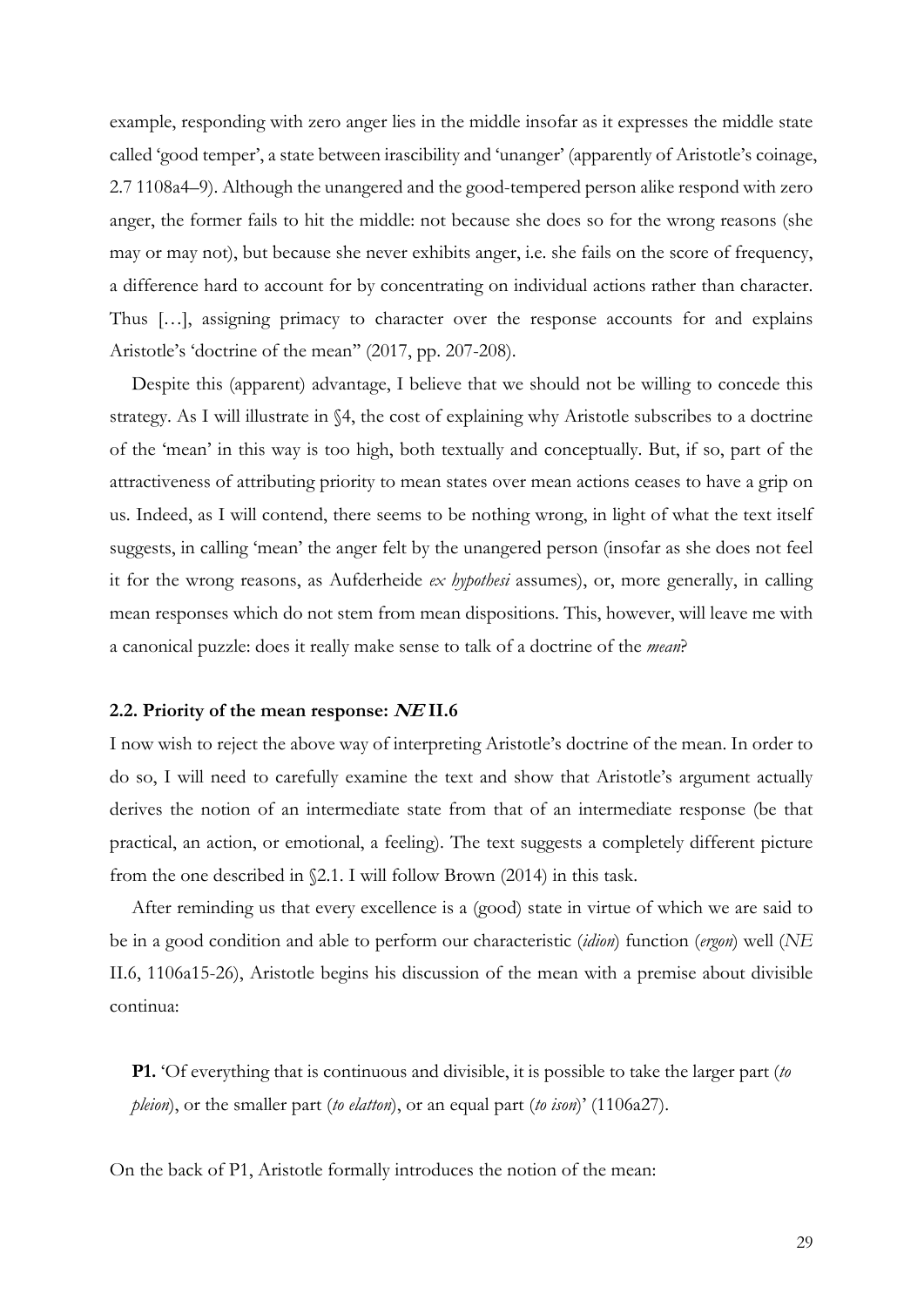example, responding with zero anger lies in the middle insofar as it expresses the middle state called 'good temper', a state between irascibility and 'unanger' (apparently of Aristotle's coinage, 2.7 1108a4–9). Although the unangered and the good-tempered person alike respond with zero anger, the former fails to hit the middle: not because she does so for the wrong reasons (she may or may not), but because she never exhibits anger, i.e. she fails on the score of frequency, a difference hard to account for by concentrating on individual actions rather than character. Thus […], assigning primacy to character over the response accounts for and explains Aristotle's 'doctrine of the mean'" (2017, pp. 207-208).

Despite this (apparent) advantage, I believe that we should not be willing to concede this strategy. As I will illustrate in §4, the cost of explaining why Aristotle subscribes to a doctrine of the 'mean' in this way is too high, both textually and conceptually. But, if so, part of the attractiveness of attributing priority to mean states over mean actions ceases to have a grip on us. Indeed, as I will contend, there seems to be nothing wrong, in light of what the text itself suggests, in calling 'mean' the anger felt by the unangered person (insofar as she does not feel it for the wrong reasons, as Aufderheide *ex hypothesi* assumes), or, more generally, in calling mean responses which do not stem from mean dispositions. This, however, will leave me with a canonical puzzle: does it really make sense to talk of a doctrine of the *mean*?

### 2.2. Priority of the mean response: *NE* II.6

I now wish to reject the above way of interpreting Aristotle's doctrine of the mean. In order to do so, I will need to carefully examine the text and show that Aristotle's argument actually derives the notion of an intermediate state from that of an intermediate response (be that practical, an action, or emotional, a feeling). The text suggests a completely different picture from the one described in §2.1. I will follow Brown (2014) in this task.

After reminding us that every excellence is a (good) state in virtue of which we are said to be in a good condition and able to perform our characteristic (*idion*) function (*ergon*) well (*NE* II.6, 1106a15-26), Aristotle begins his discussion of the mean with a premise about divisible continua:

> **P1.** 'Of everything that is continuous and divisible, it is possible to take the larger part (*to pleion*), or the smaller part (*to elatton*), or an equal part (*to ison*)' (1106a27).

On the back of P1, Aristotle formally introduces the notion of the mean: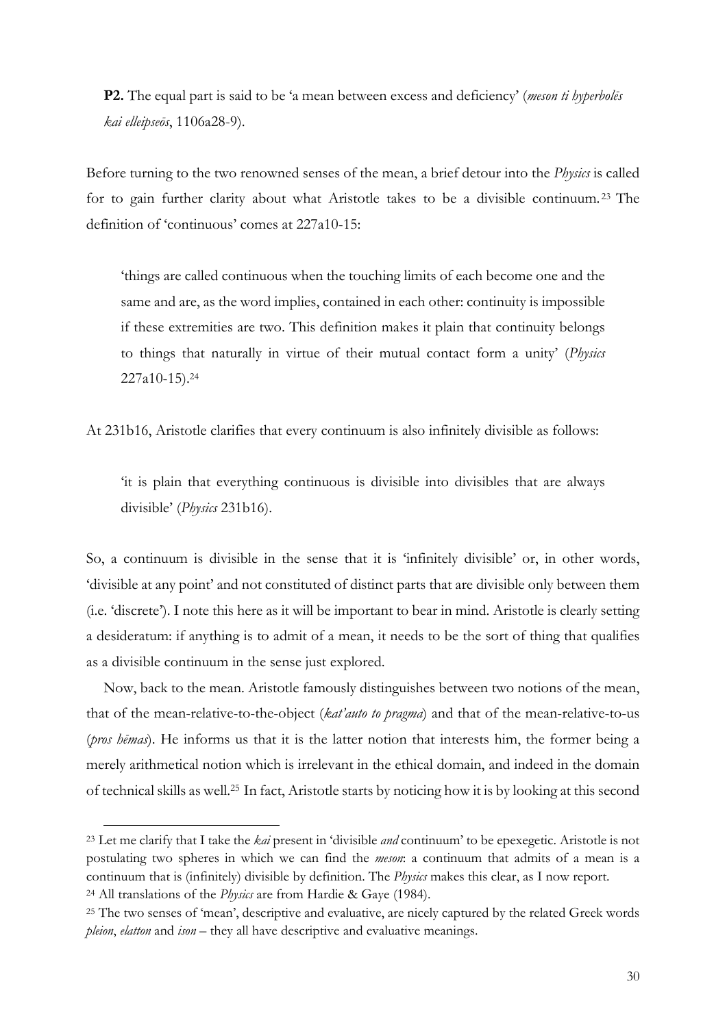**P2.** The equal part is said to be 'a mean between excess and deficiency' (*meson ti hyperbolēs kai elleipseōs*, 1106a28-9).

Before turning to the two renowned senses of the mean, a brief detour into the *Physics* is called for to gain further clarity about what Aristotle takes to be a divisible continuum.[23] The definition of 'continuous' comes at 227a10-15:

> 'things are called continuous when the touching limits of each become one and the same and are, as the word implies, contained in each other: continuity is impossible if these extremities are two. This definition makes it plain that continuity belongs to things that naturally in virtue of their mutual contact form a unity' (*Physics* 227a10-15).[24]

At 231b16, Aristotle clarifies that every continuum is also infinitely divisible as follows:

> 'it is plain that everything continuous is divisible into divisibles that are always divisible' (*Physics* 231b16).

So, a continuum is divisible in the sense that it is 'infinitely divisible' or, in other words, 'divisible at any point' and not constituted of distinct parts that are divisible only between them (i.e. 'discrete'). I note this here as it will be important to bear in mind. Aristotle is clearly setting a desideratum: if anything is to admit of a mean, it needs to be the sort of thing that qualifies as a divisible continuum in the sense just explored.

Now, back to the mean. Aristotle famously distinguishes between two notions of the mean, that of the mean-relative-to-the-object (*kat'auto to pragma*) and that of the mean-relative-to-us (*pros hēmas*). He informs us that it is the latter notion that interests him, the former being a merely arithmetical notion which is irrelevant in the ethical domain, and indeed in the domain of technical skills as well.[25] In fact, Aristotle starts by noticing how it is by looking at this second

---

[23] Let me clarify that I take the *kai* present in 'divisible *and* continuum' to be epexegetic. Aristotle is not postulating two spheres in which we can find the *meson*: a continuum that admits of a mean is a continuum that is (infinitely) divisible by definition. The *Physics* makes this clear, as I now report.

[24] All translations of the *Physics* are from Hardie & Gaye (1984).

[25] The two senses of 'mean', descriptive and evaluative, are nicely captured by the related Greek words *pleion*, *elatton* and *ison* – they all have descriptive and evaluative meanings.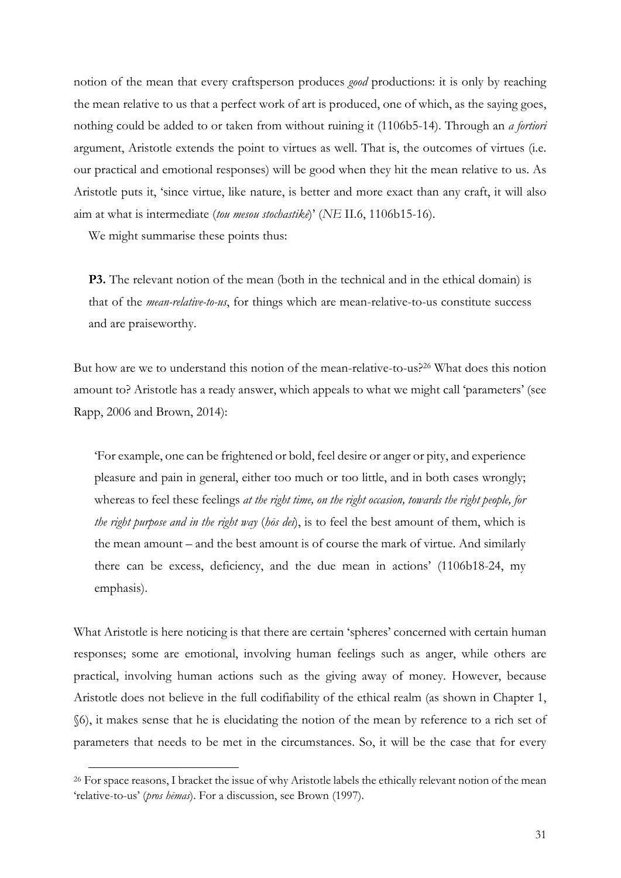notion of the mean that every craftsperson produces *good* productions: it is only by reaching the mean relative to us that a perfect work of art is produced, one of which, as the saying goes, nothing could be added to or taken from without ruining it (1106b5-14). Through an *a fortiori* argument, Aristotle extends the point to virtues as well. That is, the outcomes of virtues (i.e. our practical and emotional responses) will be good when they hit the mean relative to us. As Aristotle puts it, 'since virtue, like nature, is better and more exact than any craft, it will also aim at what is intermediate (*tou mesou stochastikē*)' (*NE* II.6, 1106b15-16).

We might summarise these points thus:

> **P3.** The relevant notion of the mean (both in the technical and in the ethical domain) is that of the *mean-relative-to-us*, for things which are mean-relative-to-us constitute success and are praiseworthy.

But how are we to understand this notion of the mean-relative-to-us?[26] What does this notion amount to? Aristotle has a ready answer, which appeals to what we might call 'parameters' (see Rapp, 2006 and Brown, 2014):

> 'For example, one can be frightened or bold, feel desire or anger or pity, and experience pleasure and pain in general, either too much or too little, and in both cases wrongly; whereas to feel these feelings *at the right time, on the right occasion, towards the right people, for the right purpose and in the right way* (*hōs dei*), is to feel the best amount of them, which is the mean amount – and the best amount is of course the mark of virtue. And similarly there can be excess, deficiency, and the due mean in actions' (1106b18-24, my emphasis).

What Aristotle is here noticing is that there are certain 'spheres' concerned with certain human responses; some are emotional, involving human feelings such as anger, while others are practical, involving human actions such as the giving away of money. However, because Aristotle does not believe in the full codifiability of the ethical realm (as shown in Chapter 1, §6), it makes sense that he is elucidating the notion of the mean by reference to a rich set of parameters that needs to be met in the circumstances. So, it will be the case that for every

[26] For space reasons, I bracket the issue of why Aristotle labels the ethically relevant notion of the mean 'relative-to-us' (*pros hēmas*). For a discussion, see Brown (1997).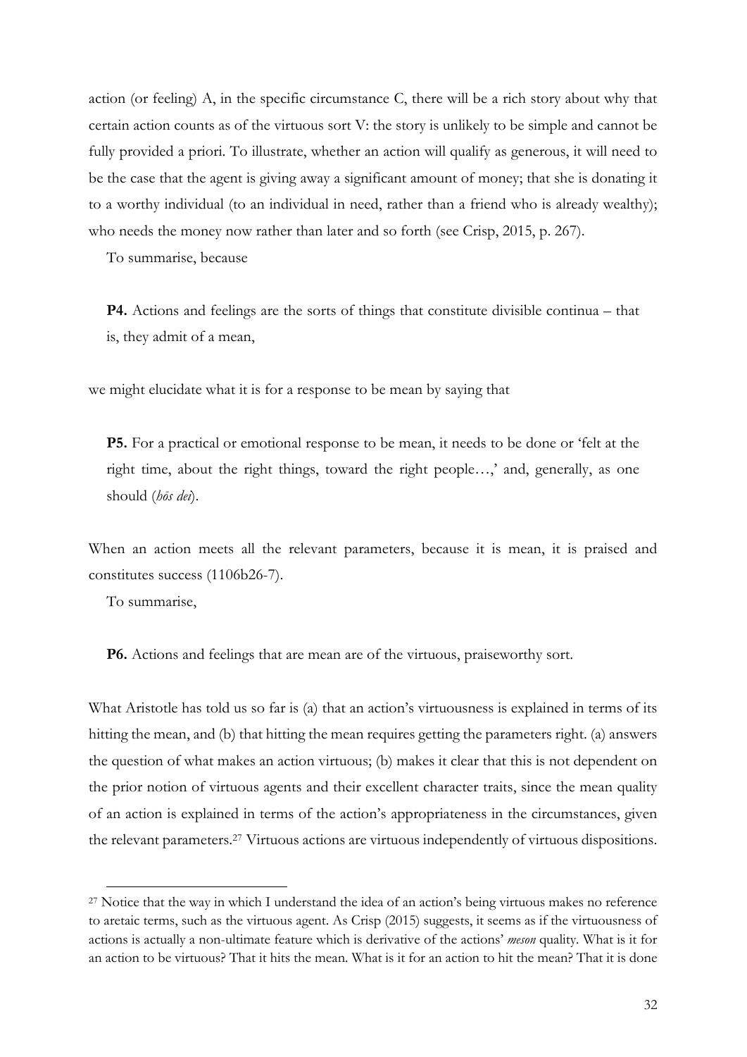action (or feeling) A, in the specific circumstance C, there will be a rich story about why that certain action counts as of the virtuous sort V: the story is unlikely to be simple and cannot be fully provided a priori. To illustrate, whether an action will qualify as generous, it will need to be the case that the agent is giving away a significant amount of money; that she is donating it to a worthy individual (to an individual in need, rather than a friend who is already wealthy); who needs the money now rather than later and so forth (see Crisp, 2015, p. 267).

To summarise, because

> **P4.** Actions and feelings are the sorts of things that constitute divisible continua – that is, they admit of a mean,

we might elucidate what it is for a response to be mean by saying that

> **P5.** For a practical or emotional response to be mean, it needs to be done or 'felt at the right time, about the right things, toward the right people…,' and, generally, as one should (*hōs dei*).

When an action meets all the relevant parameters, because it is mean, it is praised and constitutes success (1106b26-7).

To summarise,

> **P6.** Actions and feelings that are mean are of the virtuous, praiseworthy sort.

What Aristotle has told us so far is (a) that an action's virtuousness is explained in terms of its hitting the mean, and (b) that hitting the mean requires getting the parameters right. (a) answers the question of what makes an action virtuous; (b) makes it clear that this is not dependent on the prior notion of virtuous agents and their excellent character traits, since the mean quality of an action is explained in terms of the action's appropriateness in the circumstances, given the relevant parameters.[27] Virtuous actions are virtuous independently of virtuous dispositions.

---

[27] Notice that the way in which I understand the idea of an action's being virtuous makes no reference to aretaic terms, such as the virtuous agent. As Crisp (2015) suggests, it seems as if the virtuousness of actions is actually a non-ultimate feature which is derivative of the actions' *meson* quality. What is it for an action to be virtuous? That it hits the mean. What is it for an action to hit the mean? That it is done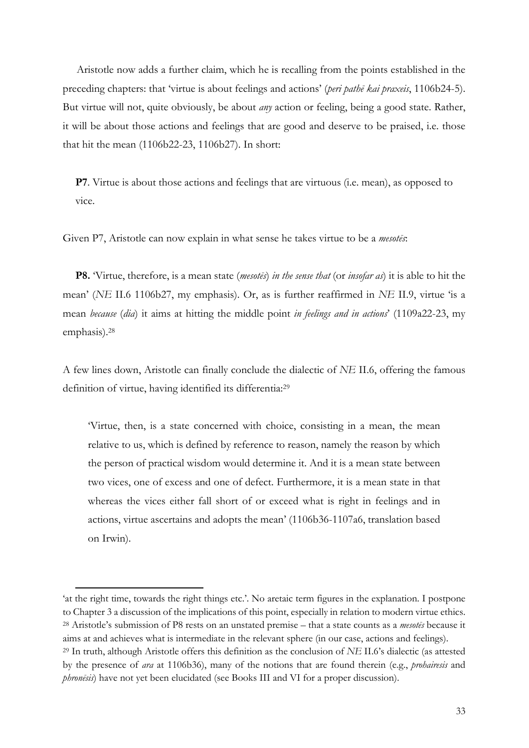Aristotle now adds a further claim, which he is recalling from the points established in the preceding chapters: that 'virtue is about feelings and actions' (*peri pathē kai praxeis*, 1106b24-5). But virtue will not, quite obviously, be about *any* action or feeling, being a good state. Rather, it will be about those actions and feelings that are good and deserve to be praised, i.e. those that hit the mean (1106b22-23, 1106b27). In short:

**P7**. Virtue is about those actions and feelings that are virtuous (i.e. mean), as opposed to vice.

Given P7, Aristotle can now explain in what sense he takes virtue to be a *mesotēs*:

**P8.** 'Virtue, therefore, is a mean state (*mesotēs*) *in the sense that* (or *insofar as*) it is able to hit the mean' (*NE* II.6 1106b27, my emphasis). Or, as is further reaffirmed in *NE* II.9, virtue 'is a mean *because* (*dia*) it aims at hitting the middle point *in feelings and in actions*' (1109a22-23, my emphasis).[28]

A few lines down, Aristotle can finally conclude the dialectic of *NE* II.6, offering the famous definition of virtue, having identified its differentia:[29]

> 'Virtue, then, is a state concerned with choice, consisting in a mean, the mean relative to us, which is defined by reference to reason, namely the reason by which the person of practical wisdom would determine it. And it is a mean state between two vices, one of excess and one of defect. Furthermore, it is a mean state in that whereas the vices either fall short of or exceed what is right in feelings and in actions, virtue ascertains and adopts the mean' (1106b36-1107a6, translation based on Irwin).

---

'at the right time, towards the right things etc.'. No aretaic term figures in the explanation. I postpone to Chapter 3 a discussion of the implications of this point, especially in relation to modern virtue ethics.

[28] Aristotle's submission of P8 rests on an unstated premise – that a state counts as a *mesotēs* because it aims at and achieves what is intermediate in the relevant sphere (in our case, actions and feelings).

[29] In truth, although Aristotle offers this definition as the conclusion of *NE* II.6's dialectic (as attested by the presence of *ara* at 1106b36), many of the notions that are found therein (e.g., *prohairesis* and *phronēsis*) have not yet been elucidated (see Books III and VI for a proper discussion).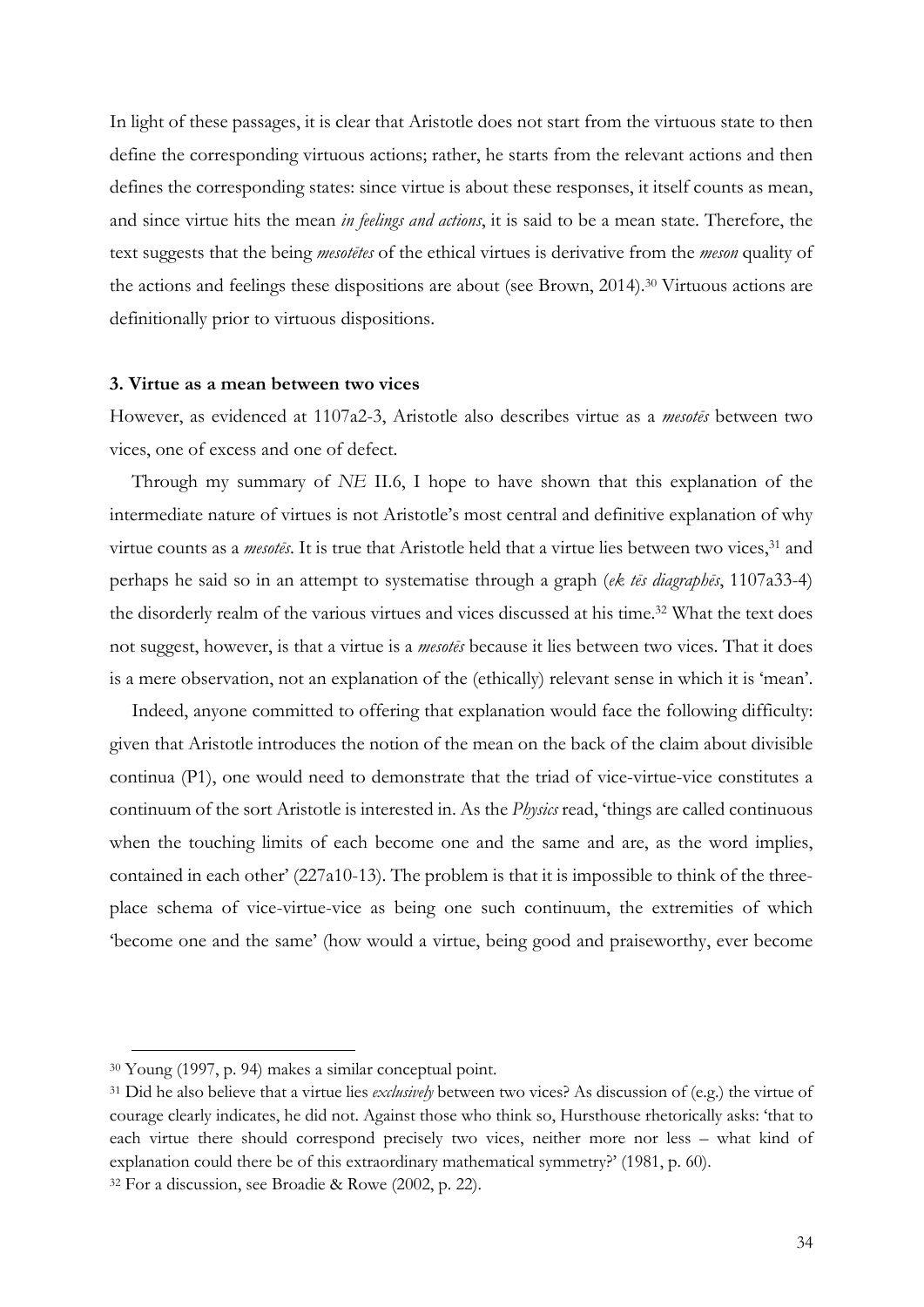In light of these passages, it is clear that Aristotle does not start from the virtuous state to then define the corresponding virtuous actions; rather, he starts from the relevant actions and then defines the corresponding states: since virtue is about these responses, it itself counts as mean, and since virtue hits the mean *in feelings and actions*, it is said to be a mean state. Therefore, the text suggests that the being *mesotētes* of the ethical virtues is derivative from the *meson* quality of the actions and feelings these dispositions are about (see Brown, 2014).[30] Virtuous actions are definitionally prior to virtuous dispositions.

### 3. Virtue as a mean between two vices

However, as evidenced at 1107a2-3, Aristotle also describes virtue as a *mesotēs* between two vices, one of excess and one of defect.

Through my summary of *NE* II.6, I hope to have shown that this explanation of the intermediate nature of virtues is not Aristotle's most central and definitive explanation of why virtue counts as a *mesotēs*. It is true that Aristotle held that a virtue lies between two vices,[31] and perhaps he said so in an attempt to systematise through a graph (*ek tēs diagraphēs*, 1107a33-4) the disorderly realm of the various virtues and vices discussed at his time.[32] What the text does not suggest, however, is that a virtue is a *mesotēs* because it lies between two vices. That it does is a mere observation, not an explanation of the (ethically) relevant sense in which it is 'mean'.

Indeed, anyone committed to offering that explanation would face the following difficulty: given that Aristotle introduces the notion of the mean on the back of the claim about divisible continua (P1), one would need to demonstrate that the triad of vice-virtue-vice constitutes a continuum of the sort Aristotle is interested in. As the *Physics* read, 'things are called continuous when the touching limits of each become one and the same and are, as the word implies, contained in each other' (227a10-13). The problem is that it is impossible to think of the three-place schema of vice-virtue-vice as being one such continuum, the extremities of which 'become one and the same' (how would a virtue, being good and praiseworthy, ever become

---

[30] Young (1997, p. 94) makes a similar conceptual point.

[31] Did he also believe that a virtue lies *exclusively* between two vices? As discussion of (e.g.) the virtue of courage clearly indicates, he did not. Against those who think so, Hursthouse rhetorically asks: 'that to each virtue there should correspond precisely two vices, neither more nor less – what kind of explanation could there be of this extraordinary mathematical symmetry?' (1981, p. 60).

[32] For a discussion, see Broadie & Rowe (2002, p. 22).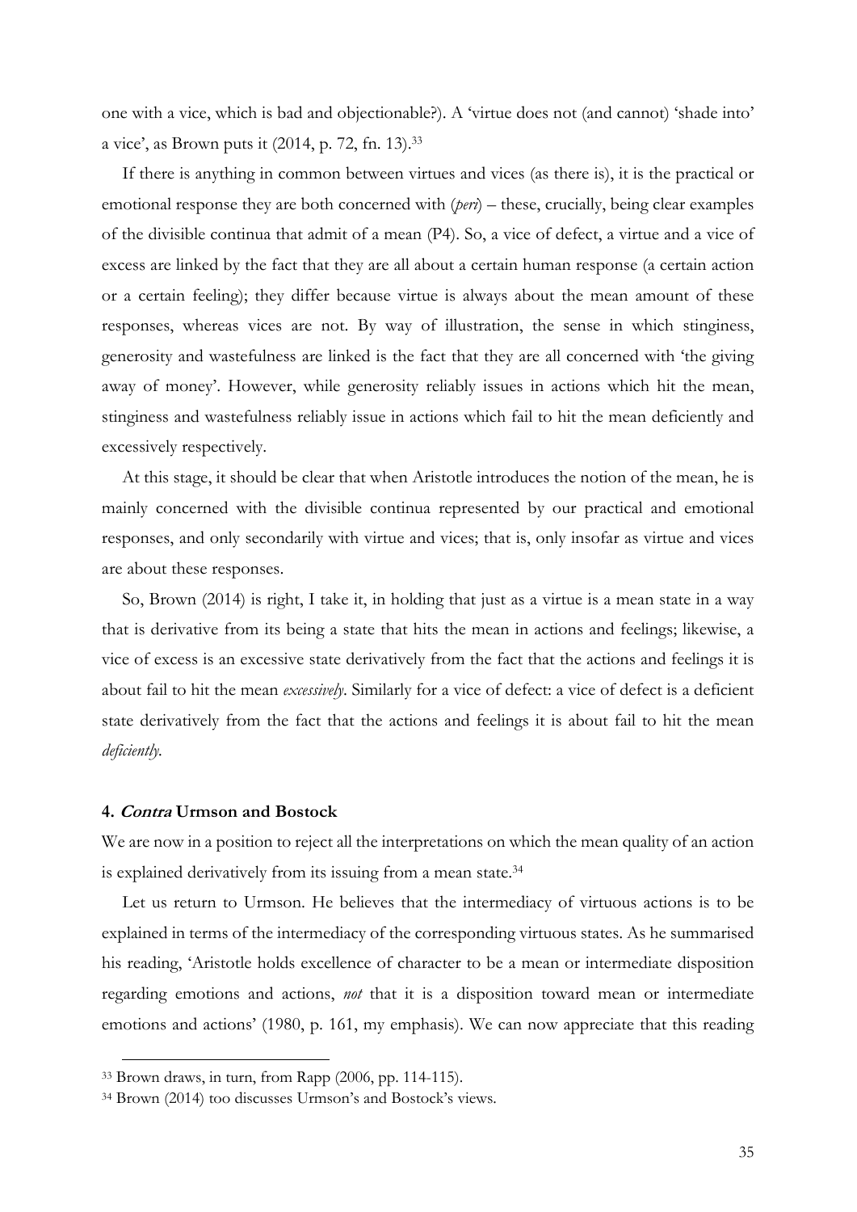one with a vice, which is bad and objectionable?). A 'virtue does not (and cannot) 'shade into' a vice', as Brown puts it (2014, p. 72, fn. 13).[33]

If there is anything in common between virtues and vices (as there is), it is the practical or emotional response they are both concerned with (*peri*) – these, crucially, being clear examples of the divisible continua that admit of a mean (P4). So, a vice of defect, a virtue and a vice of excess are linked by the fact that they are all about a certain human response (a certain action or a certain feeling); they differ because virtue is always about the mean amount of these responses, whereas vices are not. By way of illustration, the sense in which stinginess, generosity and wastefulness are linked is the fact that they are all concerned with 'the giving away of money'. However, while generosity reliably issues in actions which hit the mean, stinginess and wastefulness reliably issue in actions which fail to hit the mean deficiently and excessively respectively.

At this stage, it should be clear that when Aristotle introduces the notion of the mean, he is mainly concerned with the divisible continua represented by our practical and emotional responses, and only secondarily with virtue and vices; that is, only insofar as virtue and vices are about these responses.

So, Brown (2014) is right, I take it, in holding that just as a virtue is a mean state in a way that is derivative from its being a state that hits the mean in actions and feelings; likewise, a vice of excess is an excessive state derivatively from the fact that the actions and feelings it is about fail to hit the mean *excessively*. Similarly for a vice of defect: a vice of defect is a deficient state derivatively from the fact that the actions and feelings it is about fail to hit the mean *deficiently*.

## 4. *Contra* Urmson and Bostock

We are now in a position to reject all the interpretations on which the mean quality of an action is explained derivatively from its issuing from a mean state.[34]

Let us return to Urmson. He believes that the intermediacy of virtuous actions is to be explained in terms of the intermediacy of the corresponding virtuous states. As he summarised his reading, 'Aristotle holds excellence of character to be a mean or intermediate disposition regarding emotions and actions, *not* that it is a disposition toward mean or intermediate emotions and actions' (1980, p. 161, my emphasis). We can now appreciate that this reading

[33] Brown draws, in turn, from Rapp (2006, pp. 114-115).

[34] Brown (2014) too discusses Urmson's and Bostock's views.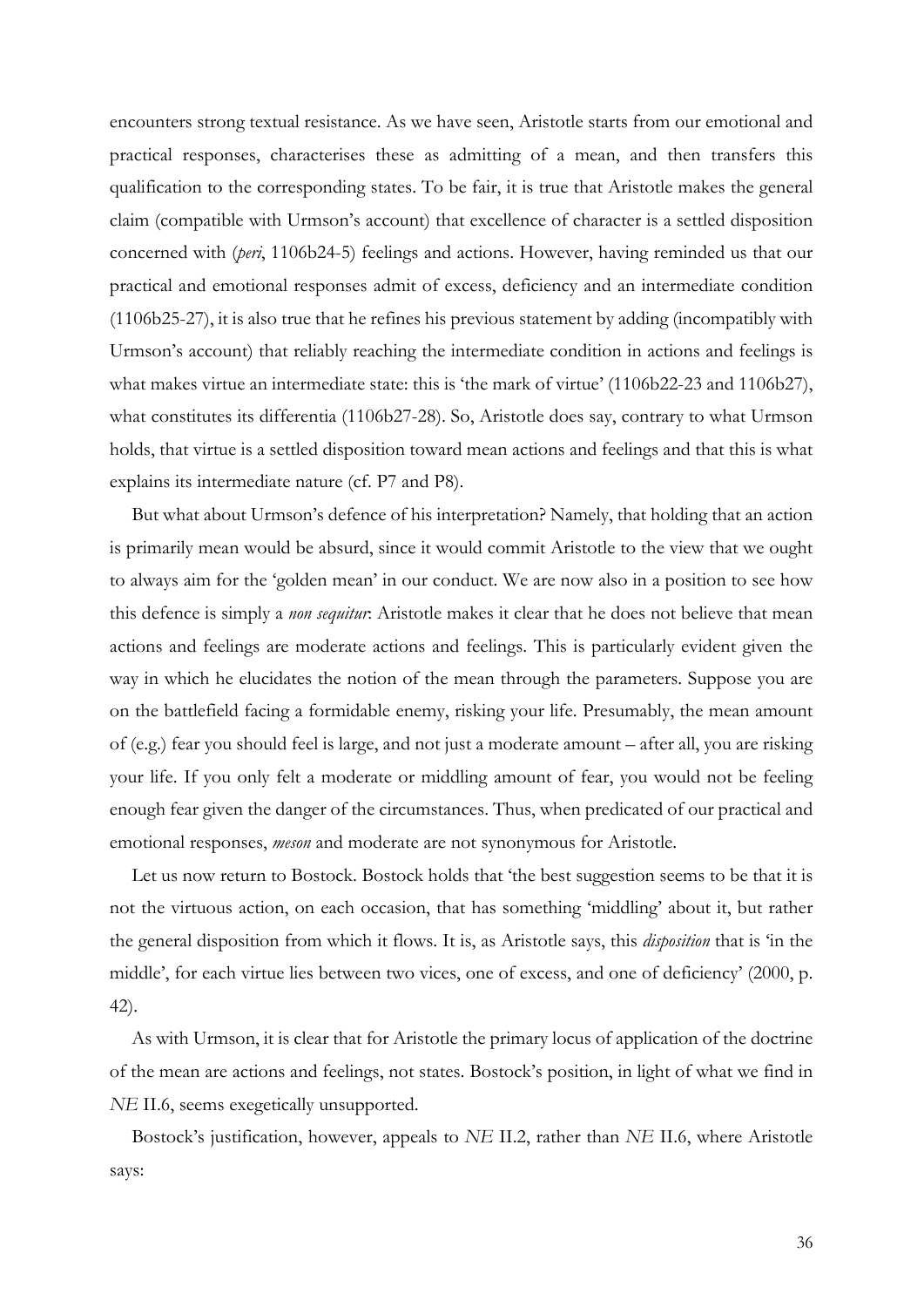encounters strong textual resistance. As we have seen, Aristotle starts from our emotional and practical responses, characterises these as admitting of a mean, and then transfers this qualification to the corresponding states. To be fair, it is true that Aristotle makes the general claim (compatible with Urmson's account) that excellence of character is a settled disposition concerned with (*peri*, 1106b24-5) feelings and actions. However, having reminded us that our practical and emotional responses admit of excess, deficiency and an intermediate condition (1106b25-27), it is also true that he refines his previous statement by adding (incompatibly with Urmson's account) that reliably reaching the intermediate condition in actions and feelings is what makes virtue an intermediate state: this is 'the mark of virtue' (1106b22-23 and 1106b27), what constitutes its differentia (1106b27-28). So, Aristotle does say, contrary to what Urmson holds, that virtue is a settled disposition toward mean actions and feelings and that this is what explains its intermediate nature (cf. P7 and P8).

But what about Urmson's defence of his interpretation? Namely, that holding that an action is primarily mean would be absurd, since it would commit Aristotle to the view that we ought to always aim for the 'golden mean' in our conduct. We are now also in a position to see how this defence is simply a *non sequitur*: Aristotle makes it clear that he does not believe that mean actions and feelings are moderate actions and feelings. This is particularly evident given the way in which he elucidates the notion of the mean through the parameters. Suppose you are on the battlefield facing a formidable enemy, risking your life. Presumably, the mean amount of (e.g.) fear you should feel is large, and not just a moderate amount – after all, you are risking your life. If you only felt a moderate or middling amount of fear, you would not be feeling enough fear given the danger of the circumstances. Thus, when predicated of our practical and emotional responses, *meson* and moderate are not synonymous for Aristotle.

Let us now return to Bostock. Bostock holds that 'the best suggestion seems to be that it is not the virtuous action, on each occasion, that has something 'middling' about it, but rather the general disposition from which it flows. It is, as Aristotle says, this *disposition* that is 'in the middle', for each virtue lies between two vices, one of excess, and one of deficiency' (2000, p. 42).

As with Urmson, it is clear that for Aristotle the primary locus of application of the doctrine of the mean are actions and feelings, not states. Bostock's position, in light of what we find in *NE* II.6, seems exegetically unsupported.

Bostock's justification, however, appeals to *NE* II.2, rather than *NE* II.6, where Aristotle says: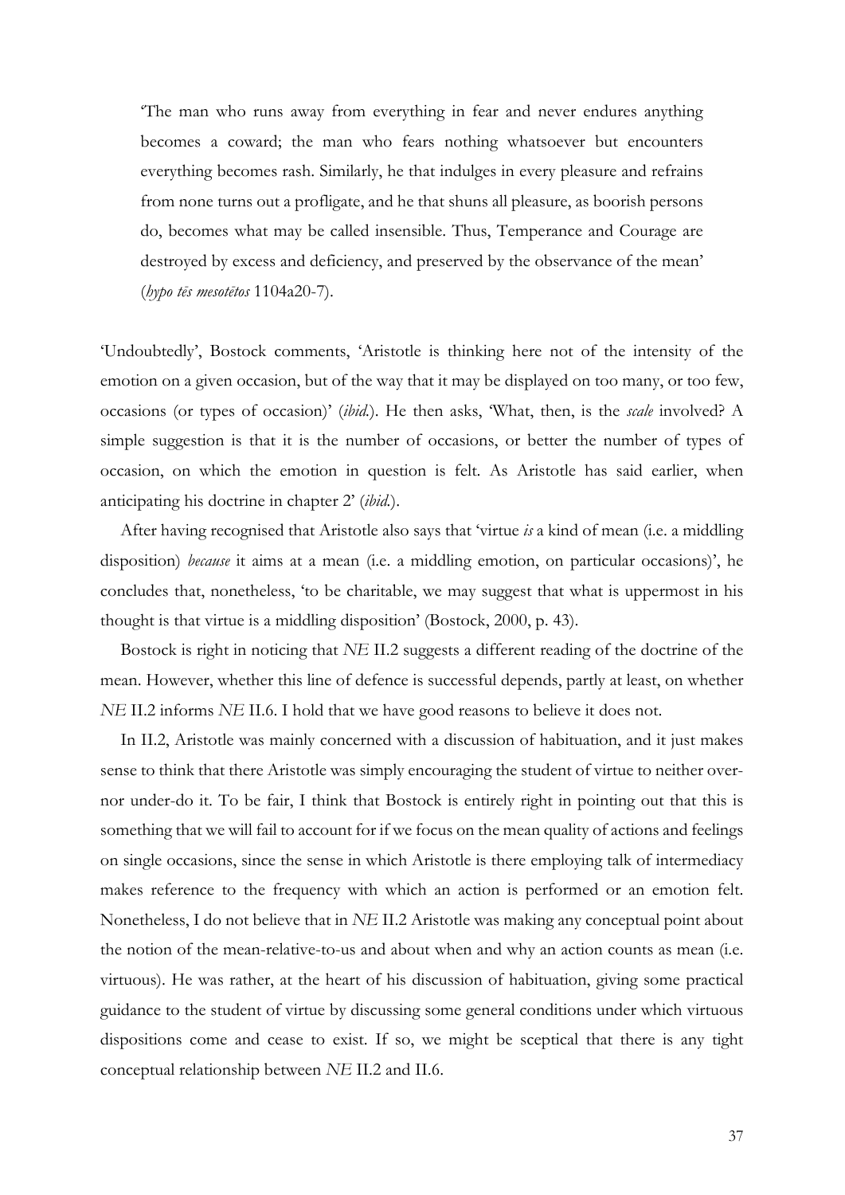> 'The man who runs away from everything in fear and never endures anything becomes a coward; the man who fears nothing whatsoever but encounters everything becomes rash. Similarly, he that indulges in every pleasure and refrains from none turns out a profligate, and he that shuns all pleasure, as boorish persons do, becomes what may be called insensible. Thus, Temperance and Courage are destroyed by excess and deficiency, and preserved by the observance of the mean' (*hypo tēs mesotētos* 1104a20-7).

'Undoubtedly', Bostock comments, 'Aristotle is thinking here not of the intensity of the emotion on a given occasion, but of the way that it may be displayed on too many, or too few, occasions (or types of occasion)' (*ibid.*). He then asks, 'What, then, is the *scale* involved? A simple suggestion is that it is the number of occasions, or better the number of types of occasion, on which the emotion in question is felt. As Aristotle has said earlier, when anticipating his doctrine in chapter 2' (*ibid.*).

After having recognised that Aristotle also says that 'virtue *is* a kind of mean (i.e. a middling disposition) *because* it aims at a mean (i.e. a middling emotion, on particular occasions)', he concludes that, nonetheless, 'to be charitable, we may suggest that what is uppermost in his thought is that virtue is a middling disposition' (Bostock, 2000, p. 43).

Bostock is right in noticing that *NE* II.2 suggests a different reading of the doctrine of the mean. However, whether this line of defence is successful depends, partly at least, on whether *NE* II.2 informs *NE* II.6. I hold that we have good reasons to believe it does not.

In II.2, Aristotle was mainly concerned with a discussion of habituation, and it just makes sense to think that there Aristotle was simply encouraging the student of virtue to neither over- nor under-do it. To be fair, I think that Bostock is entirely right in pointing out that this is something that we will fail to account for if we focus on the mean quality of actions and feelings on single occasions, since the sense in which Aristotle is there employing talk of intermediacy makes reference to the frequency with which an action is performed or an emotion felt. Nonetheless, I do not believe that in *NE* II.2 Aristotle was making any conceptual point about the notion of the mean-relative-to-us and about when and why an action counts as mean (i.e. virtuous). He was rather, at the heart of his discussion of habituation, giving some practical guidance to the student of virtue by discussing some general conditions under which virtuous dispositions come and cease to exist. If so, we might be sceptical that there is any tight conceptual relationship between *NE* II.2 and II.6.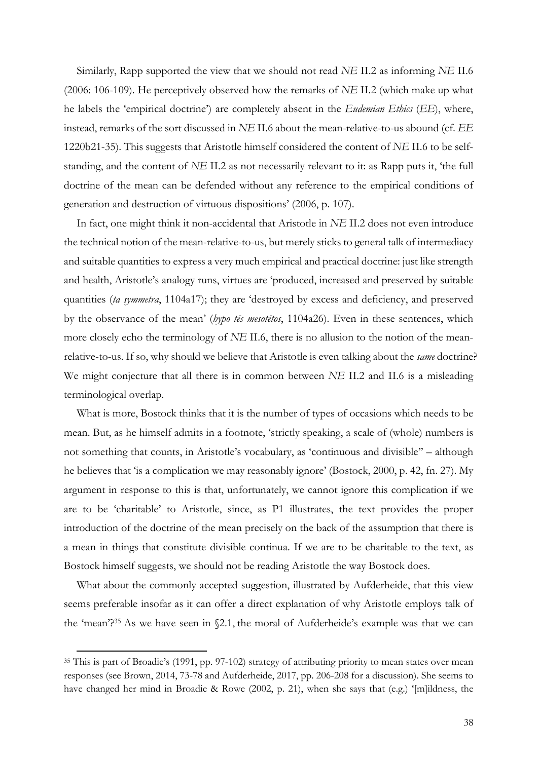Similarly, Rapp supported the view that we should not read *NE* II.2 as informing *NE* II.6 (2006: 106-109). He perceptively observed how the remarks of *NE* II.2 (which make up what he labels the 'empirical doctrine') are completely absent in the *Eudemian Ethics* (*EE*), where, instead, remarks of the sort discussed in *NE* II.6 about the mean-relative-to-us abound (cf. *EE* 1220b21-35). This suggests that Aristotle himself considered the content of *NE* II.6 to be self-standing, and the content of *NE* II.2 as not necessarily relevant to it: as Rapp puts it, 'the full doctrine of the mean can be defended without any reference to the empirical conditions of generation and destruction of virtuous dispositions' (2006, p. 107).

In fact, one might think it non-accidental that Aristotle in *NE* II.2 does not even introduce the technical notion of the mean-relative-to-us, but merely sticks to general talk of intermediacy and suitable quantities to express a very much empirical and practical doctrine: just like strength and health, Aristotle's analogy runs, virtues are 'produced, increased and preserved by suitable quantities (*ta symmetra*, 1104a17); they are 'destroyed by excess and deficiency, and preserved by the observance of the mean' (*hypo tēs mesotētos*, 1104a26). Even in these sentences, which more closely echo the terminology of *NE* II.6, there is no allusion to the notion of the mean-relative-to-us. If so, why should we believe that Aristotle is even talking about the *same* doctrine? We might conjecture that all there is in common between *NE* II.2 and II.6 is a misleading terminological overlap.

What is more, Bostock thinks that it is the number of types of occasions which needs to be mean. But, as he himself admits in a footnote, 'strictly speaking, a scale of (whole) numbers is not something that counts, in Aristotle's vocabulary, as 'continuous and divisible'' – although he believes that 'is a complication we may reasonably ignore' (Bostock, 2000, p. 42, fn. 27). My argument in response to this is that, unfortunately, we cannot ignore this complication if we are to be 'charitable' to Aristotle, since, as P1 illustrates, the text provides the proper introduction of the doctrine of the mean precisely on the back of the assumption that there is a mean in things that constitute divisible continua. If we are to be charitable to the text, as Bostock himself suggests, we should not be reading Aristotle the way Bostock does.

What about the commonly accepted suggestion, illustrated by Aufderheide, that this view seems preferable insofar as it can offer a direct explanation of why Aristotle employs talk of the 'mean'?[35] As we have seen in §2.1, the moral of Aufderheide's example was that we can

---

[35] This is part of Broadie's (1991, pp. 97-102) strategy of attributing priority to mean states over mean responses (see Brown, 2014, 73-78 and Aufderheide, 2017, pp. 206-208 for a discussion). She seems to have changed her mind in Broadie & Rowe (2002, p. 21), when she says that (e.g.) '[m]ildness, the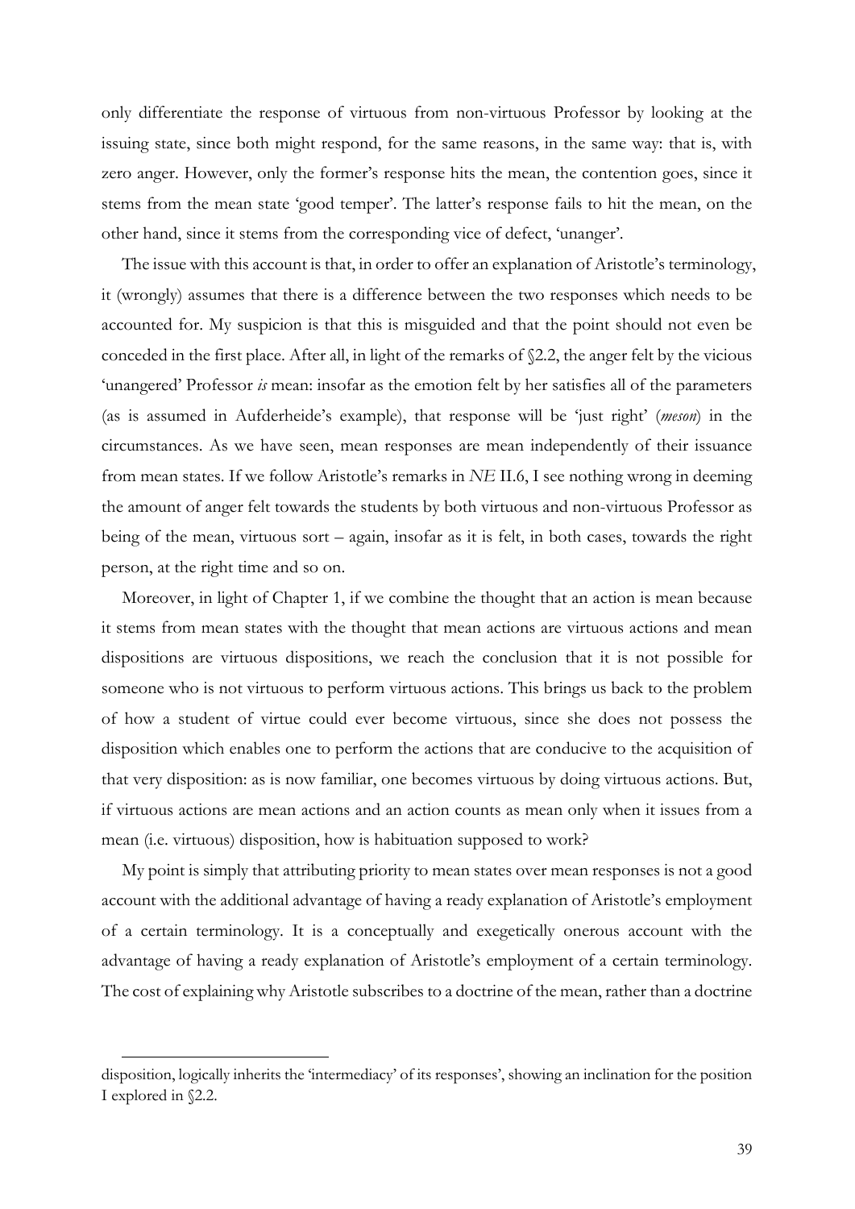only differentiate the response of virtuous from non-virtuous Professor by looking at the issuing state, since both might respond, for the same reasons, in the same way: that is, with zero anger. However, only the former's response hits the mean, the contention goes, since it stems from the mean state 'good temper'. The latter's response fails to hit the mean, on the other hand, since it stems from the corresponding vice of defect, 'unanger'.

The issue with this account is that, in order to offer an explanation of Aristotle's terminology, it (wrongly) assumes that there is a difference between the two responses which needs to be accounted for. My suspicion is that this is misguided and that the point should not even be conceded in the first place. After all, in light of the remarks of §2.2, the anger felt by the vicious 'unangered' Professor *is* mean: insofar as the emotion felt by her satisfies all of the parameters (as is assumed in Aufderheide's example), that response will be 'just right' (*meson*) in the circumstances. As we have seen, mean responses are mean independently of their issuance from mean states. If we follow Aristotle's remarks in *NE* II.6, I see nothing wrong in deeming the amount of anger felt towards the students by both virtuous and non-virtuous Professor as being of the mean, virtuous sort – again, insofar as it is felt, in both cases, towards the right person, at the right time and so on.

Moreover, in light of Chapter 1, if we combine the thought that an action is mean because it stems from mean states with the thought that mean actions are virtuous actions and mean dispositions are virtuous dispositions, we reach the conclusion that it is not possible for someone who is not virtuous to perform virtuous actions. This brings us back to the problem of how a student of virtue could ever become virtuous, since she does not possess the disposition which enables one to perform the actions that are conducive to the acquisition of that very disposition: as is now familiar, one becomes virtuous by doing virtuous actions. But, if virtuous actions are mean actions and an action counts as mean only when it issues from a mean (i.e. virtuous) disposition, how is habituation supposed to work?

My point is simply that attributing priority to mean states over mean responses is not a good account with the additional advantage of having a ready explanation of Aristotle's employment of a certain terminology. It is a conceptually and exegetically onerous account with the advantage of having a ready explanation of Aristotle's employment of a certain terminology. The cost of explaining why Aristotle subscribes to a doctrine of the mean, rather than a doctrine

---

disposition, logically inherits the 'intermediacy' of its responses', showing an inclination for the position I explored in §2.2.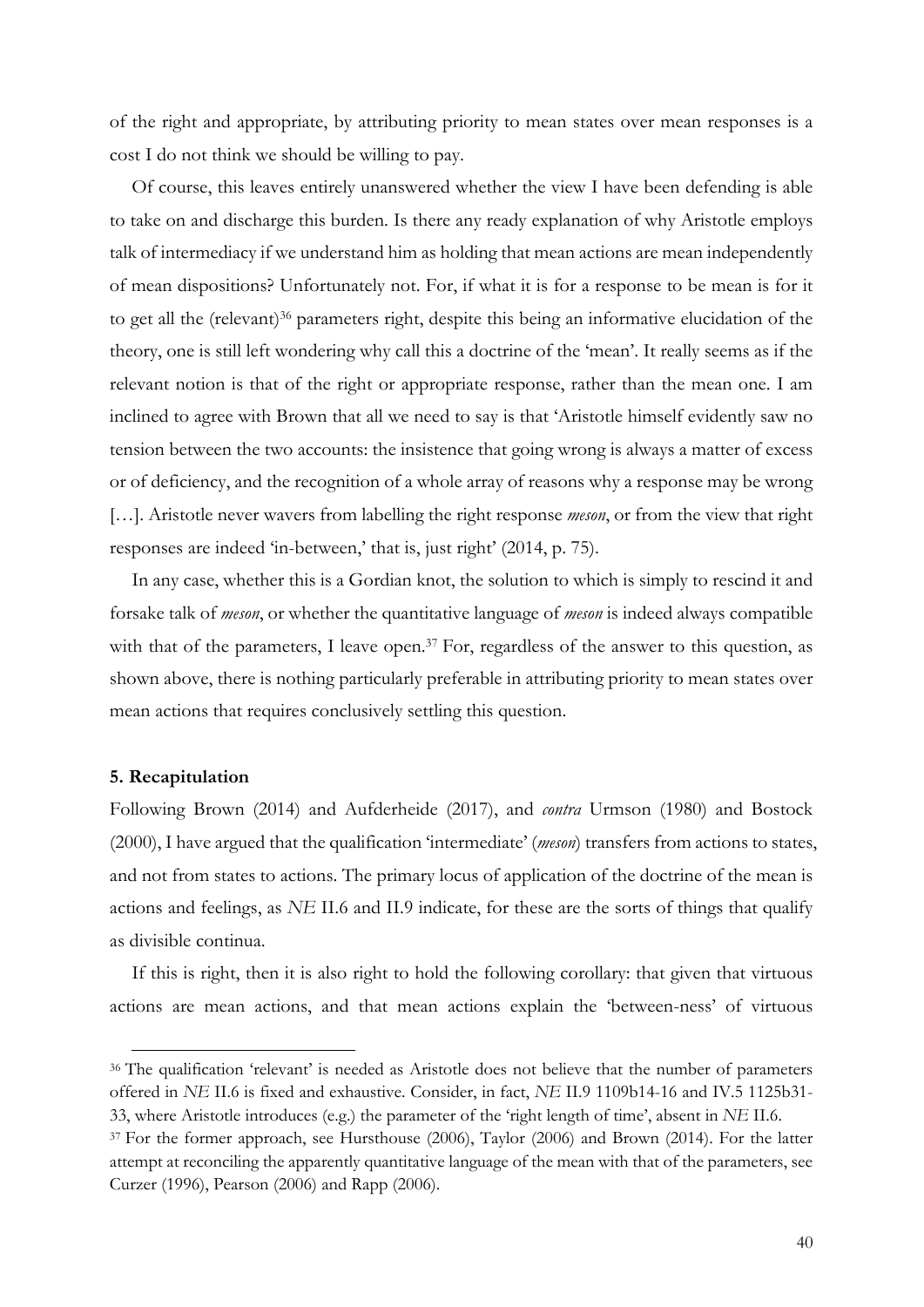of the right and appropriate, by attributing priority to mean states over mean responses is a cost I do not think we should be willing to pay.

Of course, this leaves entirely unanswered whether the view I have been defending is able to take on and discharge this burden. Is there any ready explanation of why Aristotle employs talk of intermediacy if we understand him as holding that mean actions are mean independently of mean dispositions? Unfortunately not. For, if what it is for a response to be mean is for it to get all the (relevant)[36] parameters right, despite this being an informative elucidation of the theory, one is still left wondering why call this a doctrine of the 'mean'. It really seems as if the relevant notion is that of the right or appropriate response, rather than the mean one. I am inclined to agree with Brown that all we need to say is that 'Aristotle himself evidently saw no tension between the two accounts: the insistence that going wrong is always a matter of excess or of deficiency, and the recognition of a whole array of reasons why a response may be wrong […]. Aristotle never wavers from labelling the right response *meson*, or from the view that right responses are indeed 'in-between,' that is, just right' (2014, p. 75).

In any case, whether this is a Gordian knot, the solution to which is simply to rescind it and forsake talk of *meson*, or whether the quantitative language of *meson* is indeed always compatible with that of the parameters, I leave open.[37] For, regardless of the answer to this question, as shown above, there is nothing particularly preferable in attributing priority to mean states over mean actions that requires conclusively settling this question.

## 5. Recapitulation

Following Brown (2014) and Aufderheide (2017), and *contra* Urmson (1980) and Bostock (2000), I have argued that the qualification 'intermediate' (*meson*) transfers from actions to states, and not from states to actions. The primary locus of application of the doctrine of the mean is actions and feelings, as *NE* II.6 and II.9 indicate, for these are the sorts of things that qualify as divisible continua.

If this is right, then it is also right to hold the following corollary: that given that virtuous actions are mean actions, and that mean actions explain the 'between-ness' of virtuous

---

[36] The qualification 'relevant' is needed as Aristotle does not believe that the number of parameters offered in *NE* II.6 is fixed and exhaustive. Consider, in fact, *NE* II.9 1109b14-16 and IV.5 1125b31-33, where Aristotle introduces (e.g.) the parameter of the 'right length of time', absent in *NE* II.6.

[37] For the former approach, see Hursthouse (2006), Taylor (2006) and Brown (2014). For the latter attempt at reconciling the apparently quantitative language of the mean with that of the parameters, see Curzer (1996), Pearson (2006) and Rapp (2006).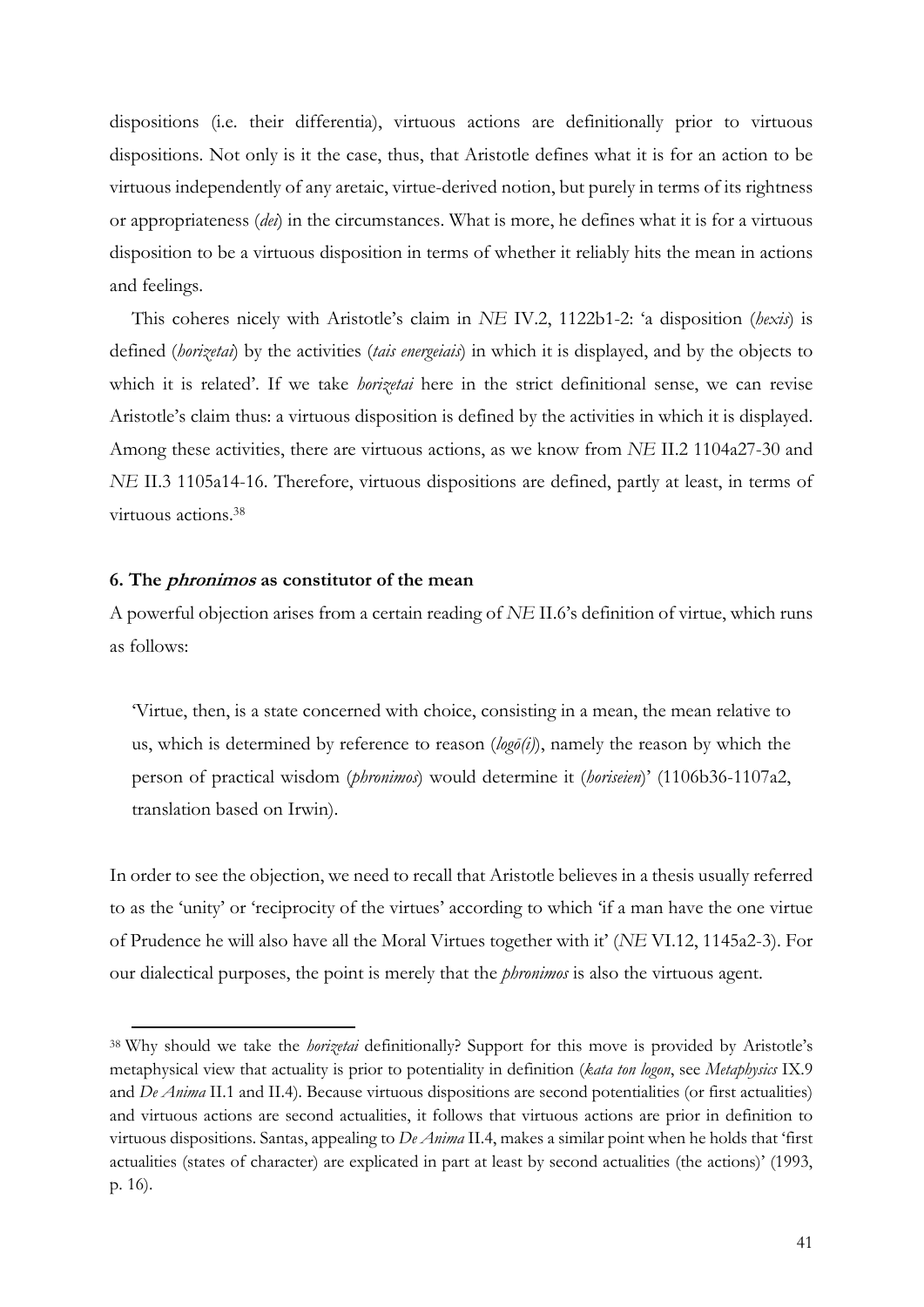dispositions (i.e. their differentia), virtuous actions are definitionally prior to virtuous dispositions. Not only is it the case, thus, that Aristotle defines what it is for an action to be virtuous independently of any aretaic, virtue-derived notion, but purely in terms of its rightness or appropriateness (*dei*) in the circumstances. What is more, he defines what it is for a virtuous disposition to be a virtuous disposition in terms of whether it reliably hits the mean in actions and feelings.

This coheres nicely with Aristotle's claim in *NE* IV.2, 1122b1-2: 'a disposition (*hexis*) is defined (*horizetai*) by the activities (*tais energeiais*) in which it is displayed, and by the objects to which it is related'. If we take *horizetai* here in the strict definitional sense, we can revise Aristotle's claim thus: a virtuous disposition is defined by the activities in which it is displayed. Among these activities, there are virtuous actions, as we know from *NE* II.2 1104a27-30 and *NE* II.3 1105a14-16. Therefore, virtuous dispositions are defined, partly at least, in terms of virtuous actions.[38]

## 6. The *phronimos* as constitutor of the mean

A powerful objection arises from a certain reading of *NE* II.6's definition of virtue, which runs as follows:

> 'Virtue, then, is a state concerned with choice, consisting in a mean, the mean relative to us, which is determined by reference to reason (*logō(i)*), namely the reason by which the person of practical wisdom (*phronimos*) would determine it (*horiseien*)' (1106b36-1107a2, translation based on Irwin).

In order to see the objection, we need to recall that Aristotle believes in a thesis usually referred to as the 'unity' or 'reciprocity of the virtues' according to which 'if a man have the one virtue of Prudence he will also have all the Moral Virtues together with it' (*NE* VI.12, 1145a2-3). For our dialectical purposes, the point is merely that the *phronimos* is also the virtuous agent.

---

[38] Why should we take the *horizetai* definitionally? Support for this move is provided by Aristotle's metaphysical view that actuality is prior to potentiality in definition (*kata ton logon*, see *Metaphysics* IX.9 and *De Anima* II.1 and II.4). Because virtuous dispositions are second potentialities (or first actualities) and virtuous actions are second actualities, it follows that virtuous actions are prior in definition to virtuous dispositions. Santas, appealing to *De Anima* II.4, makes a similar point when he holds that 'first actualities (states of character) are explicated in part at least by second actualities (the actions)' (1993, p. 16).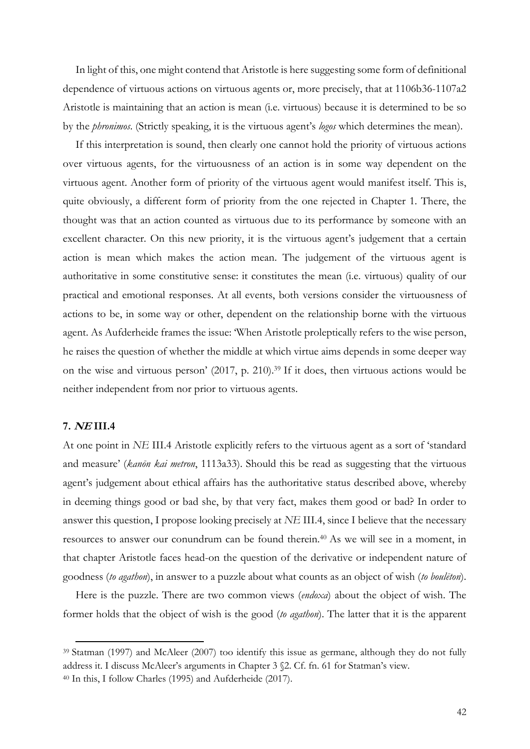In light of this, one might contend that Aristotle is here suggesting some form of definitional dependence of virtuous actions on virtuous agents or, more precisely, that at 1106b36-1107a2 Aristotle is maintaining that an action is mean (i.e. virtuous) because it is determined to be so by the *phronimos*. (Strictly speaking, it is the virtuous agent's *logos* which determines the mean).

If this interpretation is sound, then clearly one cannot hold the priority of virtuous actions over virtuous agents, for the virtuousness of an action is in some way dependent on the virtuous agent. Another form of priority of the virtuous agent would manifest itself. This is, quite obviously, a different form of priority from the one rejected in Chapter 1. There, the thought was that an action counted as virtuous due to its performance by someone with an excellent character. On this new priority, it is the virtuous agent's judgement that a certain action is mean which makes the action mean. The judgement of the virtuous agent is authoritative in some constitutive sense: it constitutes the mean (i.e. virtuous) quality of our practical and emotional responses. At all events, both versions consider the virtuousness of actions to be, in some way or other, dependent on the relationship borne with the virtuous agent. As Aufderheide frames the issue: 'When Aristotle proleptically refers to the wise person, he raises the question of whether the middle at which virtue aims depends in some deeper way on the wise and virtuous person' (2017, p. 210).[39] If it does, then virtuous actions would be neither independent from nor prior to virtuous agents.

### 7. *NE* III.4

At one point in *NE* III.4 Aristotle explicitly refers to the virtuous agent as a sort of 'standard and measure' (*kanōn kai metron*, 1113a33). Should this be read as suggesting that the virtuous agent's judgement about ethical affairs has the authoritative status described above, whereby in deeming things good or bad she, by that very fact, makes them good or bad? In order to answer this question, I propose looking precisely at *NE* III.4, since I believe that the necessary resources to answer our conundrum can be found therein.[40] As we will see in a moment, in that chapter Aristotle faces head-on the question of the derivative or independent nature of goodness (*to agathon*), in answer to a puzzle about what counts as an object of wish (*to boulēton*).

Here is the puzzle. There are two common views (*endoxa*) about the object of wish. The former holds that the object of wish is the good (*to agathon*). The latter that it is the apparent

---

[39] Statman (1997) and McAleer (2007) too identify this issue as germane, although they do not fully address it. I discuss McAleer's arguments in Chapter 3 §2. Cf. fn. 61 for Statman's view.

[40] In this, I follow Charles (1995) and Aufderheide (2017).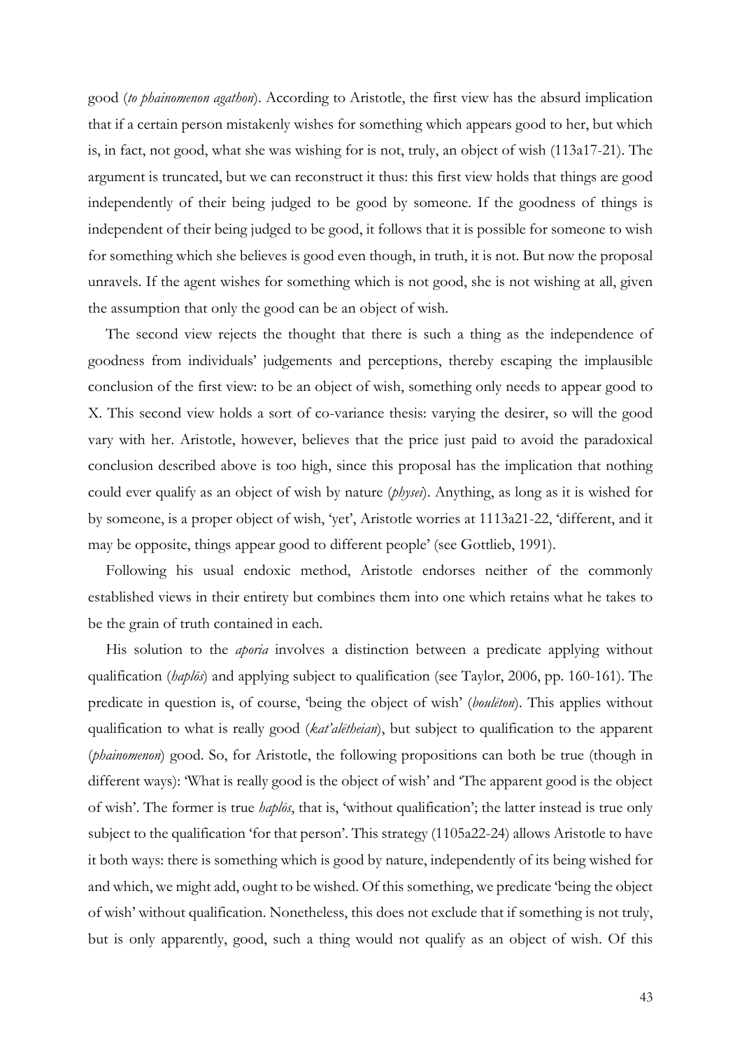good (*to phainomenon agathon*). According to Aristotle, the first view has the absurd implication that if a certain person mistakenly wishes for something which appears good to her, but which is, in fact, not good, what she was wishing for is not, truly, an object of wish (113a17-21). The argument is truncated, but we can reconstruct it thus: this first view holds that things are good independently of their being judged to be good by someone. If the goodness of things is independent of their being judged to be good, it follows that it is possible for someone to wish for something which she believes is good even though, in truth, it is not. But now the proposal unravels. If the agent wishes for something which is not good, she is not wishing at all, given the assumption that only the good can be an object of wish.

The second view rejects the thought that there is such a thing as the independence of goodness from individuals' judgements and perceptions, thereby escaping the implausible conclusion of the first view: to be an object of wish, something only needs to appear good to X. This second view holds a sort of co-variance thesis: varying the desirer, so will the good vary with her. Aristotle, however, believes that the price just paid to avoid the paradoxical conclusion described above is too high, since this proposal has the implication that nothing could ever qualify as an object of wish by nature (*physei*). Anything, as long as it is wished for by someone, is a proper object of wish, 'yet', Aristotle worries at 1113a21-22, 'different, and it may be opposite, things appear good to different people' (see Gottlieb, 1991).

Following his usual endoxic method, Aristotle endorses neither of the commonly established views in their entirety but combines them into one which retains what he takes to be the grain of truth contained in each.

His solution to the *aporia* involves a distinction between a predicate applying without qualification (*haplōs*) and applying subject to qualification (see Taylor, 2006, pp. 160-161). The predicate in question is, of course, 'being the object of wish' (*boulēton*). This applies without qualification to what is really good (*kat'alētheian*), but subject to qualification to the apparent (*phainomenon*) good. So, for Aristotle, the following propositions can both be true (though in different ways): 'What is really good is the object of wish' and 'The apparent good is the object of wish'. The former is true *haplōs*, that is, 'without qualification'; the latter instead is true only subject to the qualification 'for that person'. This strategy (1105a22-24) allows Aristotle to have it both ways: there is something which is good by nature, independently of its being wished for and which, we might add, ought to be wished. Of this something, we predicate 'being the object of wish' without qualification. Nonetheless, this does not exclude that if something is not truly, but is only apparently, good, such a thing would not qualify as an object of wish. Of this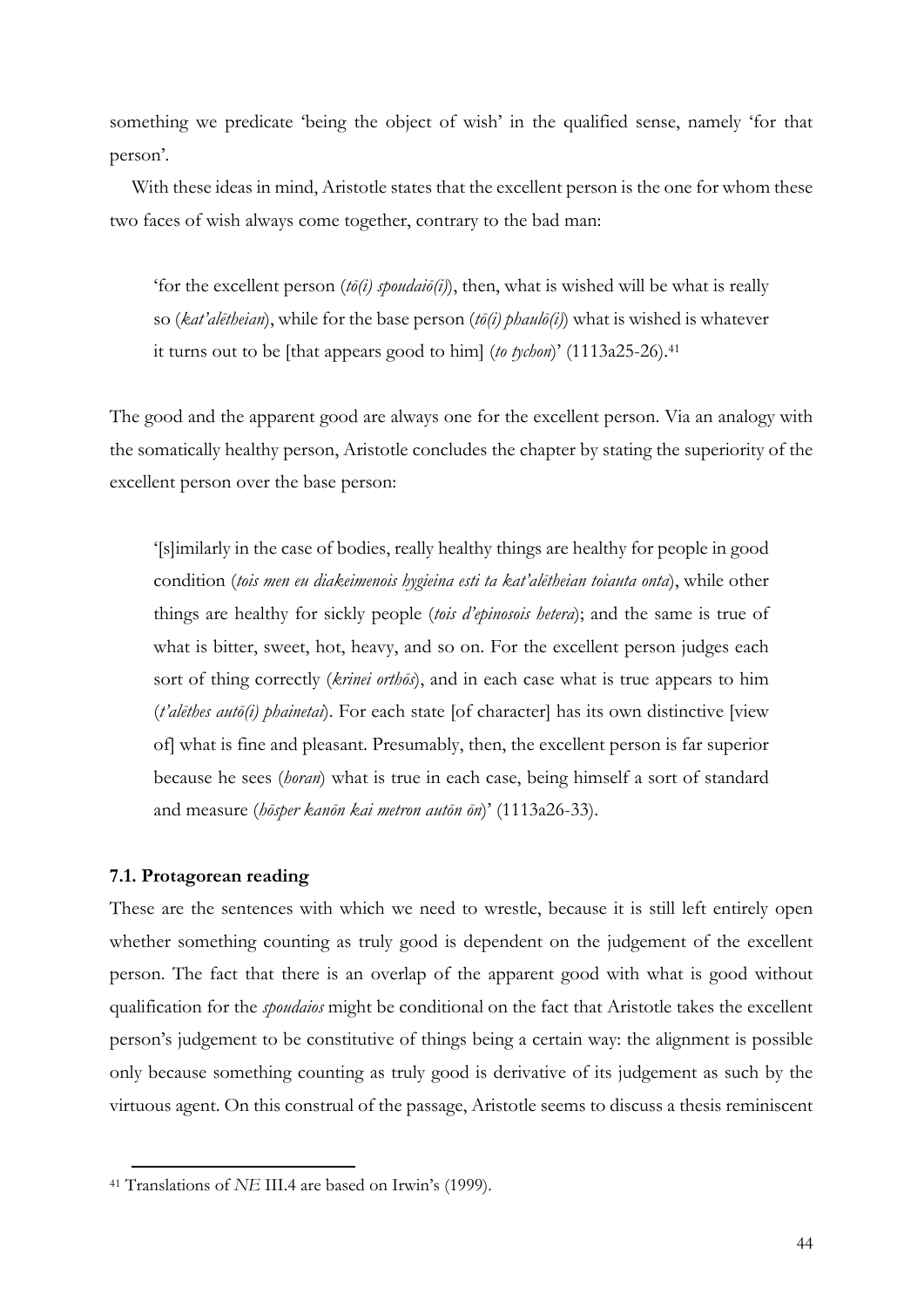something we predicate 'being the object of wish' in the qualified sense, namely 'for that person'.

With these ideas in mind, Aristotle states that the excellent person is the one for whom these two faces of wish always come together, contrary to the bad man:

> 'for the excellent person (*tō(i) spoudaiō(i)*), then, what is wished will be what is really so (*kat'alētheian*), while for the base person (*tō(i) phaulō(i)*) what is wished is whatever it turns out to be [that appears good to him] (*to tychon*)' (1113a25-26).[41]

The good and the apparent good are always one for the excellent person. Via an analogy with the somatically healthy person, Aristotle concludes the chapter by stating the superiority of the excellent person over the base person:

> '[s]imilarly in the case of bodies, really healthy things are healthy for people in good condition (*tois men eu diakeimenois hygieina esti ta kat'alētheian toiauta onta*), while other things are healthy for sickly people (*tois d'epinosois hetera*); and the same is true of what is bitter, sweet, hot, heavy, and so on. For the excellent person judges each sort of thing correctly (*krinei orthōs*), and in each case what is true appears to him (*t'alēthes autō(i) phainetai*). For each state [of character] has its own distinctive [view of] what is fine and pleasant. Presumably, then, the excellent person is far superior because he sees (*horan*) what is true in each case, being himself a sort of standard and measure (*hōsper kanōn kai metron autōn ōn*)' (1113a26-33).

### 7.1. Protagorean reading

These are the sentences with which we need to wrestle, because it is still left entirely open whether something counting as truly good is dependent on the judgement of the excellent person. The fact that there is an overlap of the apparent good with what is good without qualification for the *spoudaios* might be conditional on the fact that Aristotle takes the excellent person's judgement to be constitutive of things being a certain way: the alignment is possible only because something counting as truly good is derivative of its judgement as such by the virtuous agent. On this construal of the passage, Aristotle seems to discuss a thesis reminiscent

---

[41] Translations of *NE* III.4 are based on Irwin's (1999).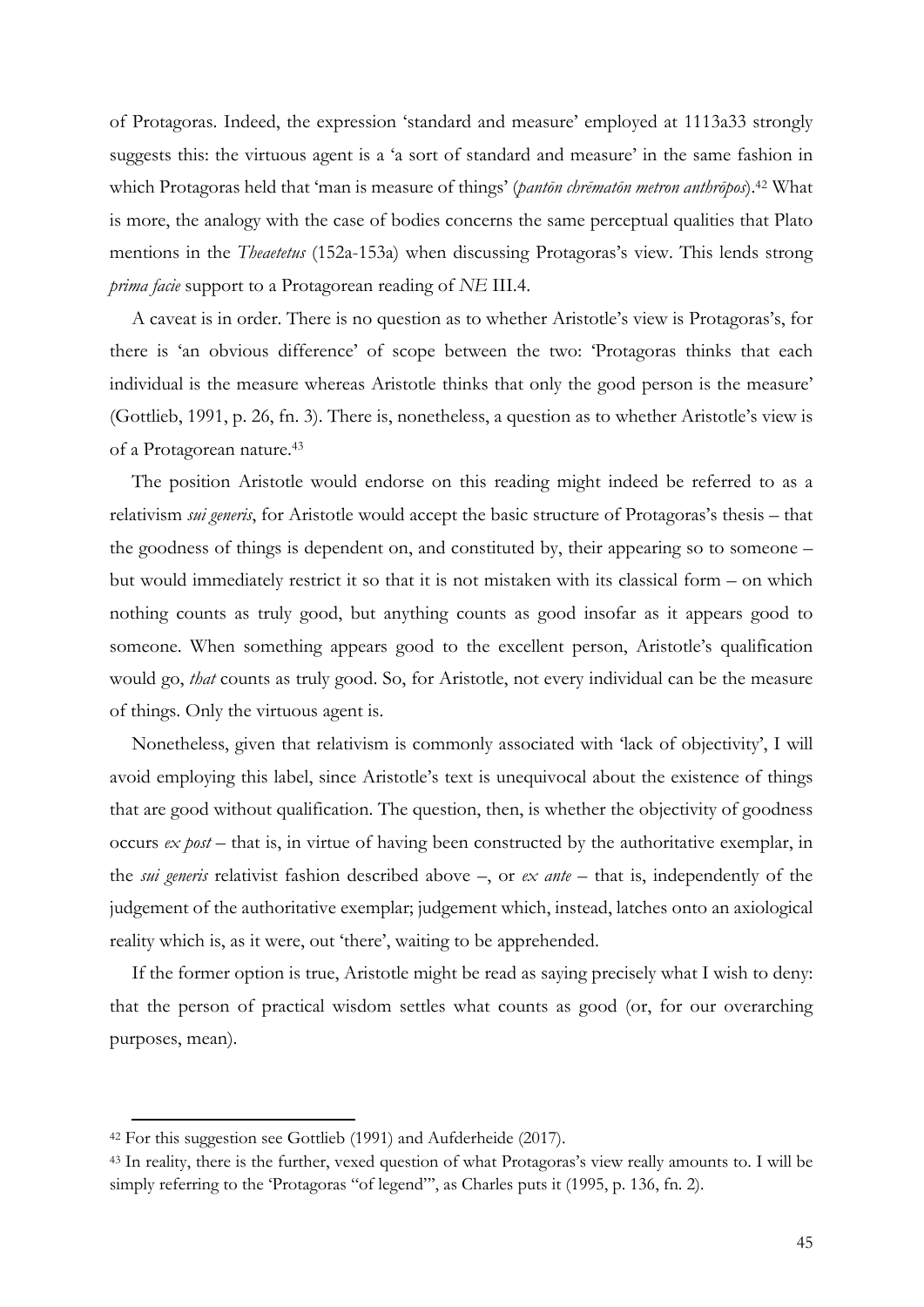of Protagoras. Indeed, the expression 'standard and measure' employed at 1113a33 strongly suggests this: the virtuous agent is a 'a sort of standard and measure' in the same fashion in which Protagoras held that 'man is measure of things' (*pantōn chrēmatōn metron anthrōpos*).[42] What is more, the analogy with the case of bodies concerns the same perceptual qualities that Plato mentions in the *Theaetetus* (152a-153a) when discussing Protagoras's view. This lends strong *prima facie* support to a Protagorean reading of *NE* III.4.

A caveat is in order. There is no question as to whether Aristotle's view is Protagoras's, for there is 'an obvious difference' of scope between the two: 'Protagoras thinks that each individual is the measure whereas Aristotle thinks that only the good person is the measure' (Gottlieb, 1991, p. 26, fn. 3). There is, nonetheless, a question as to whether Aristotle's view is of a Protagorean nature.[43]

The position Aristotle would endorse on this reading might indeed be referred to as a relativism *sui generis*, for Aristotle would accept the basic structure of Protagoras's thesis – that the goodness of things is dependent on, and constituted by, their appearing so to someone – but would immediately restrict it so that it is not mistaken with its classical form – on which nothing counts as truly good, but anything counts as good insofar as it appears good to someone. When something appears good to the excellent person, Aristotle's qualification would go, *that* counts as truly good. So, for Aristotle, not every individual can be the measure of things. Only the virtuous agent is.

Nonetheless, given that relativism is commonly associated with 'lack of objectivity', I will avoid employing this label, since Aristotle's text is unequivocal about the existence of things that are good without qualification. The question, then, is whether the objectivity of goodness occurs *ex post* – that is, in virtue of having been constructed by the authoritative exemplar, in the *sui generis* relativist fashion described above –, or *ex ante* – that is, independently of the judgement of the authoritative exemplar; judgement which, instead, latches onto an axiological reality which is, as it were, out 'there', waiting to be apprehended.

If the former option is true, Aristotle might be read as saying precisely what I wish to deny: that the person of practical wisdom settles what counts as good (or, for our overarching purposes, mean).

---

[42] For this suggestion see Gottlieb (1991) and Aufderheide (2017).

[43] In reality, there is the further, vexed question of what Protagoras's view really amounts to. I will be simply referring to the 'Protagoras "of legend"', as Charles puts it (1995, p. 136, fn. 2).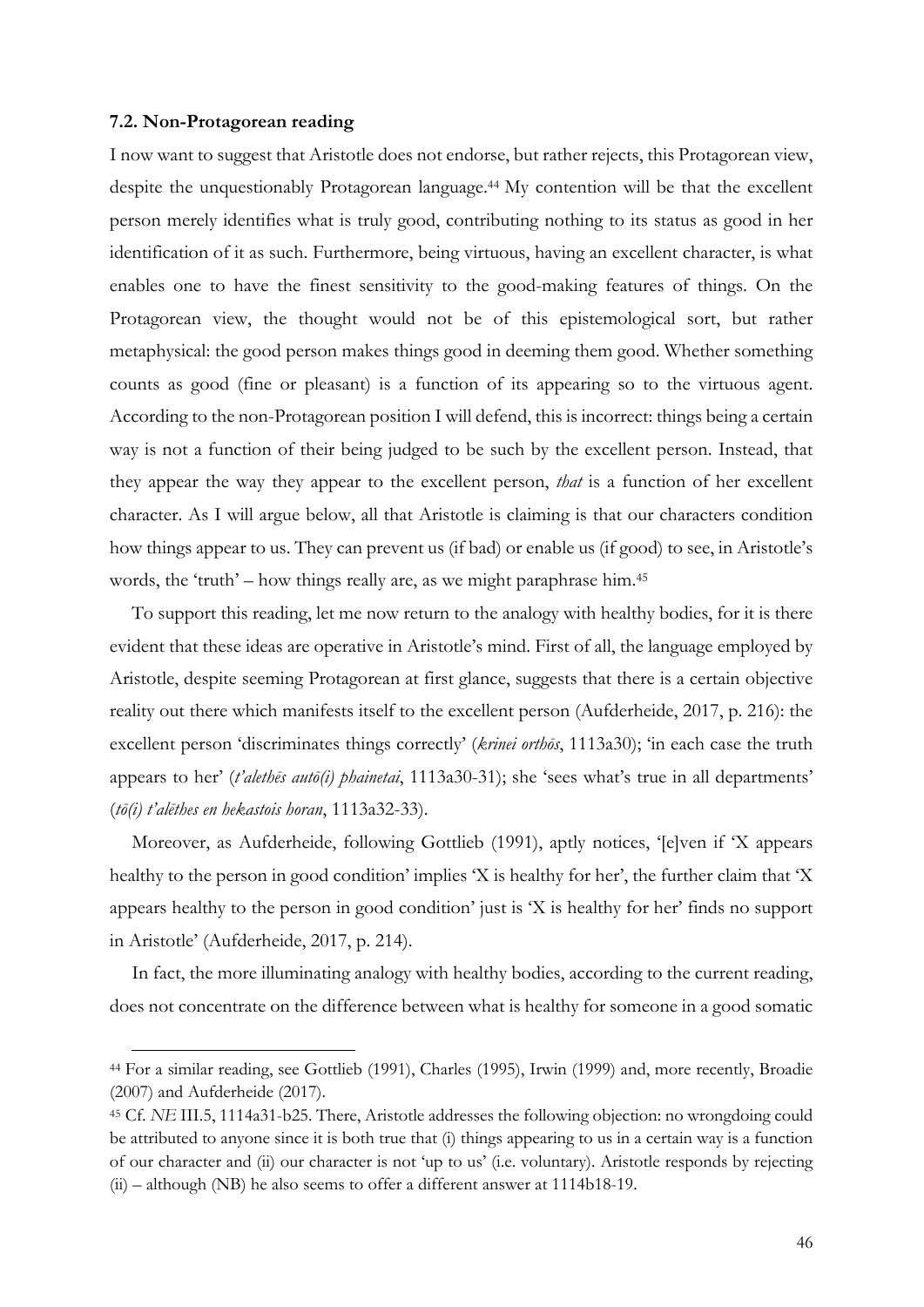### 7.2. Non-Protagorean reading

I now want to suggest that Aristotle does not endorse, but rather rejects, this Protagorean view, despite the unquestionably Protagorean language.[44] My contention will be that the excellent person merely identifies what is truly good, contributing nothing to its status as good in her identification of it as such. Furthermore, being virtuous, having an excellent character, is what enables one to have the finest sensitivity to the good-making features of things. On the Protagorean view, the thought would not be of this epistemological sort, but rather metaphysical: the good person makes things good in deeming them good. Whether something counts as good (fine or pleasant) is a function of its appearing so to the virtuous agent. According to the non-Protagorean position I will defend, this is incorrect: things being a certain way is not a function of their being judged to be such by the excellent person. Instead, that they appear the way they appear to the excellent person, *that* is a function of her excellent character. As I will argue below, all that Aristotle is claiming is that our characters condition how things appear to us. They can prevent us (if bad) or enable us (if good) to see, in Aristotle's words, the 'truth' – how things really are, as we might paraphrase him.[45]

To support this reading, let me now return to the analogy with healthy bodies, for it is there evident that these ideas are operative in Aristotle's mind. First of all, the language employed by Aristotle, despite seeming Protagorean at first glance, suggests that there is a certain objective reality out there which manifests itself to the excellent person (Aufderheide, 2017, p. 216): the excellent person 'discriminates things correctly' (*krinei orthōs*, 1113a30); 'in each case the truth appears to her' (*t'alethēs autō(i) phainetai*, 1113a30-31); she 'sees what's true in all departments' (*tō(i) t'alēthes en hekastois horan*, 1113a32-33).

Moreover, as Aufderheide, following Gottlieb (1991), aptly notices, '[e]ven if 'X appears healthy to the person in good condition' implies 'X is healthy for her', the further claim that 'X appears healthy to the person in good condition' just is 'X is healthy for her' finds no support in Aristotle' (Aufderheide, 2017, p. 214).

In fact, the more illuminating analogy with healthy bodies, according to the current reading, does not concentrate on the difference between what is healthy for someone in a good somatic

---

[44] For a similar reading, see Gottlieb (1991), Charles (1995), Irwin (1999) and, more recently, Broadie (2007) and Aufderheide (2017).

[45] Cf. *NE* III.5, 1114a31-b25. There, Aristotle addresses the following objection: no wrongdoing could be attributed to anyone since it is both true that (i) things appearing to us in a certain way is a function of our character and (ii) our character is not 'up to us' (i.e. voluntary). Aristotle responds by rejecting (ii) – although (NB) he also seems to offer a different answer at 1114b18-19.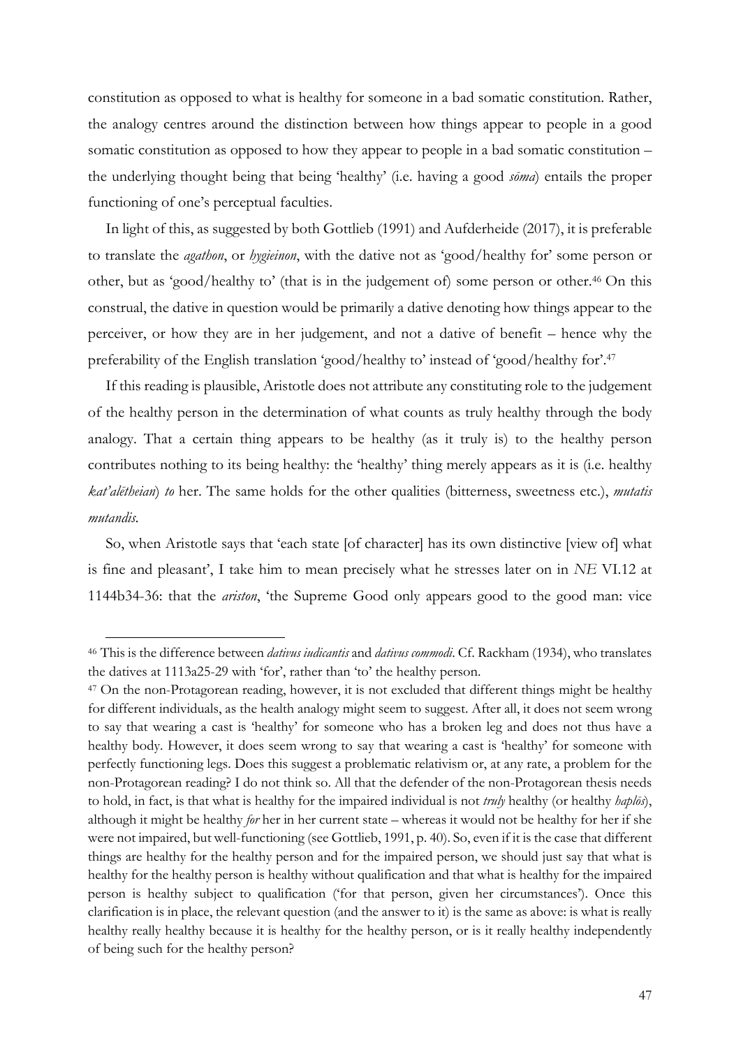constitution as opposed to what is healthy for someone in a bad somatic constitution. Rather, the analogy centres around the distinction between how things appear to people in a good somatic constitution as opposed to how they appear to people in a bad somatic constitution – the underlying thought being that being 'healthy' (i.e. having a good *sōma*) entails the proper functioning of one's perceptual faculties.

In light of this, as suggested by both Gottlieb (1991) and Aufderheide (2017), it is preferable to translate the *agathon*, or *hygieinon*, with the dative not as 'good/healthy for' some person or other, but as 'good/healthy to' (that is in the judgement of) some person or other.[46] On this construal, the dative in question would be primarily a dative denoting how things appear to the perceiver, or how they are in her judgement, and not a dative of benefit – hence why the preferability of the English translation 'good/healthy to' instead of 'good/healthy for'.[47]

If this reading is plausible, Aristotle does not attribute any constituting role to the judgement of the healthy person in the determination of what counts as truly healthy through the body analogy. That a certain thing appears to be healthy (as it truly is) to the healthy person contributes nothing to its being healthy: the 'healthy' thing merely appears as it is (i.e. healthy *kat'alētheian*) *to* her. The same holds for the other qualities (bitterness, sweetness etc.), *mutatis mutandis*.

So, when Aristotle says that 'each state [of character] has its own distinctive [view of] what is fine and pleasant', I take him to mean precisely what he stresses later on in *NE* VI.12 at 1144b34-36: that the *ariston*, 'the Supreme Good only appears good to the good man: vice

---

[46] This is the difference between *dativus iudicantis* and *dativus commodi*. Cf. Rackham (1934), who translates the datives at 1113a25-29 with 'for', rather than 'to' the healthy person.

[47] On the non-Protagorean reading, however, it is not excluded that different things might be healthy for different individuals, as the health analogy might seem to suggest. After all, it does not seem wrong to say that wearing a cast is 'healthy' for someone who has a broken leg and does not thus have a healthy body. However, it does seem wrong to say that wearing a cast is 'healthy' for someone with perfectly functioning legs. Does this suggest a problematic relativism or, at any rate, a problem for the non-Protagorean reading? I do not think so. All that the defender of the non-Protagorean thesis needs to hold, in fact, is that what is healthy for the impaired individual is not *truly* healthy (or healthy *haplōs*), although it might be healthy *for* her in her current state – whereas it would not be healthy for her if she were not impaired, but well-functioning (see Gottlieb, 1991, p. 40). So, even if it is the case that different things are healthy for the healthy person and for the impaired person, we should just say that what is healthy for the healthy person is healthy without qualification and that what is healthy for the impaired person is healthy subject to qualification ('for that person, given her circumstances'). Once this clarification is in place, the relevant question (and the answer to it) is the same as above: is what is really healthy really healthy because it is healthy for the healthy person, or is it really healthy independently of being such for the healthy person?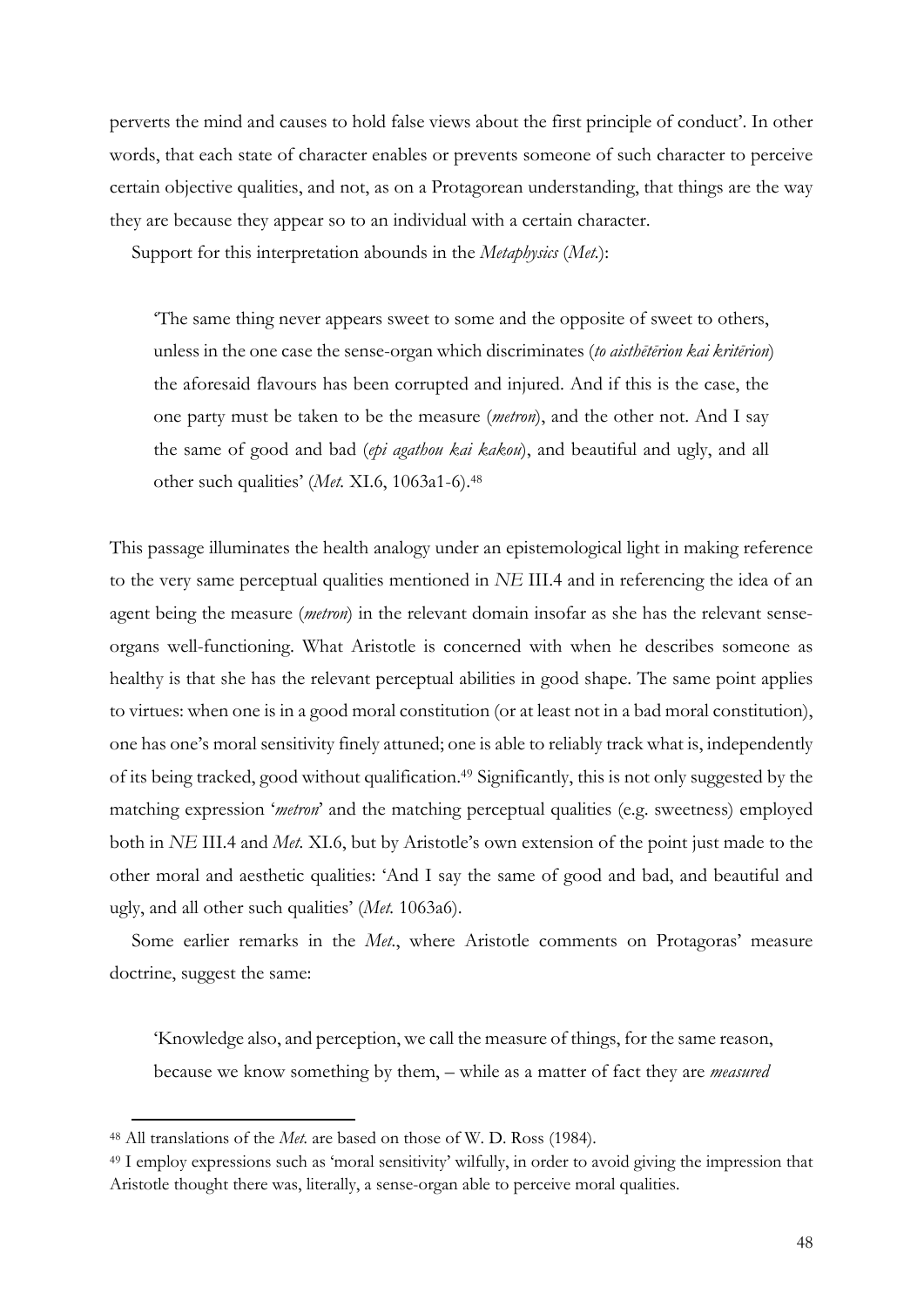perverts the mind and causes to hold false views about the first principle of conduct'. In other words, that each state of character enables or prevents someone of such character to perceive certain objective qualities, and not, as on a Protagorean understanding, that things are the way they are because they appear so to an individual with a certain character.

Support for this interpretation abounds in the *Metaphysics* (*Met.*):

> 'The same thing never appears sweet to some and the opposite of sweet to others, unless in the one case the sense-organ which discriminates (*to aisthētērion kai kritērion*) the aforesaid flavours has been corrupted and injured. And if this is the case, the one party must be taken to be the measure (*metron*), and the other not. And I say the same of good and bad (*epi agathou kai kakou*), and beautiful and ugly, and all other such qualities' (*Met.* XI.6, 1063a1-6).[48]

This passage illuminates the health analogy under an epistemological light in making reference to the very same perceptual qualities mentioned in *NE* III.4 and in referencing the idea of an agent being the measure (*metron*) in the relevant domain insofar as she has the relevant sense-organs well-functioning. What Aristotle is concerned with when he describes someone as healthy is that she has the relevant perceptual abilities in good shape. The same point applies to virtues: when one is in a good moral constitution (or at least not in a bad moral constitution), one has one's moral sensitivity finely attuned; one is able to reliably track what is, independently of its being tracked, good without qualification.[49] Significantly, this is not only suggested by the matching expression '*metron*' and the matching perceptual qualities (e.g. sweetness) employed both in *NE* III.4 and *Met.* XI.6, but by Aristotle's own extension of the point just made to the other moral and aesthetic qualities: 'And I say the same of good and bad, and beautiful and ugly, and all other such qualities' (*Met.* 1063a6).

Some earlier remarks in the *Met.*, where Aristotle comments on Protagoras' measure doctrine, suggest the same:

> 'Knowledge also, and perception, we call the measure of things, for the same reason, because we know something by them, – while as a matter of fact they are *measured*

---

[48] All translations of the *Met.* are based on those of W. D. Ross (1984).

[49] I employ expressions such as 'moral sensitivity' wilfully, in order to avoid giving the impression that Aristotle thought there was, literally, a sense-organ able to perceive moral qualities.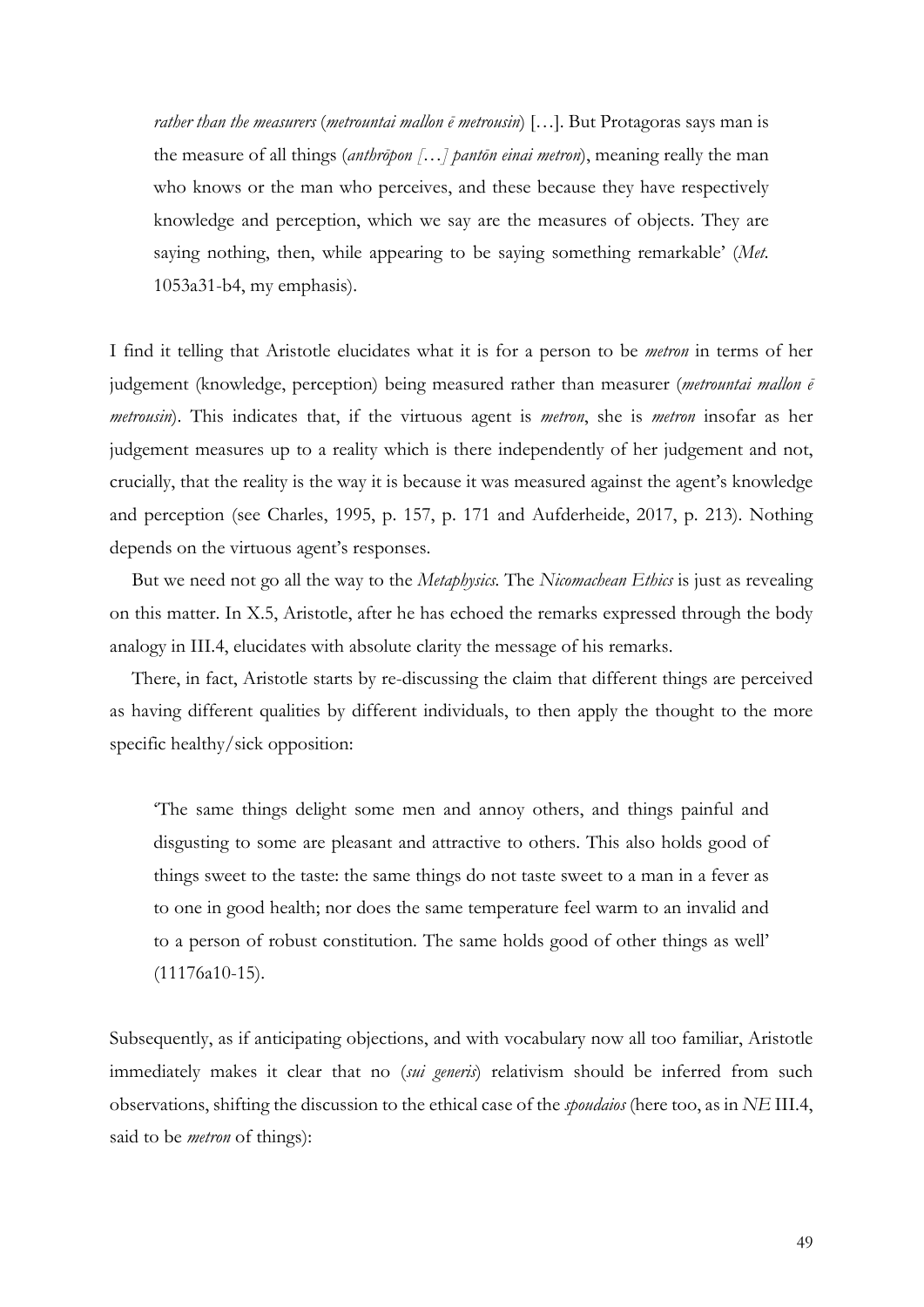> *rather than the measurers* (*metrountai mallon ē metrousin*) […]. But Protagoras says man is the measure of all things (*anthrōpon […] pantōn einai metron*), meaning really the man who knows or the man who perceives, and these because they have respectively knowledge and perception, which we say are the measures of objects. They are saying nothing, then, while appearing to be saying something remarkable' (*Met.* 1053a31-b4, my emphasis).

I find it telling that Aristotle elucidates what it is for a person to be *metron* in terms of her judgement (knowledge, perception) being measured rather than measurer (*metrountai mallon ē metrousin*). This indicates that, if the virtuous agent is *metron*, she is *metron* insofar as her judgement measures up to a reality which is there independently of her judgement and not, crucially, that the reality is the way it is because it was measured against the agent's knowledge and perception (see Charles, 1995, p. 157, p. 171 and Aufderheide, 2017, p. 213). Nothing depends on the virtuous agent's responses.

But we need not go all the way to the *Metaphysics*. The *Nicomachean Ethics* is just as revealing on this matter. In X.5, Aristotle, after he has echoed the remarks expressed through the body analogy in III.4, elucidates with absolute clarity the message of his remarks.

There, in fact, Aristotle starts by re-discussing the claim that different things are perceived as having different qualities by different individuals, to then apply the thought to the more specific healthy/sick opposition:

> 'The same things delight some men and annoy others, and things painful and disgusting to some are pleasant and attractive to others. This also holds good of things sweet to the taste: the same things do not taste sweet to a man in a fever as to one in good health; nor does the same temperature feel warm to an invalid and to a person of robust constitution. The same holds good of other things as well' (11176a10-15).

Subsequently, as if anticipating objections, and with vocabulary now all too familiar, Aristotle immediately makes it clear that no (*sui generis*) relativism should be inferred from such observations, shifting the discussion to the ethical case of the *spoudaios* (here too, as in *NE* III.4, said to be *metron* of things):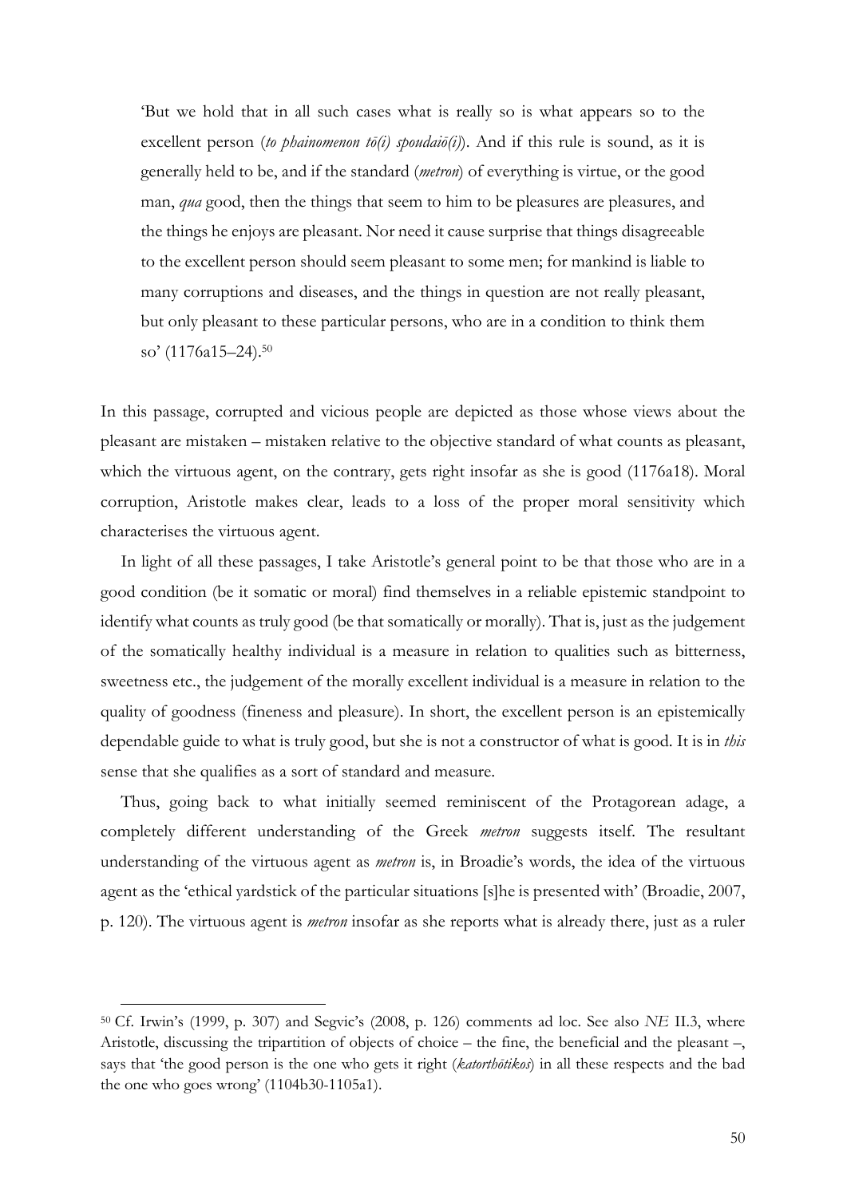> 'But we hold that in all such cases what is really so is what appears so to the excellent person (*to phainomenon tō(i) spoudaiō(i)*). And if this rule is sound, as it is generally held to be, and if the standard (*metron*) of everything is virtue, or the good man, *qua* good, then the things that seem to him to be pleasures are pleasures, and the things he enjoys are pleasant. Nor need it cause surprise that things disagreeable to the excellent person should seem pleasant to some men; for mankind is liable to many corruptions and diseases, and the things in question are not really pleasant, but only pleasant to these particular persons, who are in a condition to think them so' (1176a15–24).[50]

In this passage, corrupted and vicious people are depicted as those whose views about the pleasant are mistaken – mistaken relative to the objective standard of what counts as pleasant, which the virtuous agent, on the contrary, gets right insofar as she is good (1176a18). Moral corruption, Aristotle makes clear, leads to a loss of the proper moral sensitivity which characterises the virtuous agent.

In light of all these passages, I take Aristotle's general point to be that those who are in a good condition (be it somatic or moral) find themselves in a reliable epistemic standpoint to identify what counts as truly good (be that somatically or morally). That is, just as the judgement of the somatically healthy individual is a measure in relation to qualities such as bitterness, sweetness etc., the judgement of the morally excellent individual is a measure in relation to the quality of goodness (fineness and pleasure). In short, the excellent person is an epistemically dependable guide to what is truly good, but she is not a constructor of what is good. It is in *this* sense that she qualifies as a sort of standard and measure.

Thus, going back to what initially seemed reminiscent of the Protagorean adage, a completely different understanding of the Greek *metron* suggests itself. The resultant understanding of the virtuous agent as *metron* is, in Broadie's words, the idea of the virtuous agent as the 'ethical yardstick of the particular situations [s]he is presented with' (Broadie, 2007, p. 120). The virtuous agent is *metron* insofar as she reports what is already there, just as a ruler

---

[50] Cf. Irwin's (1999, p. 307) and Segvic's (2008, p. 126) comments ad loc. See also *NE* II.3, where Aristotle, discussing the tripartition of objects of choice – the fine, the beneficial and the pleasant –, says that 'the good person is the one who gets it right (*katorthōtikos*) in all these respects and the bad the one who goes wrong' (1104b30-1105a1).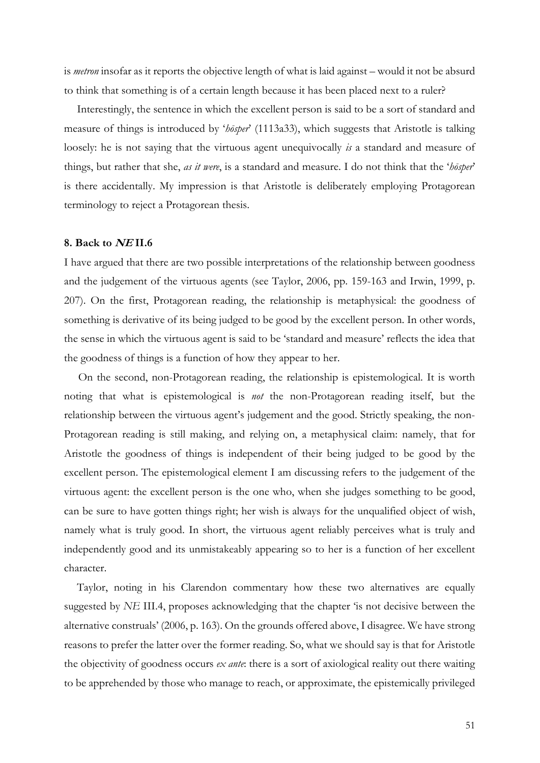is *metron* insofar as it reports the objective length of what is laid against – would it not be absurd to think that something is of a certain length because it has been placed next to a ruler?

Interestingly, the sentence in which the excellent person is said to be a sort of standard and measure of things is introduced by '*hōsper*' (1113a33), which suggests that Aristotle is talking loosely: he is not saying that the virtuous agent unequivocally *is* a standard and measure of things, but rather that she, *as it were*, is a standard and measure. I do not think that the '*hōsper*' is there accidentally. My impression is that Aristotle is deliberately employing Protagorean terminology to reject a Protagorean thesis.

## 8. Back to *NE* II.6

I have argued that there are two possible interpretations of the relationship between goodness and the judgement of the virtuous agents (see Taylor, 2006, pp. 159-163 and Irwin, 1999, p. 207). On the first, Protagorean reading, the relationship is metaphysical: the goodness of something is derivative of its being judged to be good by the excellent person. In other words, the sense in which the virtuous agent is said to be 'standard and measure' reflects the idea that the goodness of things is a function of how they appear to her.

On the second, non-Protagorean reading, the relationship is epistemological. It is worth noting that what is epistemological is *not* the non-Protagorean reading itself, but the relationship between the virtuous agent's judgement and the good. Strictly speaking, the non-Protagorean reading is still making, and relying on, a metaphysical claim: namely, that for Aristotle the goodness of things is independent of their being judged to be good by the excellent person. The epistemological element I am discussing refers to the judgement of the virtuous agent: the excellent person is the one who, when she judges something to be good, can be sure to have gotten things right; her wish is always for the unqualified object of wish, namely what is truly good. In short, the virtuous agent reliably perceives what is truly and independently good and its unmistakeably appearing so to her is a function of her excellent character.

Taylor, noting in his Clarendon commentary how these two alternatives are equally suggested by *NE* III.4, proposes acknowledging that the chapter 'is not decisive between the alternative construals' (2006, p. 163). On the grounds offered above, I disagree. We have strong reasons to prefer the latter over the former reading. So, what we should say is that for Aristotle the objectivity of goodness occurs *ex ante*: there is a sort of axiological reality out there waiting to be apprehended by those who manage to reach, or approximate, the epistemically privileged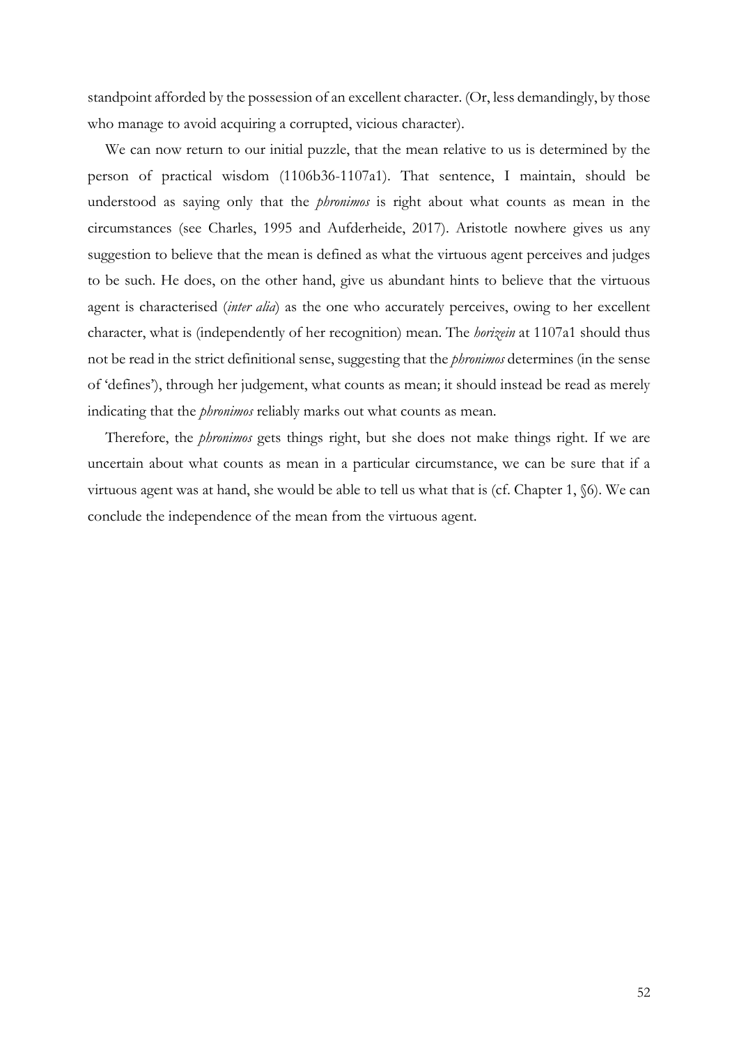standpoint afforded by the possession of an excellent character. (Or, less demandingly, by those who manage to avoid acquiring a corrupted, vicious character).

We can now return to our initial puzzle, that the mean relative to us is determined by the person of practical wisdom (1106b36-1107a1). That sentence, I maintain, should be understood as saying only that the *phronimos* is right about what counts as mean in the circumstances (see Charles, 1995 and Aufderheide, 2017). Aristotle nowhere gives us any suggestion to believe that the mean is defined as what the virtuous agent perceives and judges to be such. He does, on the other hand, give us abundant hints to believe that the virtuous agent is characterised (*inter alia*) as the one who accurately perceives, owing to her excellent character, what is (independently of her recognition) mean. The *horizein* at 1107a1 should thus not be read in the strict definitional sense, suggesting that the *phronimos* determines (in the sense of 'defines'), through her judgement, what counts as mean; it should instead be read as merely indicating that the *phronimos* reliably marks out what counts as mean.

Therefore, the *phronimos* gets things right, but she does not make things right. If we are uncertain about what counts as mean in a particular circumstance, we can be sure that if a virtuous agent was at hand, she would be able to tell us what that is (cf. Chapter 1, §6). We can conclude the independence of the mean from the virtuous agent.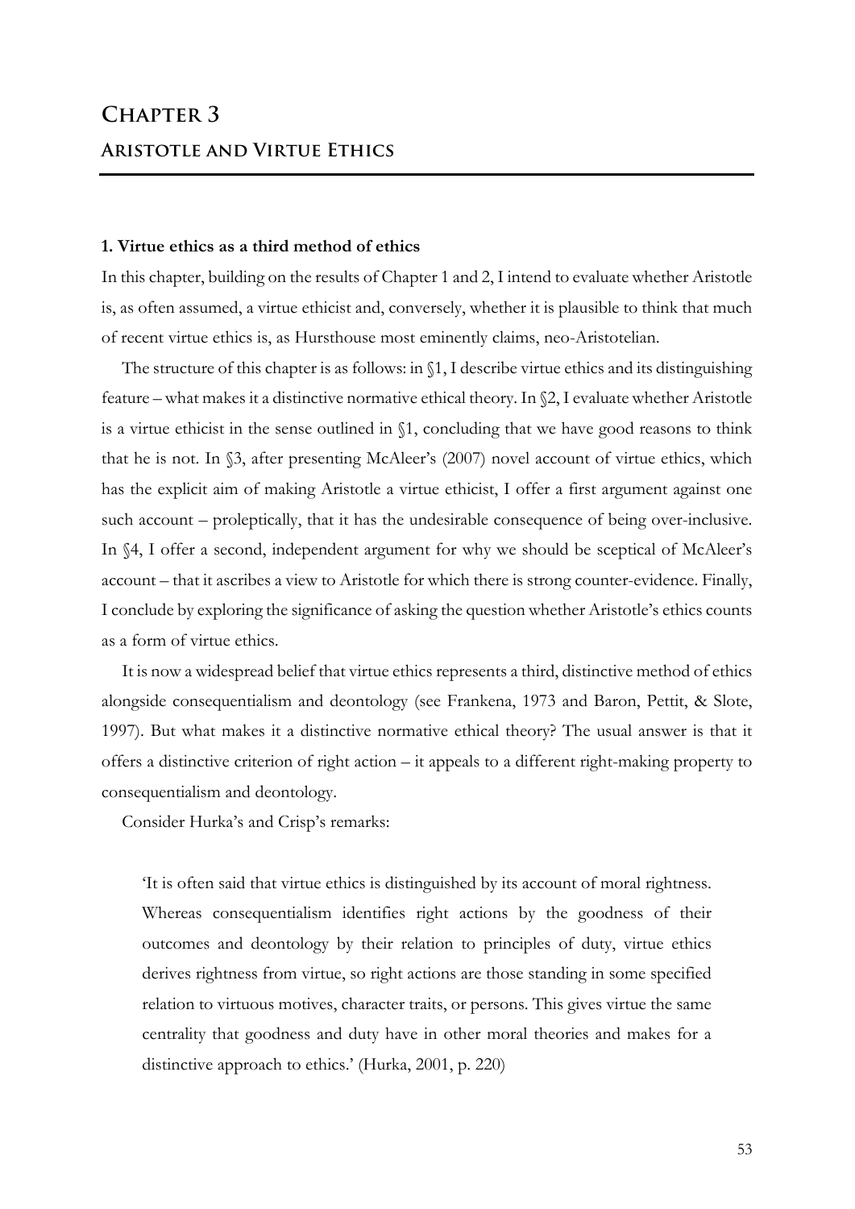# Chapter 3

## Aristotle and Virtue Ethics

### 1. Virtue ethics as a third method of ethics

In this chapter, building on the results of Chapter 1 and 2, I intend to evaluate whether Aristotle is, as often assumed, a virtue ethicist and, conversely, whether it is plausible to think that much of recent virtue ethics is, as Hursthouse most eminently claims, neo-Aristotelian.

The structure of this chapter is as follows: in §1, I describe virtue ethics and its distinguishing feature – what makes it a distinctive normative ethical theory. In §2, I evaluate whether Aristotle is a virtue ethicist in the sense outlined in §1, concluding that we have good reasons to think that he is not. In §3, after presenting McAleer's (2007) novel account of virtue ethics, which has the explicit aim of making Aristotle a virtue ethicist, I offer a first argument against one such account – proleptically, that it has the undesirable consequence of being over-inclusive. In §4, I offer a second, independent argument for why we should be sceptical of McAleer's account – that it ascribes a view to Aristotle for which there is strong counter-evidence. Finally, I conclude by exploring the significance of asking the question whether Aristotle's ethics counts as a form of virtue ethics.

It is now a widespread belief that virtue ethics represents a third, distinctive method of ethics alongside consequentialism and deontology (see Frankena, 1973 and Baron, Pettit, & Slote, 1997). But what makes it a distinctive normative ethical theory? The usual answer is that it offers a distinctive criterion of right action – it appeals to a different right-making property to consequentialism and deontology.

Consider Hurka's and Crisp's remarks:

> 'It is often said that virtue ethics is distinguished by its account of moral rightness. Whereas consequentialism identifies right actions by the goodness of their outcomes and deontology by their relation to principles of duty, virtue ethics derives rightness from virtue, so right actions are those standing in some specified relation to virtuous motives, character traits, or persons. This gives virtue the same centrality that goodness and duty have in other moral theories and makes for a distinctive approach to ethics.' (Hurka, 2001, p. 220)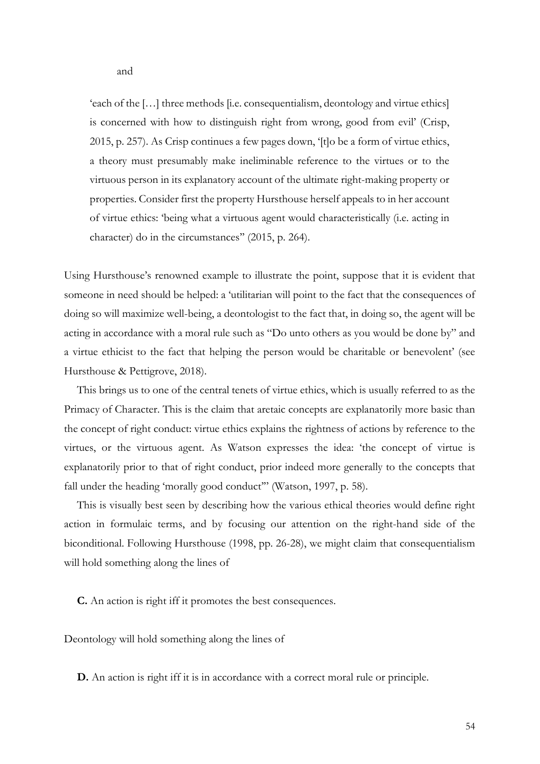and

> 'each of the […] three methods [i.e. consequentialism, deontology and virtue ethics] is concerned with how to distinguish right from wrong, good from evil' (Crisp, 2015, p. 257). As Crisp continues a few pages down, '[t]o be a form of virtue ethics, a theory must presumably make ineliminable reference to the virtues or to the virtuous person in its explanatory account of the ultimate right-making property or properties. Consider first the property Hursthouse herself appeals to in her account of virtue ethics: 'being what a virtuous agent would characteristically (i.e. acting in character) do in the circumstances" (2015, p. 264).

Using Hursthouse's renowned example to illustrate the point, suppose that it is evident that someone in need should be helped: a 'utilitarian will point to the fact that the consequences of doing so will maximize well-being, a deontologist to the fact that, in doing so, the agent will be acting in accordance with a moral rule such as "Do unto others as you would be done by" and a virtue ethicist to the fact that helping the person would be charitable or benevolent' (see Hursthouse & Pettigrove, 2018).

This brings us to one of the central tenets of virtue ethics, which is usually referred to as the Primacy of Character. This is the claim that aretaic concepts are explanatorily more basic than the concept of right conduct: virtue ethics explains the rightness of actions by reference to the virtues, or the virtuous agent. As Watson expresses the idea: 'the concept of virtue is explanatorily prior to that of right conduct, prior indeed more generally to the concepts that fall under the heading 'morally good conduct'" (Watson, 1997, p. 58).

This is visually best seen by describing how the various ethical theories would define right action in formulaic terms, and by focusing our attention on the right-hand side of the biconditional. Following Hursthouse (1998, pp. 26-28), we might claim that consequentialism will hold something along the lines of

**C.** An action is right iff it promotes the best consequences.

Deontology will hold something along the lines of

**D.** An action is right iff it is in accordance with a correct moral rule or principle.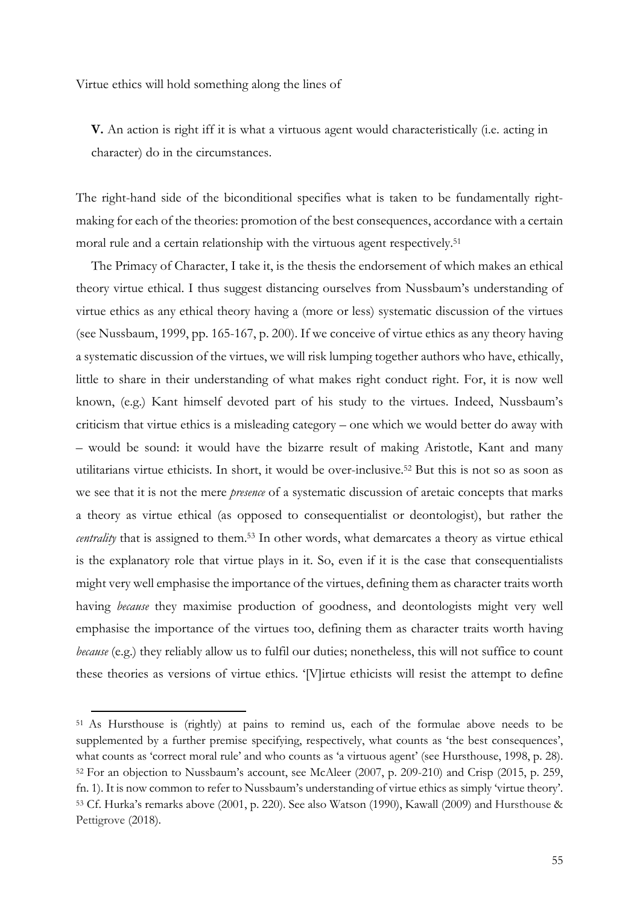Virtue ethics will hold something along the lines of

> **V.** An action is right iff it is what a virtuous agent would characteristically (i.e. acting in character) do in the circumstances.

The right-hand side of the biconditional specifies what is taken to be fundamentally right-making for each of the theories: promotion of the best consequences, accordance with a certain moral rule and a certain relationship with the virtuous agent respectively.[51]

The Primacy of Character, I take it, is the thesis the endorsement of which makes an ethical theory virtue ethical. I thus suggest distancing ourselves from Nussbaum's understanding of virtue ethics as any ethical theory having a (more or less) systematic discussion of the virtues (see Nussbaum, 1999, pp. 165-167, p. 200). If we conceive of virtue ethics as any theory having a systematic discussion of the virtues, we will risk lumping together authors who have, ethically, little to share in their understanding of what makes right conduct right. For, it is now well known, (e.g.) Kant himself devoted part of his study to the virtues. Indeed, Nussbaum's criticism that virtue ethics is a misleading category – one which we would better do away with – would be sound: it would have the bizarre result of making Aristotle, Kant and many utilitarians virtue ethicists. In short, it would be over-inclusive.[52] But this is not so as soon as we see that it is not the mere *presence* of a systematic discussion of aretaic concepts that marks a theory as virtue ethical (as opposed to consequentialist or deontologist), but rather the *centrality* that is assigned to them.[53] In other words, what demarcates a theory as virtue ethical is the explanatory role that virtue plays in it. So, even if it is the case that consequentialists might very well emphasise the importance of the virtues, defining them as character traits worth having *because* they maximise production of goodness, and deontologists might very well emphasise the importance of the virtues too, defining them as character traits worth having *because* (e.g.) they reliably allow us to fulfil our duties; nonetheless, this will not suffice to count these theories as versions of virtue ethics. '[V]irtue ethicists will resist the attempt to define

---

[51] As Hursthouse is (rightly) at pains to remind us, each of the formulae above needs to be supplemented by a further premise specifying, respectively, what counts as 'the best consequences', what counts as 'correct moral rule' and who counts as 'a virtuous agent' (see Hursthouse, 1998, p. 28).

[52] For an objection to Nussbaum's account, see McAleer (2007, p. 209-210) and Crisp (2015, p. 259, fn. 1). It is now common to refer to Nussbaum's understanding of virtue ethics as simply 'virtue theory'.

[53] Cf. Hurka's remarks above (2001, p. 220). See also Watson (1990), Kawall (2009) and Hursthouse & Pettigrove (2018).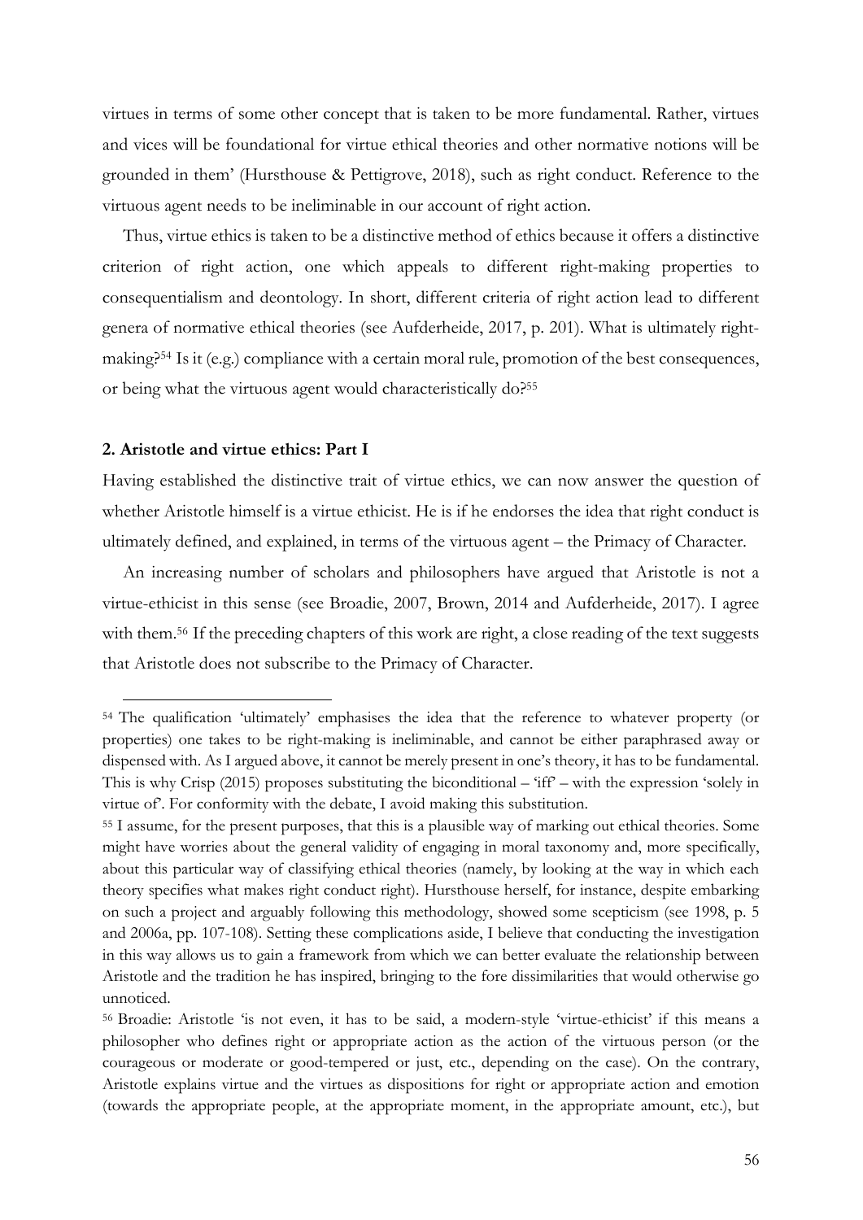virtues in terms of some other concept that is taken to be more fundamental. Rather, virtues and vices will be foundational for virtue ethical theories and other normative notions will be grounded in them' (Hursthouse & Pettigrove, 2018), such as right conduct. Reference to the virtuous agent needs to be ineliminable in our account of right action.

Thus, virtue ethics is taken to be a distinctive method of ethics because it offers a distinctive criterion of right action, one which appeals to different right-making properties to consequentialism and deontology. In short, different criteria of right action lead to different genera of normative ethical theories (see Aufderheide, 2017, p. 201). What is ultimately right-making?[54] Is it (e.g.) compliance with a certain moral rule, promotion of the best consequences, or being what the virtuous agent would characteristically do?[55]

## 2. Aristotle and virtue ethics: Part I

Having established the distinctive trait of virtue ethics, we can now answer the question of whether Aristotle himself is a virtue ethicist. He is if he endorses the idea that right conduct is ultimately defined, and explained, in terms of the virtuous agent – the Primacy of Character.

An increasing number of scholars and philosophers have argued that Aristotle is not a virtue-ethicist in this sense (see Broadie, 2007, Brown, 2014 and Aufderheide, 2017). I agree with them.[56] If the preceding chapters of this work are right, a close reading of the text suggests that Aristotle does not subscribe to the Primacy of Character.

---

[54] The qualification 'ultimately' emphasises the idea that the reference to whatever property (or properties) one takes to be right-making is ineliminable, and cannot be either paraphrased away or dispensed with. As I argued above, it cannot be merely present in one's theory, it has to be fundamental. This is why Crisp (2015) proposes substituting the biconditional – 'iff' – with the expression 'solely in virtue of'. For conformity with the debate, I avoid making this substitution.

[55] I assume, for the present purposes, that this is a plausible way of marking out ethical theories. Some might have worries about the general validity of engaging in moral taxonomy and, more specifically, about this particular way of classifying ethical theories (namely, by looking at the way in which each theory specifies what makes right conduct right). Hursthouse herself, for instance, despite embarking on such a project and arguably following this methodology, showed some scepticism (see 1998, p. 5 and 2006a, pp. 107-108). Setting these complications aside, I believe that conducting the investigation in this way allows us to gain a framework from which we can better evaluate the relationship between Aristotle and the tradition he has inspired, bringing to the fore dissimilarities that would otherwise go unnoticed.

[56] Broadie: Aristotle 'is not even, it has to be said, a modern-style 'virtue-ethicist' if this means a philosopher who defines right or appropriate action as the action of the virtuous person (or the courageous or moderate or good-tempered or just, etc., depending on the case). On the contrary, Aristotle explains virtue and the virtues as dispositions for right or appropriate action and emotion (towards the appropriate people, at the appropriate moment, in the appropriate amount, etc.), but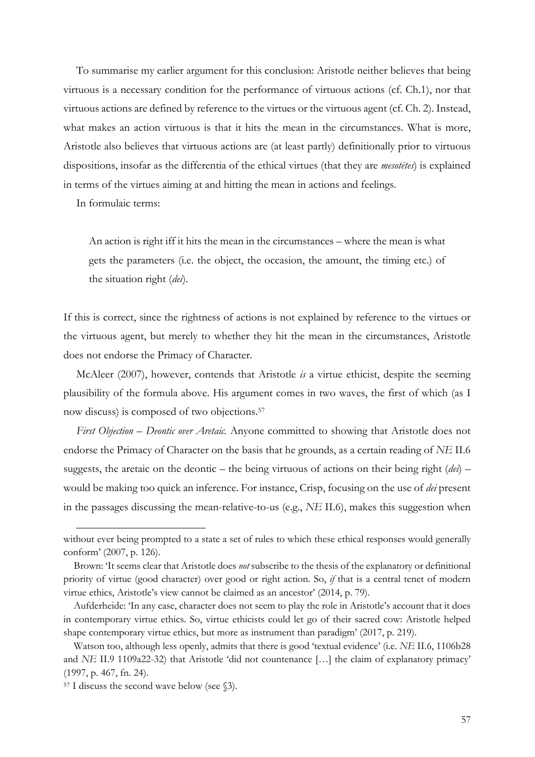To summarise my earlier argument for this conclusion: Aristotle neither believes that being virtuous is a necessary condition for the performance of virtuous actions (cf. Ch.1), nor that virtuous actions are defined by reference to the virtues or the virtuous agent (cf. Ch. 2). Instead, what makes an action virtuous is that it hits the mean in the circumstances. What is more, Aristotle also believes that virtuous actions are (at least partly) definitionally prior to virtuous dispositions, insofar as the differentia of the ethical virtues (that they are *mesotētes*) is explained in terms of the virtues aiming at and hitting the mean in actions and feelings.

In formulaic terms:

> An action is right iff it hits the mean in the circumstances – where the mean is what gets the parameters (i.e. the object, the occasion, the amount, the timing etc.) of the situation right (*dei*).

If this is correct, since the rightness of actions is not explained by reference to the virtues or the virtuous agent, but merely to whether they hit the mean in the circumstances, Aristotle does not endorse the Primacy of Character.

McAleer (2007), however, contends that Aristotle *is* a virtue ethicist, despite the seeming plausibility of the formula above. His argument comes in two waves, the first of which (as I now discuss) is composed of two objections.[57]

*First Objection – Deontic over Aretaic.* Anyone committed to showing that Aristotle does not endorse the Primacy of Character on the basis that he grounds, as a certain reading of *NE* II.6 suggests, the aretaic on the deontic – the being virtuous of actions on their being right (*dei*) – would be making too quick an inference. For instance, Crisp, focusing on the use of *dei* present in the passages discussing the mean-relative-to-us (e.g., *NE* II.6), makes this suggestion when

---

without ever being prompted to a state a set of rules to which these ethical responses would generally conform' (2007, p. 126).

Brown: 'It seems clear that Aristotle does *not* subscribe to the thesis of the explanatory or definitional priority of virtue (good character) over good or right action. So, *if* that is a central tenet of modern virtue ethics, Aristotle's view cannot be claimed as an ancestor' (2014, p. 79).

Aufderheide: 'In any case, character does not seem to play the role in Aristotle's account that it does in contemporary virtue ethics. So, virtue ethicists could let go of their sacred cow: Aristotle helped shape contemporary virtue ethics, but more as instrument than paradigm' (2017, p. 219).

Watson too, although less openly, admits that there is good 'textual evidence' (i.e. *NE* II.6, 1106b28 and *NE* II.9 1109a22-32) that Aristotle 'did not countenance […] the claim of explanatory primacy' (1997, p. 467, fn. 24).

[57] I discuss the second wave below (see §3).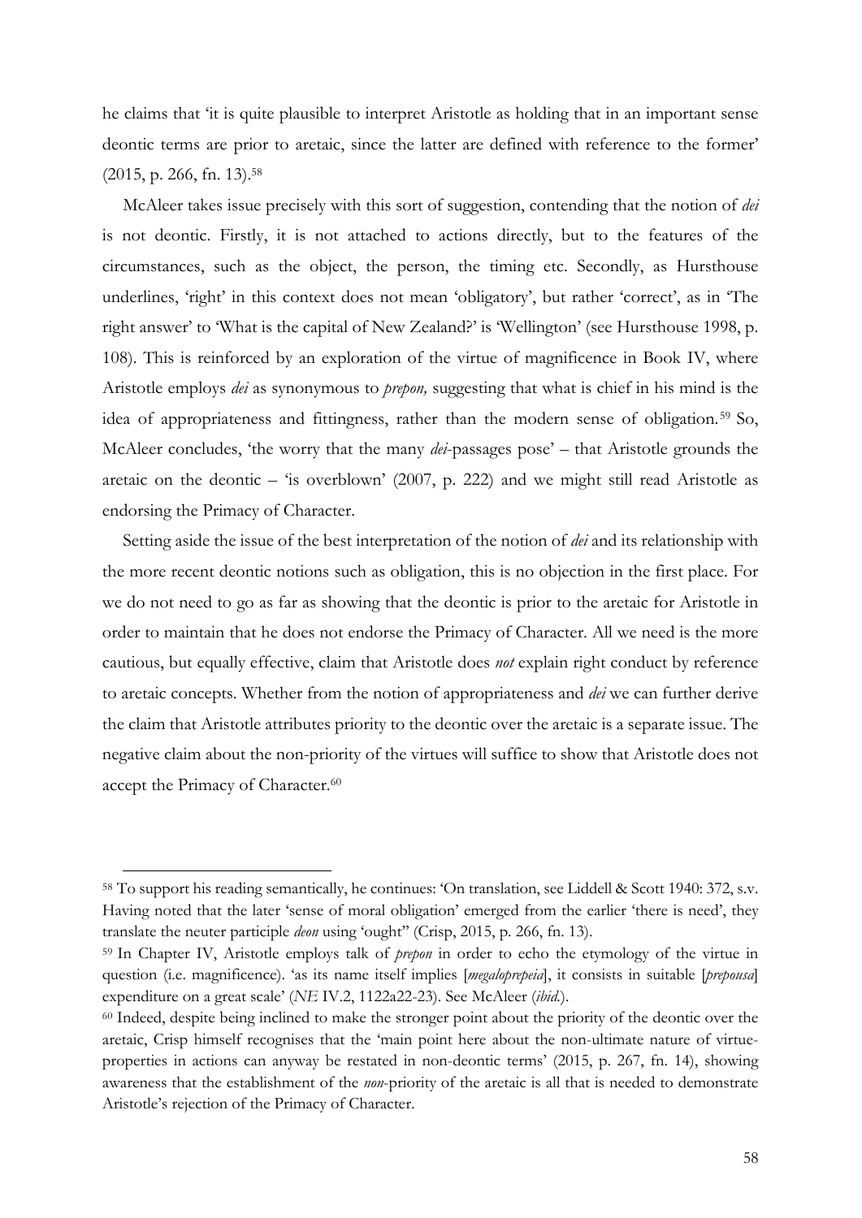he claims that 'it is quite plausible to interpret Aristotle as holding that in an important sense deontic terms are prior to aretaic, since the latter are defined with reference to the former' (2015, p. 266, fn. 13).[58]

McAleer takes issue precisely with this sort of suggestion, contending that the notion of *dei* is not deontic. Firstly, it is not attached to actions directly, but to the features of the circumstances, such as the object, the person, the timing etc. Secondly, as Hursthouse underlines, 'right' in this context does not mean 'obligatory', but rather 'correct', as in 'The right answer' to 'What is the capital of New Zealand?' is 'Wellington' (see Hursthouse 1998, p. 108). This is reinforced by an exploration of the virtue of magnificence in Book IV, where Aristotle employs *dei* as synonymous to *prepon,* suggesting that what is chief in his mind is the idea of appropriateness and fittingness, rather than the modern sense of obligation.[59] So, McAleer concludes, 'the worry that the many *dei*-passages pose' – that Aristotle grounds the aretaic on the deontic – 'is overblown' (2007, p. 222) and we might still read Aristotle as endorsing the Primacy of Character.

Setting aside the issue of the best interpretation of the notion of *dei* and its relationship with the more recent deontic notions such as obligation, this is no objection in the first place. For we do not need to go as far as showing that the deontic is prior to the aretaic for Aristotle in order to maintain that he does not endorse the Primacy of Character. All we need is the more cautious, but equally effective, claim that Aristotle does *not* explain right conduct by reference to aretaic concepts. Whether from the notion of appropriateness and *dei* we can further derive the claim that Aristotle attributes priority to the deontic over the aretaic is a separate issue. The negative claim about the non-priority of the virtues will suffice to show that Aristotle does not accept the Primacy of Character.[60]

---

[58] To support his reading semantically, he continues: 'On translation, see Liddell & Scott 1940: 372, s.v. Having noted that the later 'sense of moral obligation' emerged from the earlier 'there is need', they translate the neuter participle *deon* using 'ought'' (Crisp, 2015, p. 266, fn. 13).

[59] In Chapter IV, Aristotle employs talk of *prepon* in order to echo the etymology of the virtue in question (i.e. magnificence). 'as its name itself implies [*megaloprepeia*], it consists in suitable [*prepousa*] expenditure on a great scale' (*NE* IV.2, 1122a22-23). See McAleer (*ibid.*).

[60] Indeed, despite being inclined to make the stronger point about the priority of the deontic over the aretaic, Crisp himself recognises that the 'main point here about the non-ultimate nature of virtue-properties in actions can anyway be restated in non-deontic terms' (2015, p. 267, fn. 14), showing awareness that the establishment of the *non*-priority of the aretaic is all that is needed to demonstrate Aristotle's rejection of the Primacy of Character.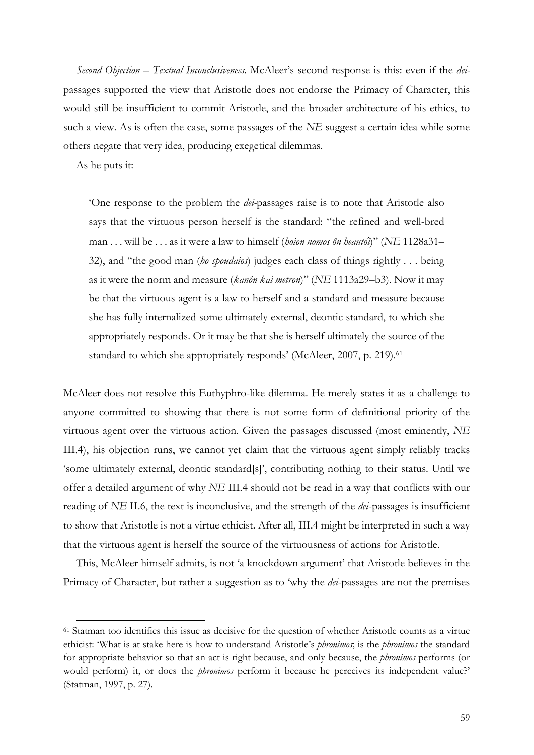*Second Objection – Textual Inconclusiveness.* McAleer's second response is this: even if the *dei*-passages supported the view that Aristotle does not endorse the Primacy of Character, this would still be insufficient to commit Aristotle, and the broader architecture of his ethics, to such a view. As is often the case, some passages of the *NE* suggest a certain idea while some others negate that very idea, producing exegetical dilemmas.

As he puts it:

> 'One response to the problem the *dei*-passages raise is to note that Aristotle also says that the virtuous person herself is the standard: "the refined and well-bred man . . . will be . . . as it were a law to himself (*hoion nomos ôn heautoî*)" (*NE* 1128a31–32), and "the good man (*ho spoudaios*) judges each class of things rightly . . . being as it were the norm and measure (*kanôn kai metron*)" (*NE* 1113a29–b3). Now it may be that the virtuous agent is a law to herself and a standard and measure because she has fully internalized some ultimately external, deontic standard, to which she appropriately responds. Or it may be that she is herself ultimately the source of the standard to which she appropriately responds' (McAleer, 2007, p. 219).[61]

McAleer does not resolve this Euthyphro-like dilemma. He merely states it as a challenge to anyone committed to showing that there is not some form of definitional priority of the virtuous agent over the virtuous action. Given the passages discussed (most eminently, *NE* III.4), his objection runs, we cannot yet claim that the virtuous agent simply reliably tracks 'some ultimately external, deontic standard[s]', contributing nothing to their status. Until we offer a detailed argument of why *NE* III.4 should not be read in a way that conflicts with our reading of *NE* II.6, the text is inconclusive, and the strength of the *dei*-passages is insufficient to show that Aristotle is not a virtue ethicist. After all, III.4 might be interpreted in such a way that the virtuous agent is herself the source of the virtuousness of actions for Aristotle.

This, McAleer himself admits, is not 'a knockdown argument' that Aristotle believes in the Primacy of Character, but rather a suggestion as to 'why the *dei*-passages are not the premises

---

[61] Statman too identifies this issue as decisive for the question of whether Aristotle counts as a virtue ethicist: 'What is at stake here is how to understand Aristotle's *phronimos*; is the *phronimos* the standard for appropriate behavior so that an act is right because, and only because, the *phronimos* performs (or would perform) it, or does the *phronimos* perform it because he perceives its independent value?' (Statman, 1997, p. 27).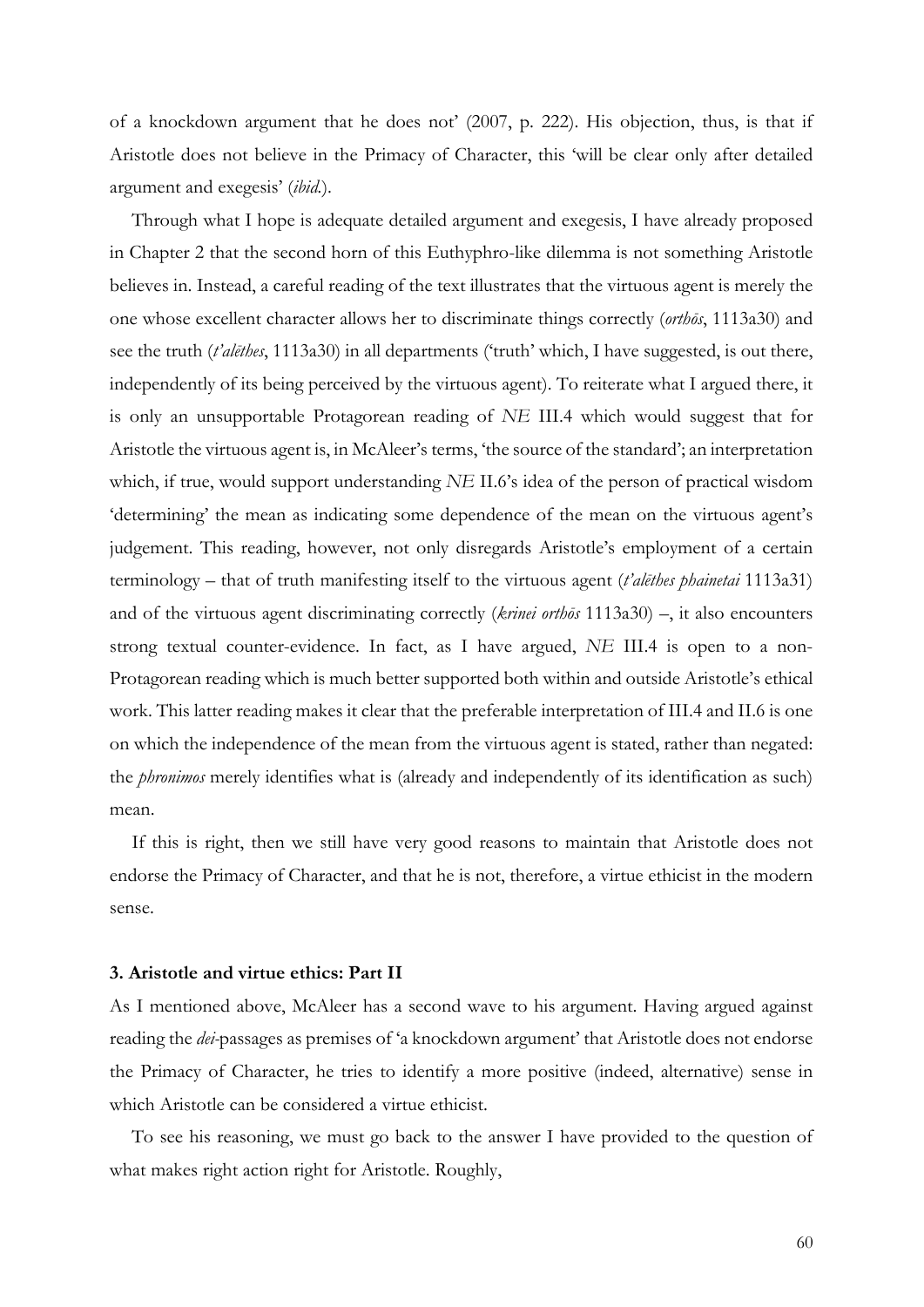of a knockdown argument that he does not' (2007, p. 222). His objection, thus, is that if Aristotle does not believe in the Primacy of Character, this 'will be clear only after detailed argument and exegesis' (*ibid.*).

Through what I hope is adequate detailed argument and exegesis, I have already proposed in Chapter 2 that the second horn of this Euthyphro-like dilemma is not something Aristotle believes in. Instead, a careful reading of the text illustrates that the virtuous agent is merely the one whose excellent character allows her to discriminate things correctly (*orthōs*, 1113a30) and see the truth (*t'alēthes*, 1113a30) in all departments ('truth' which, I have suggested, is out there, independently of its being perceived by the virtuous agent). To reiterate what I argued there, it is only an unsupportable Protagorean reading of *NE* III.4 which would suggest that for Aristotle the virtuous agent is, in McAleer's terms, 'the source of the standard'; an interpretation which, if true, would support understanding *NE* II.6's idea of the person of practical wisdom 'determining' the mean as indicating some dependence of the mean on the virtuous agent's judgement. This reading, however, not only disregards Aristotle's employment of a certain terminology – that of truth manifesting itself to the virtuous agent (*t'alēthes phainetai* 1113a31) and of the virtuous agent discriminating correctly (*krinei orthōs* 1113a30) –, it also encounters strong textual counter-evidence. In fact, as I have argued, *NE* III.4 is open to a non-Protagorean reading which is much better supported both within and outside Aristotle's ethical work. This latter reading makes it clear that the preferable interpretation of III.4 and II.6 is one on which the independence of the mean from the virtuous agent is stated, rather than negated: the *phronimos* merely identifies what is (already and independently of its identification as such) mean.

If this is right, then we still have very good reasons to maintain that Aristotle does not endorse the Primacy of Character, and that he is not, therefore, a virtue ethicist in the modern sense.

### 3. Aristotle and virtue ethics: Part II

As I mentioned above, McAleer has a second wave to his argument. Having argued against reading the *dei*-passages as premises of 'a knockdown argument' that Aristotle does not endorse the Primacy of Character, he tries to identify a more positive (indeed, alternative) sense in which Aristotle can be considered a virtue ethicist.

To see his reasoning, we must go back to the answer I have provided to the question of what makes right action right for Aristotle. Roughly,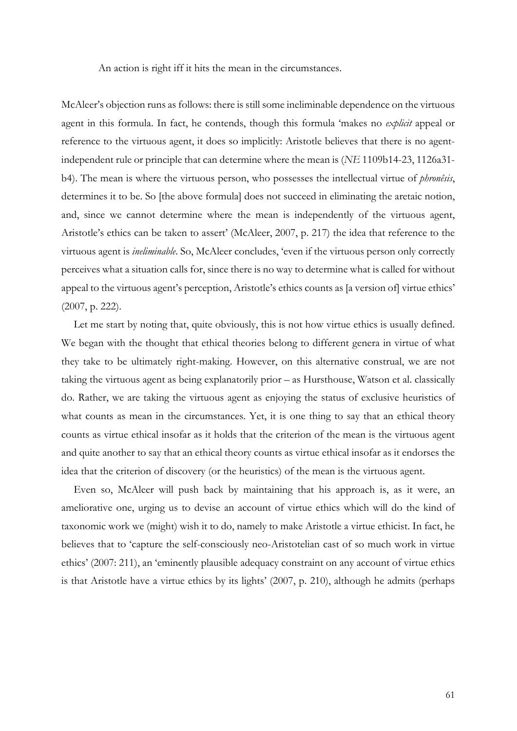An action is right iff it hits the mean in the circumstances.

McAleer's objection runs as follows: there is still some ineliminable dependence on the virtuous agent in this formula. In fact, he contends, though this formula 'makes no *explicit* appeal or reference to the virtuous agent, it does so implicitly: Aristotle believes that there is no agent-independent rule or principle that can determine where the mean is (*NE* 1109b14-23, 1126a31-b4). The mean is where the virtuous person, who possesses the intellectual virtue of *phronêsis*, determines it to be. So [the above formula] does not succeed in eliminating the aretaic notion, and, since we cannot determine where the mean is independently of the virtuous agent, Aristotle's ethics can be taken to assert' (McAleer, 2007, p. 217) the idea that reference to the virtuous agent is *ineliminable*. So, McAleer concludes, 'even if the virtuous person only correctly perceives what a situation calls for, since there is no way to determine what is called for without appeal to the virtuous agent's perception, Aristotle's ethics counts as [a version of] virtue ethics' (2007, p. 222).

Let me start by noting that, quite obviously, this is not how virtue ethics is usually defined. We began with the thought that ethical theories belong to different genera in virtue of what they take to be ultimately right-making. However, on this alternative construal, we are not taking the virtuous agent as being explanatorily prior – as Hursthouse, Watson et al. classically do. Rather, we are taking the virtuous agent as enjoying the status of exclusive heuristics of what counts as mean in the circumstances. Yet, it is one thing to say that an ethical theory counts as virtue ethical insofar as it holds that the criterion of the mean is the virtuous agent and quite another to say that an ethical theory counts as virtue ethical insofar as it endorses the idea that the criterion of discovery (or the heuristics) of the mean is the virtuous agent.

Even so, McAleer will push back by maintaining that his approach is, as it were, an ameliorative one, urging us to devise an account of virtue ethics which will do the kind of taxonomic work we (might) wish it to do, namely to make Aristotle a virtue ethicist. In fact, he believes that to 'capture the self-consciously neo-Aristotelian cast of so much work in virtue ethics' (2007: 211), an 'eminently plausible adequacy constraint on any account of virtue ethics is that Aristotle have a virtue ethics by its lights' (2007, p. 210), although he admits (perhaps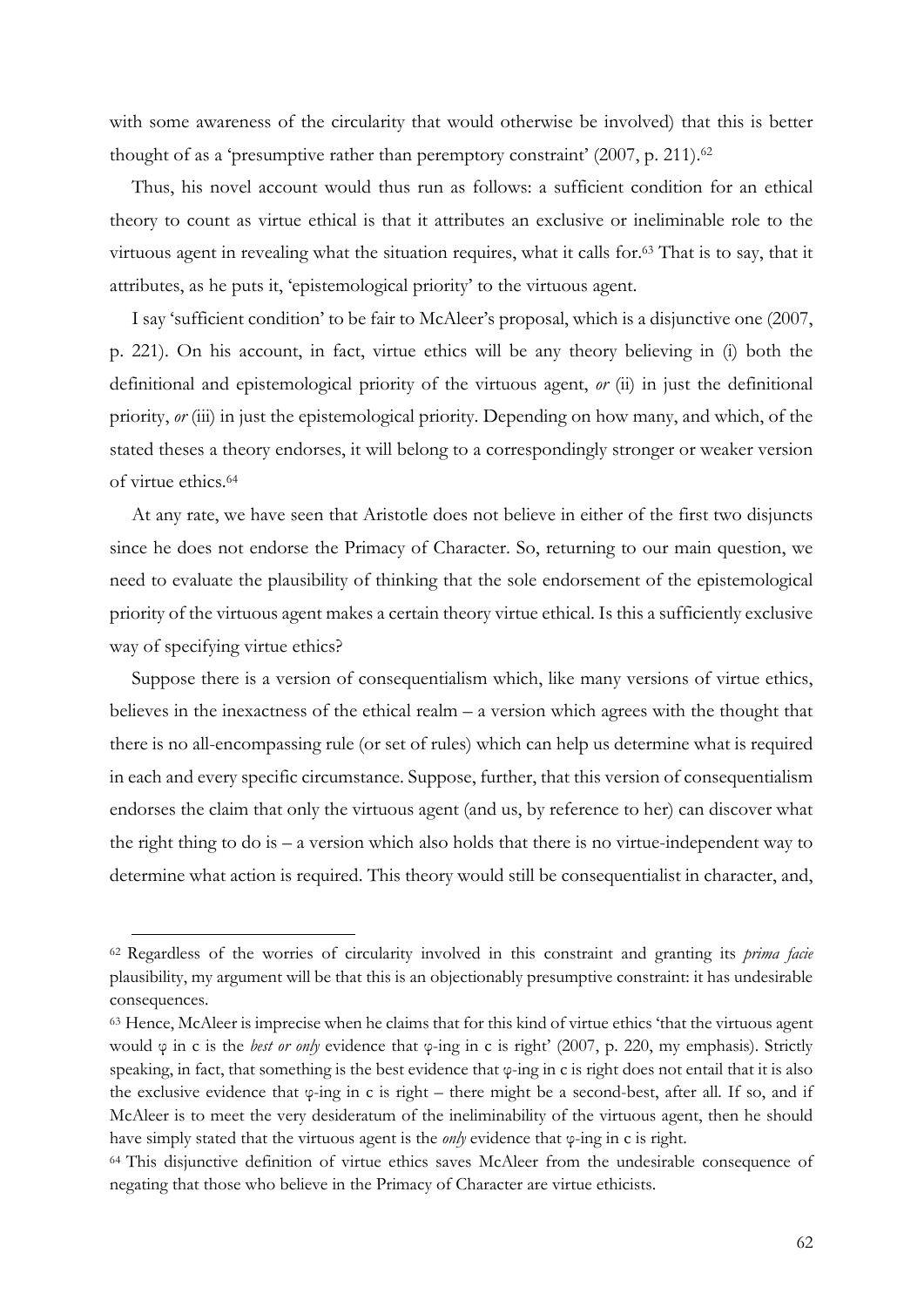with some awareness of the circularity that would otherwise be involved) that this is better thought of as a 'presumptive rather than peremptory constraint' (2007, p. 211).[62]

Thus, his novel account would thus run as follows: a sufficient condition for an ethical theory to count as virtue ethical is that it attributes an exclusive or ineliminable role to the virtuous agent in revealing what the situation requires, what it calls for.[63] That is to say, that it attributes, as he puts it, 'epistemological priority' to the virtuous agent.

I say 'sufficient condition' to be fair to McAleer's proposal, which is a disjunctive one (2007, p. 221). On his account, in fact, virtue ethics will be any theory believing in (i) both the definitional and epistemological priority of the virtuous agent, *or* (ii) in just the definitional priority, *or* (iii) in just the epistemological priority. Depending on how many, and which, of the stated theses a theory endorses, it will belong to a correspondingly stronger or weaker version of virtue ethics.[64]

At any rate, we have seen that Aristotle does not believe in either of the first two disjuncts since he does not endorse the Primacy of Character. So, returning to our main question, we need to evaluate the plausibility of thinking that the sole endorsement of the epistemological priority of the virtuous agent makes a certain theory virtue ethical. Is this a sufficiently exclusive way of specifying virtue ethics?

Suppose there is a version of consequentialism which, like many versions of virtue ethics, believes in the inexactness of the ethical realm – a version which agrees with the thought that there is no all-encompassing rule (or set of rules) which can help us determine what is required in each and every specific circumstance. Suppose, further, that this version of consequentialism endorses the claim that only the virtuous agent (and us, by reference to her) can discover what the right thing to do is – a version which also holds that there is no virtue-independent way to determine what action is required. This theory would still be consequentialist in character, and,

---

[62] Regardless of the worries of circularity involved in this constraint and granting its *prima facie* plausibility, my argument will be that this is an objectionably presumptive constraint: it has undesirable consequences.

[63] Hence, McAleer is imprecise when he claims that for this kind of virtue ethics 'that the virtuous agent would φ in c is the *best or only* evidence that φ-ing in c is right' (2007, p. 220, my emphasis). Strictly speaking, in fact, that something is the best evidence that φ-ing in c is right does not entail that it is also the exclusive evidence that φ-ing in c is right – there might be a second-best, after all. If so, and if McAleer is to meet the very desideratum of the ineliminability of the virtuous agent, then he should have simply stated that the virtuous agent is the *only* evidence that φ-ing in c is right.

[64] This disjunctive definition of virtue ethics saves McAleer from the undesirable consequence of negating that those who believe in the Primacy of Character are virtue ethicists.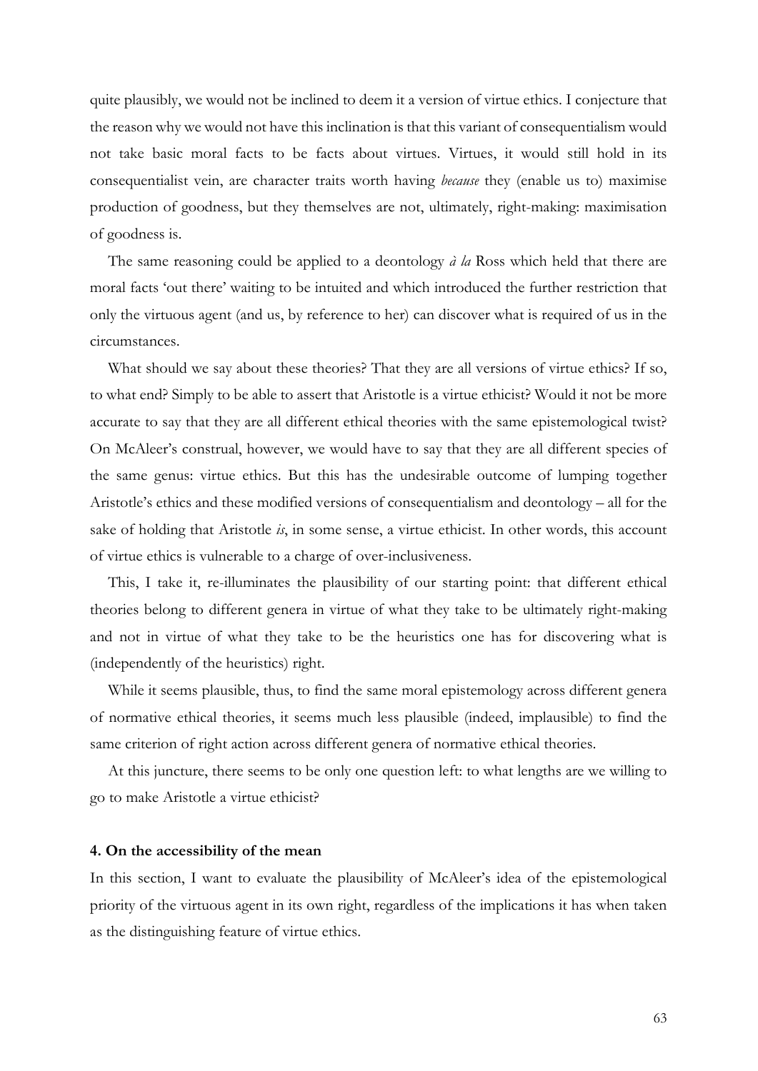quite plausibly, we would not be inclined to deem it a version of virtue ethics. I conjecture that the reason why we would not have this inclination is that this variant of consequentialism would not take basic moral facts to be facts about virtues. Virtues, it would still hold in its consequentialist vein, are character traits worth having *because* they (enable us to) maximise production of goodness, but they themselves are not, ultimately, right-making: maximisation of goodness is.

The same reasoning could be applied to a deontology *à la* Ross which held that there are moral facts 'out there' waiting to be intuited and which introduced the further restriction that only the virtuous agent (and us, by reference to her) can discover what is required of us in the circumstances.

What should we say about these theories? That they are all versions of virtue ethics? If so, to what end? Simply to be able to assert that Aristotle is a virtue ethicist? Would it not be more accurate to say that they are all different ethical theories with the same epistemological twist? On McAleer's construal, however, we would have to say that they are all different species of the same genus: virtue ethics. But this has the undesirable outcome of lumping together Aristotle's ethics and these modified versions of consequentialism and deontology – all for the sake of holding that Aristotle *is*, in some sense, a virtue ethicist. In other words, this account of virtue ethics is vulnerable to a charge of over-inclusiveness.

This, I take it, re-illuminates the plausibility of our starting point: that different ethical theories belong to different genera in virtue of what they take to be ultimately right-making and not in virtue of what they take to be the heuristics one has for discovering what is (independently of the heuristics) right.

While it seems plausible, thus, to find the same moral epistemology across different genera of normative ethical theories, it seems much less plausible (indeed, implausible) to find the same criterion of right action across different genera of normative ethical theories.

At this juncture, there seems to be only one question left: to what lengths are we willing to go to make Aristotle a virtue ethicist?

### 4. On the accessibility of the mean

In this section, I want to evaluate the plausibility of McAleer's idea of the epistemological priority of the virtuous agent in its own right, regardless of the implications it has when taken as the distinguishing feature of virtue ethics.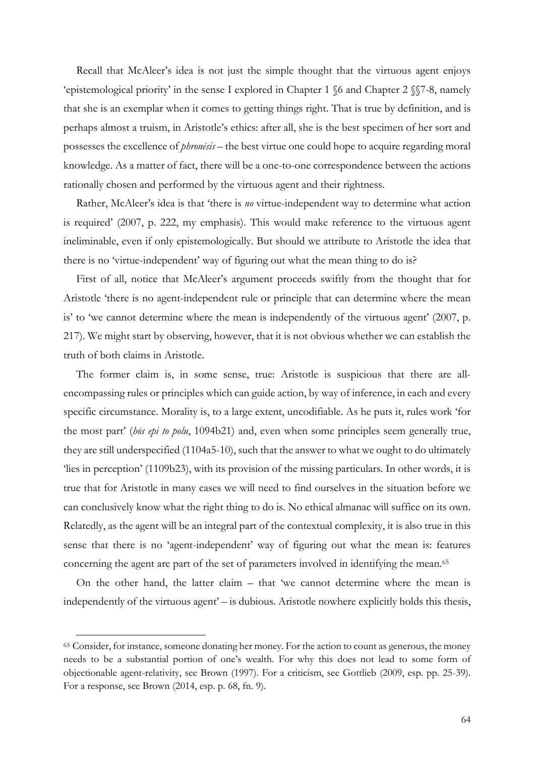Recall that McAleer's idea is not just the simple thought that the virtuous agent enjoys 'epistemological priority' in the sense I explored in Chapter 1 §6 and Chapter 2 §§7-8, namely that she is an exemplar when it comes to getting things right. That is true by definition, and is perhaps almost a truism, in Aristotle's ethics: after all, she is the best specimen of her sort and possesses the excellence of *phronēsis* – the best virtue one could hope to acquire regarding moral knowledge. As a matter of fact, there will be a one-to-one correspondence between the actions rationally chosen and performed by the virtuous agent and their rightness.

Rather, McAleer's idea is that 'there is *no* virtue-independent way to determine what action is required' (2007, p. 222, my emphasis). This would make reference to the virtuous agent ineliminable, even if only epistemologically. But should we attribute to Aristotle the idea that there is no 'virtue-independent' way of figuring out what the mean thing to do is?

First of all, notice that McAleer's argument proceeds swiftly from the thought that for Aristotle 'there is no agent-independent rule or principle that can determine where the mean is' to 'we cannot determine where the mean is independently of the virtuous agent' (2007, p. 217). We might start by observing, however, that it is not obvious whether we can establish the truth of both claims in Aristotle.

The former claim is, in some sense, true: Aristotle is suspicious that there are all-encompassing rules or principles which can guide action, by way of inference, in each and every specific circumstance. Morality is, to a large extent, uncodifiable. As he puts it, rules work 'for the most part' (*hōs epi to polu*, 1094b21) and, even when some principles seem generally true, they are still underspecified (1104a5-10), such that the answer to what we ought to do ultimately 'lies in perception' (1109b23), with its provision of the missing particulars. In other words, it is true that for Aristotle in many cases we will need to find ourselves in the situation before we can conclusively know what the right thing to do is. No ethical almanac will suffice on its own. Relatedly, as the agent will be an integral part of the contextual complexity, it is also true in this sense that there is no 'agent-independent' way of figuring out what the mean is: features concerning the agent are part of the set of parameters involved in identifying the mean.[65]

On the other hand, the latter claim – that 'we cannot determine where the mean is independently of the virtuous agent' – is dubious. Aristotle nowhere explicitly holds this thesis,

---

[65] Consider, for instance, someone donating her money. For the action to count as generous, the money needs to be a substantial portion of one's wealth. For why this does not lead to some form of objectionable agent-relativity, see Brown (1997). For a criticism, see Gottlieb (2009, esp. pp. 25-39). For a response, see Brown (2014, esp. p. 68, fn. 9).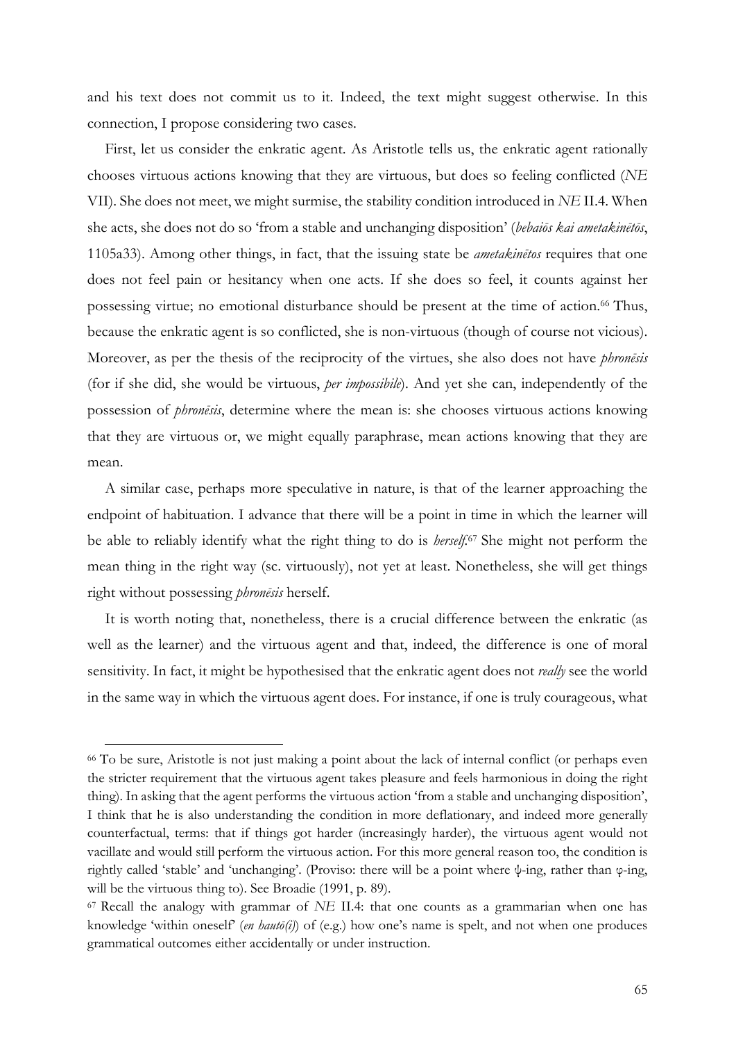and his text does not commit us to it. Indeed, the text might suggest otherwise. In this connection, I propose considering two cases.

First, let us consider the enkratic agent. As Aristotle tells us, the enkratic agent rationally chooses virtuous actions knowing that they are virtuous, but does so feeling conflicted (*NE* VII). She does not meet, we might surmise, the stability condition introduced in *NE* II.4. When she acts, she does not do so 'from a stable and unchanging disposition' (*bebaiōs kai ametakinētōs*, 1105a33). Among other things, in fact, that the issuing state be *ametakinētos* requires that one does not feel pain or hesitancy when one acts. If she does so feel, it counts against her possessing virtue; no emotional disturbance should be present at the time of action.[66] Thus, because the enkratic agent is so conflicted, she is non-virtuous (though of course not vicious). Moreover, as per the thesis of the reciprocity of the virtues, she also does not have *phronēsis* (for if she did, she would be virtuous, *per impossibile*). And yet she can, independently of the possession of *phronēsis*, determine where the mean is: she chooses virtuous actions knowing that they are virtuous or, we might equally paraphrase, mean actions knowing that they are mean.

A similar case, perhaps more speculative in nature, is that of the learner approaching the endpoint of habituation. I advance that there will be a point in time in which the learner will be able to reliably identify what the right thing to do is *herself*.[67] She might not perform the mean thing in the right way (sc. virtuously), not yet at least. Nonetheless, she will get things right without possessing *phronēsis* herself.

It is worth noting that, nonetheless, there is a crucial difference between the enkratic (as well as the learner) and the virtuous agent and that, indeed, the difference is one of moral sensitivity. In fact, it might be hypothesised that the enkratic agent does not *really* see the world in the same way in which the virtuous agent does. For instance, if one is truly courageous, what

---

[66] To be sure, Aristotle is not just making a point about the lack of internal conflict (or perhaps even the stricter requirement that the virtuous agent takes pleasure and feels harmonious in doing the right thing). In asking that the agent performs the virtuous action 'from a stable and unchanging disposition', I think that he is also understanding the condition in more deflationary, and indeed more generally counterfactual, terms: that if things got harder (increasingly harder), the virtuous agent would not vacillate and would still perform the virtuous action. For this more general reason too, the condition is rightly called 'stable' and 'unchanging'. (Proviso: there will be a point where ψ-ing, rather than φ-ing, will be the virtuous thing to). See Broadie (1991, p. 89).

[67] Recall the analogy with grammar of *NE* II.4: that one counts as a grammarian when one has knowledge 'within oneself' (*en hautō(i)*) of (e.g.) how one's name is spelt, and not when one produces grammatical outcomes either accidentally or under instruction.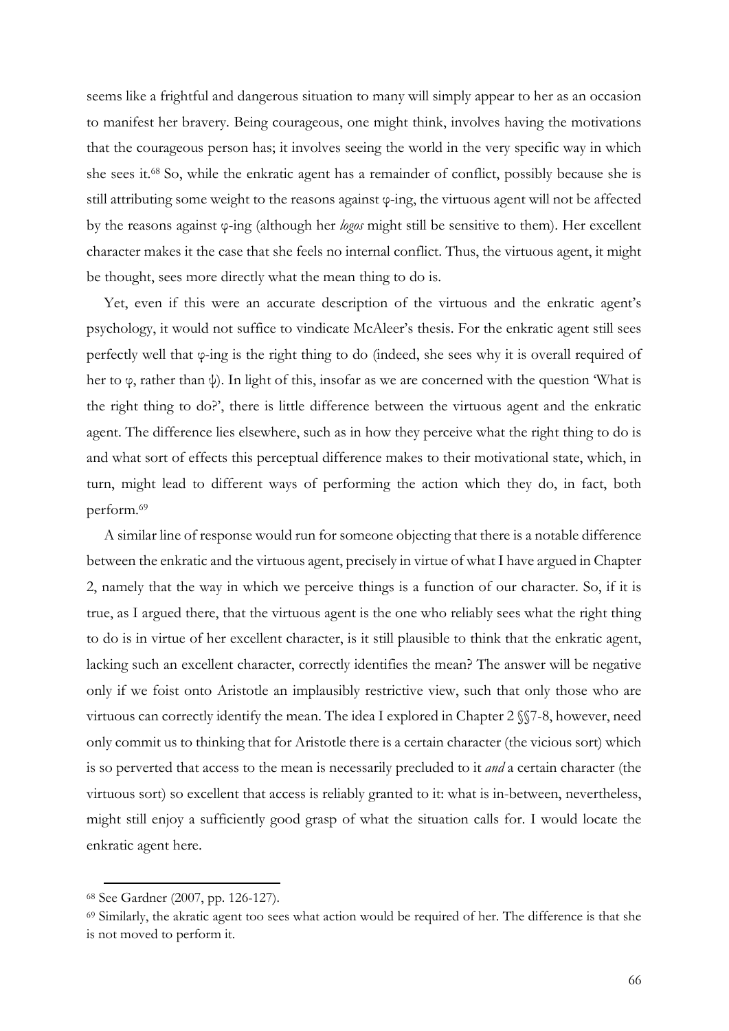seems like a frightful and dangerous situation to many will simply appear to her as an occasion to manifest her bravery. Being courageous, one might think, involves having the motivations that the courageous person has; it involves seeing the world in the very specific way in which she sees it.[68] So, while the enkratic agent has a remainder of conflict, possibly because she is still attributing some weight to the reasons against φ-ing, the virtuous agent will not be affected by the reasons against φ-ing (although her *logos* might still be sensitive to them). Her excellent character makes it the case that she feels no internal conflict. Thus, the virtuous agent, it might be thought, sees more directly what the mean thing to do is.

Yet, even if this were an accurate description of the virtuous and the enkratic agent's psychology, it would not suffice to vindicate McAleer's thesis. For the enkratic agent still sees perfectly well that φ-ing is the right thing to do (indeed, she sees why it is overall required of her to φ, rather than ψ). In light of this, insofar as we are concerned with the question 'What is the right thing to do?', there is little difference between the virtuous agent and the enkratic agent. The difference lies elsewhere, such as in how they perceive what the right thing to do is and what sort of effects this perceptual difference makes to their motivational state, which, in turn, might lead to different ways of performing the action which they do, in fact, both perform.[69]

A similar line of response would run for someone objecting that there is a notable difference between the enkratic and the virtuous agent, precisely in virtue of what I have argued in Chapter 2, namely that the way in which we perceive things is a function of our character. So, if it is true, as I argued there, that the virtuous agent is the one who reliably sees what the right thing to do is in virtue of her excellent character, is it still plausible to think that the enkratic agent, lacking such an excellent character, correctly identifies the mean? The answer will be negative only if we foist onto Aristotle an implausibly restrictive view, such that only those who are virtuous can correctly identify the mean. The idea I explored in Chapter 2 §§7-8, however, need only commit us to thinking that for Aristotle there is a certain character (the vicious sort) which is so perverted that access to the mean is necessarily precluded to it *and* a certain character (the virtuous sort) so excellent that access is reliably granted to it: what is in-between, nevertheless, might still enjoy a sufficiently good grasp of what the situation calls for. I would locate the enkratic agent here.

---

[68] See Gardner (2007, pp. 126-127).

[69] Similarly, the akratic agent too sees what action would be required of her. The difference is that she is not moved to perform it.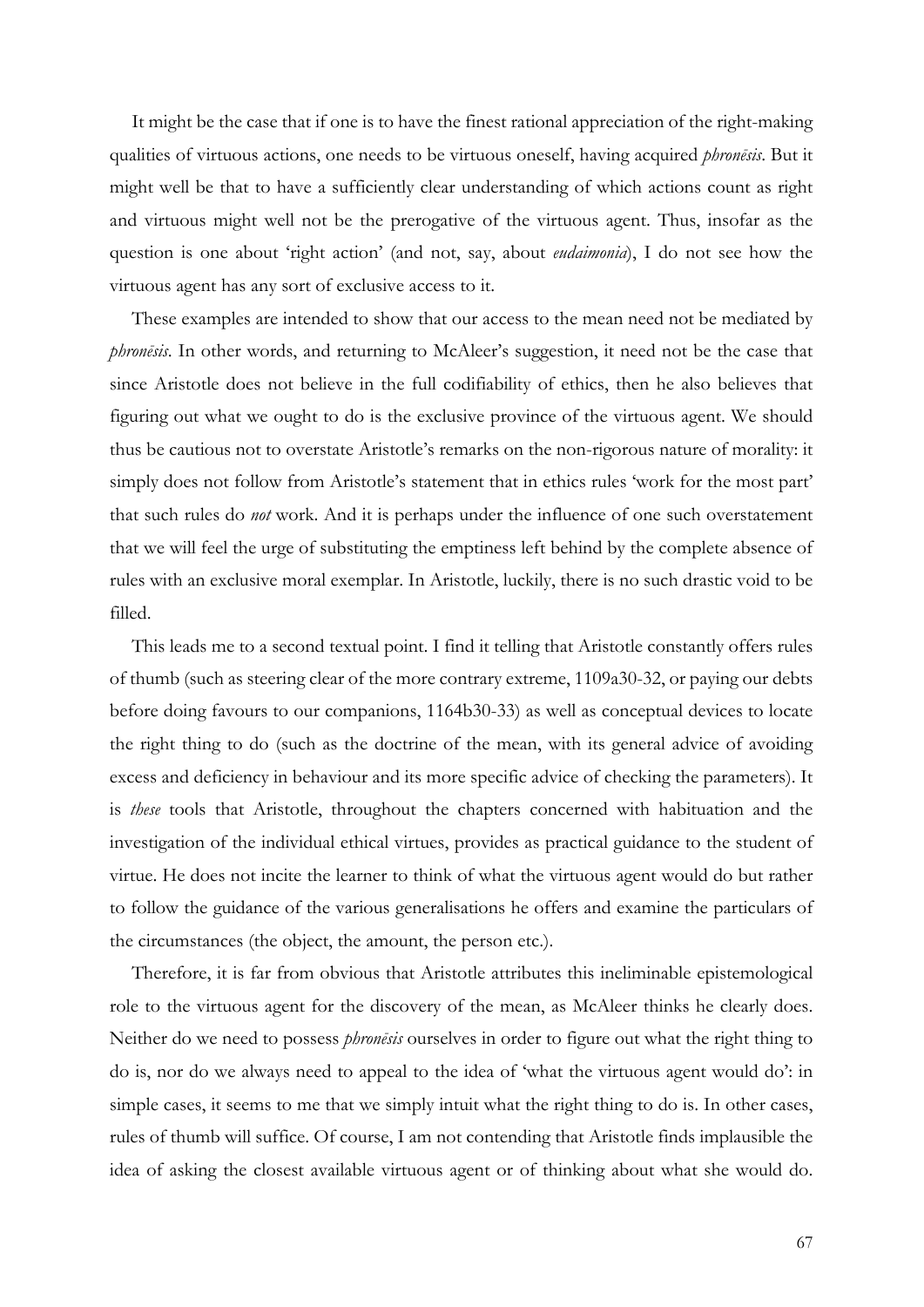It might be the case that if one is to have the finest rational appreciation of the right-making qualities of virtuous actions, one needs to be virtuous oneself, having acquired *phronēsis*. But it might well be that to have a sufficiently clear understanding of which actions count as right and virtuous might well not be the prerogative of the virtuous agent. Thus, insofar as the question is one about 'right action' (and not, say, about *eudaimonia*), I do not see how the virtuous agent has any sort of exclusive access to it.

These examples are intended to show that our access to the mean need not be mediated by *phronēsis*. In other words, and returning to McAleer's suggestion, it need not be the case that since Aristotle does not believe in the full codifiability of ethics, then he also believes that figuring out what we ought to do is the exclusive province of the virtuous agent. We should thus be cautious not to overstate Aristotle's remarks on the non-rigorous nature of morality: it simply does not follow from Aristotle's statement that in ethics rules 'work for the most part' that such rules do *not* work. And it is perhaps under the influence of one such overstatement that we will feel the urge of substituting the emptiness left behind by the complete absence of rules with an exclusive moral exemplar. In Aristotle, luckily, there is no such drastic void to be filled.

This leads me to a second textual point. I find it telling that Aristotle constantly offers rules of thumb (such as steering clear of the more contrary extreme, 1109a30-32, or paying our debts before doing favours to our companions, 1164b30-33) as well as conceptual devices to locate the right thing to do (such as the doctrine of the mean, with its general advice of avoiding excess and deficiency in behaviour and its more specific advice of checking the parameters). It is *these* tools that Aristotle, throughout the chapters concerned with habituation and the investigation of the individual ethical virtues, provides as practical guidance to the student of virtue. He does not incite the learner to think of what the virtuous agent would do but rather to follow the guidance of the various generalisations he offers and examine the particulars of the circumstances (the object, the amount, the person etc.).

Therefore, it is far from obvious that Aristotle attributes this ineliminable epistemological role to the virtuous agent for the discovery of the mean, as McAleer thinks he clearly does. Neither do we need to possess *phronēsis* ourselves in order to figure out what the right thing to do is, nor do we always need to appeal to the idea of 'what the virtuous agent would do': in simple cases, it seems to me that we simply intuit what the right thing to do is. In other cases, rules of thumb will suffice. Of course, I am not contending that Aristotle finds implausible the idea of asking the closest available virtuous agent or of thinking about what she would do.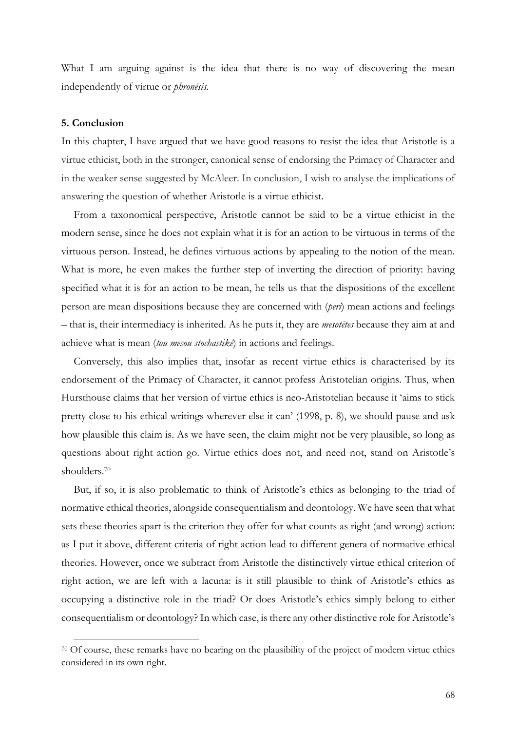What I am arguing against is the idea that there is no way of discovering the mean independently of virtue or *phronēsis*.

### 5. Conclusion

In this chapter, I have argued that we have good reasons to resist the idea that Aristotle is a virtue ethicist, both in the stronger, canonical sense of endorsing the Primacy of Character and in the weaker sense suggested by McAleer. In conclusion, I wish to analyse the implications of answering the question of whether Aristotle is a virtue ethicist.

From a taxonomical perspective, Aristotle cannot be said to be a virtue ethicist in the modern sense, since he does not explain what it is for an action to be virtuous in terms of the virtuous person. Instead, he defines virtuous actions by appealing to the notion of the mean. What is more, he even makes the further step of inverting the direction of priority: having specified what it is for an action to be mean, he tells us that the dispositions of the excellent person are mean dispositions because they are concerned with (*peri*) mean actions and feelings – that is, their intermediacy is inherited. As he puts it, they are *mesotētes* because they aim at and achieve what is mean (*tou mesou stochastikē*) in actions and feelings.

Conversely, this also implies that, insofar as recent virtue ethics is characterised by its endorsement of the Primacy of Character, it cannot profess Aristotelian origins. Thus, when Hursthouse claims that her version of virtue ethics is neo-Aristotelian because it 'aims to stick pretty close to his ethical writings wherever else it can' (1998, p. 8), we should pause and ask how plausible this claim is. As we have seen, the claim might not be very plausible, so long as questions about right action go. Virtue ethics does not, and need not, stand on Aristotle's shoulders.[70]

But, if so, it is also problematic to think of Aristotle's ethics as belonging to the triad of normative ethical theories, alongside consequentialism and deontology. We have seen that what sets these theories apart is the criterion they offer for what counts as right (and wrong) action: as I put it above, different criteria of right action lead to different genera of normative ethical theories. However, once we subtract from Aristotle the distinctively virtue ethical criterion of right action, we are left with a lacuna: is it still plausible to think of Aristotle's ethics as occupying a distinctive role in the triad? Or does Aristotle's ethics simply belong to either consequentialism or deontology? In which case, is there any other distinctive role for Aristotle's

[70] Of course, these remarks have no bearing on the plausibility of the project of modern virtue ethics considered in its own right.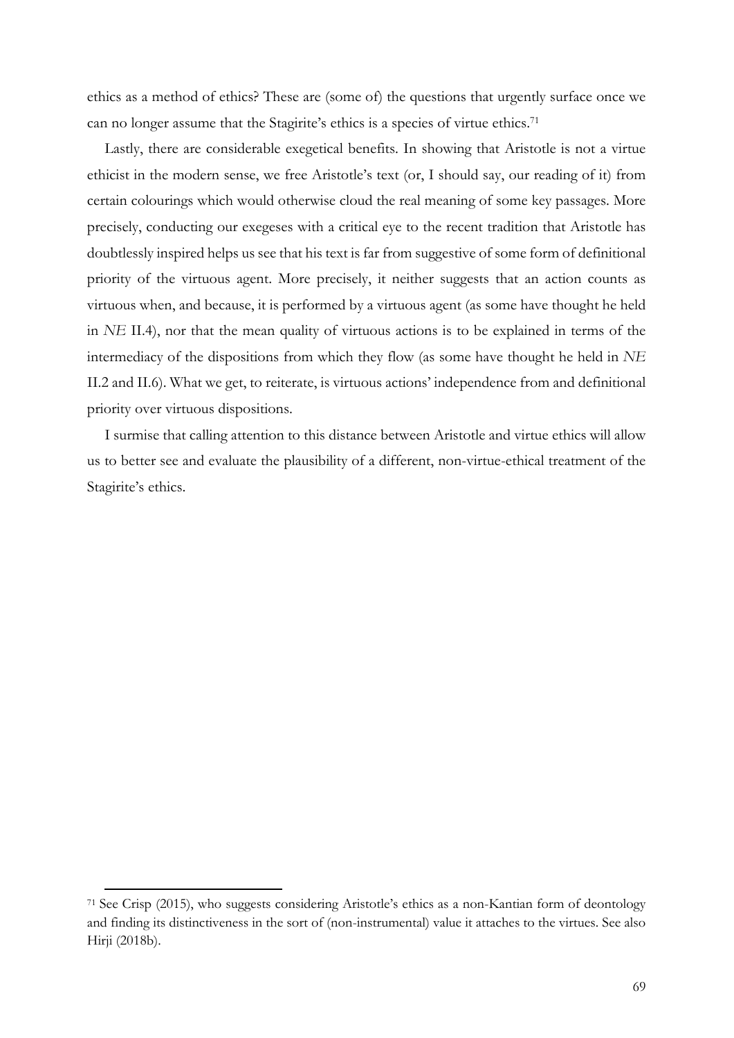ethics as a method of ethics? These are (some of) the questions that urgently surface once we can no longer assume that the Stagirite's ethics is a species of virtue ethics.[71]

Lastly, there are considerable exegetical benefits. In showing that Aristotle is not a virtue ethicist in the modern sense, we free Aristotle's text (or, I should say, our reading of it) from certain colourings which would otherwise cloud the real meaning of some key passages. More precisely, conducting our exegeses with a critical eye to the recent tradition that Aristotle has doubtlessly inspired helps us see that his text is far from suggestive of some form of definitional priority of the virtuous agent. More precisely, it neither suggests that an action counts as virtuous when, and because, it is performed by a virtuous agent (as some have thought he held in *NE* II.4), nor that the mean quality of virtuous actions is to be explained in terms of the intermediacy of the dispositions from which they flow (as some have thought he held in *NE* II.2 and II.6). What we get, to reiterate, is virtuous actions' independence from and definitional priority over virtuous dispositions.

I surmise that calling attention to this distance between Aristotle and virtue ethics will allow us to better see and evaluate the plausibility of a different, non-virtue-ethical treatment of the Stagirite's ethics.

---

[71] See Crisp (2015), who suggests considering Aristotle's ethics as a non-Kantian form of deontology and finding its distinctiveness in the sort of (non-instrumental) value it attaches to the virtues. See also Hirji (2018b).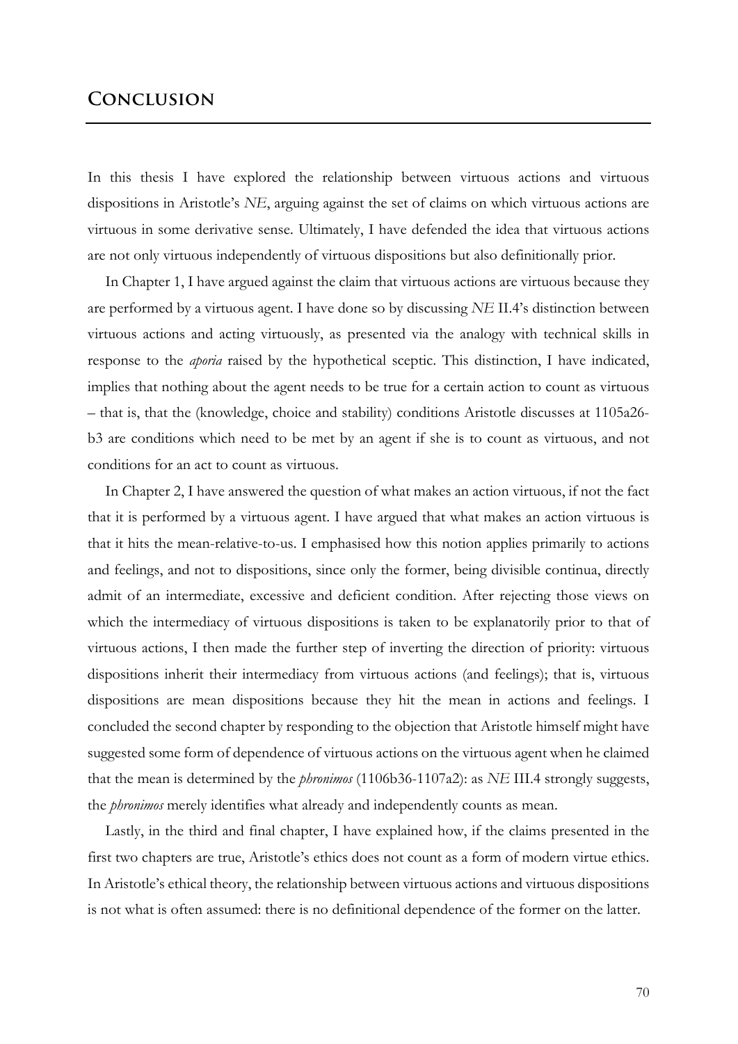# Conclusion

In this thesis I have explored the relationship between virtuous actions and virtuous dispositions in Aristotle's *NE*, arguing against the set of claims on which virtuous actions are virtuous in some derivative sense. Ultimately, I have defended the idea that virtuous actions are not only virtuous independently of virtuous dispositions but also definitionally prior.

In Chapter 1, I have argued against the claim that virtuous actions are virtuous because they are performed by a virtuous agent. I have done so by discussing *NE* II.4's distinction between virtuous actions and acting virtuously, as presented via the analogy with technical skills in response to the *aporia* raised by the hypothetical sceptic. This distinction, I have indicated, implies that nothing about the agent needs to be true for a certain action to count as virtuous – that is, that the (knowledge, choice and stability) conditions Aristotle discusses at 1105a26-b3 are conditions which need to be met by an agent if she is to count as virtuous, and not conditions for an act to count as virtuous.

In Chapter 2, I have answered the question of what makes an action virtuous, if not the fact that it is performed by a virtuous agent. I have argued that what makes an action virtuous is that it hits the mean-relative-to-us. I emphasised how this notion applies primarily to actions and feelings, and not to dispositions, since only the former, being divisible continua, directly admit of an intermediate, excessive and deficient condition. After rejecting those views on which the intermediacy of virtuous dispositions is taken to be explanatorily prior to that of virtuous actions, I then made the further step of inverting the direction of priority: virtuous dispositions inherit their intermediacy from virtuous actions (and feelings); that is, virtuous dispositions are mean dispositions because they hit the mean in actions and feelings. I concluded the second chapter by responding to the objection that Aristotle himself might have suggested some form of dependence of virtuous actions on the virtuous agent when he claimed that the mean is determined by the *phronimos* (1106b36-1107a2): as *NE* III.4 strongly suggests, the *phronimos* merely identifies what already and independently counts as mean.

Lastly, in the third and final chapter, I have explained how, if the claims presented in the first two chapters are true, Aristotle's ethics does not count as a form of modern virtue ethics. In Aristotle's ethical theory, the relationship between virtuous actions and virtuous dispositions is not what is often assumed: there is no definitional dependence of the former on the latter.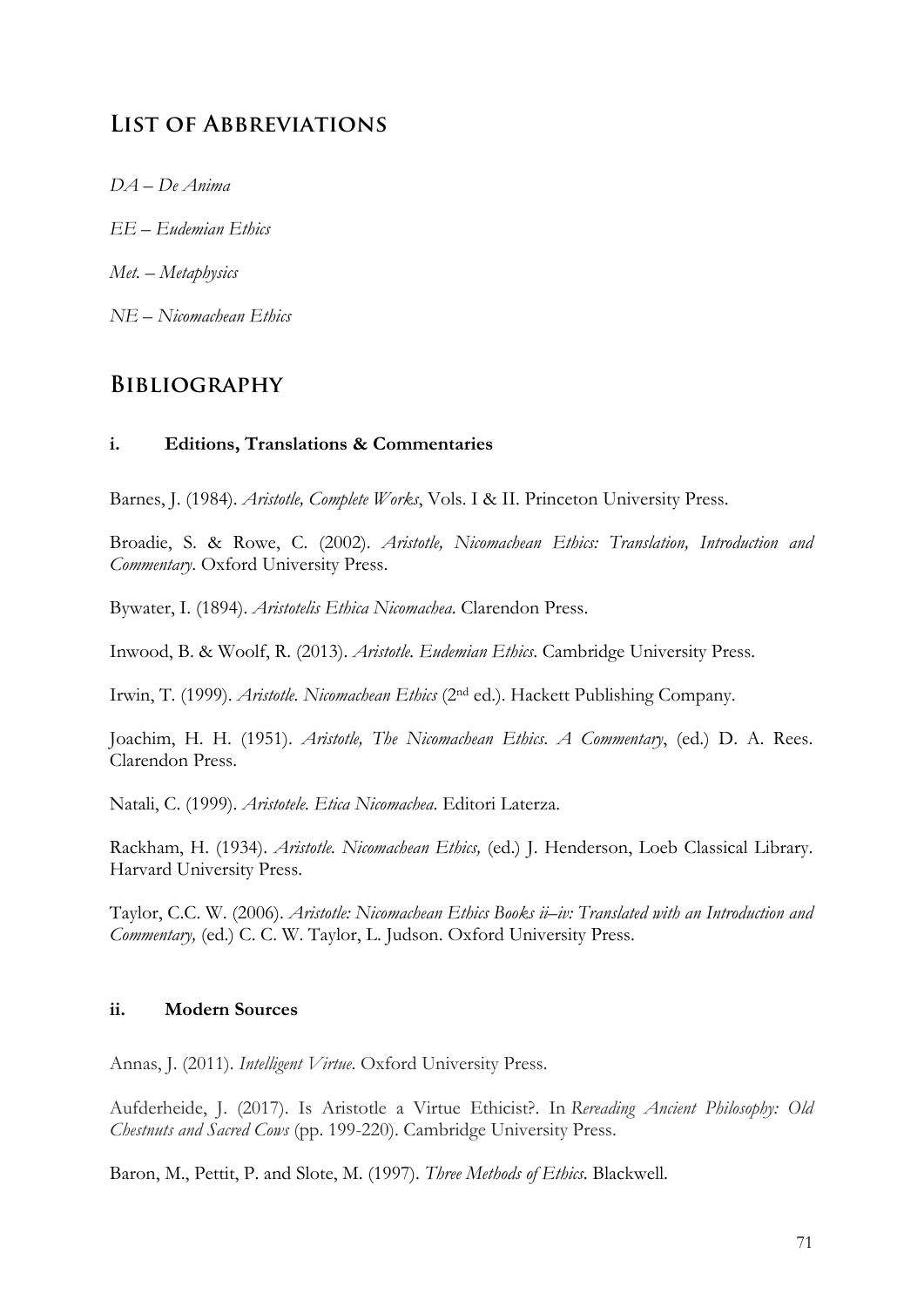## List of Abbreviations

*DA* – *De Anima*

*EE* – *Eudemian Ethics*

*Met.* – *Metaphysics*

*NE* – *Nicomachean Ethics*

## Bibliography

### i. Editions, Translations & Commentaries

Barnes, J. (1984). *Aristotle, Complete Works*, Vols. I & II. Princeton University Press.

Broadie, S. & Rowe, C. (2002). *Aristotle, Nicomachean Ethics: Translation, Introduction and Commentary*. Oxford University Press.

Bywater, I. (1894). *Aristotelis Ethica Nicomachea*. Clarendon Press.

Inwood, B. & Woolf, R. (2013). *Aristotle. Eudemian Ethics*. Cambridge University Press.

Irwin, T. (1999). *Aristotle. Nicomachean Ethics* (2nd ed.). Hackett Publishing Company.

Joachim, H. H. (1951). *Aristotle, The Nicomachean Ethics. A Commentary*, (ed.) D. A. Rees. Clarendon Press.

Natali, C. (1999). *Aristotele. Etica Nicomachea*. Editori Laterza.

Rackham, H. (1934). *Aristotle. Nicomachean Ethics,* (ed.) J. Henderson, Loeb Classical Library. Harvard University Press.

Taylor, C.C. W. (2006). *Aristotle: Nicomachean Ethics Books ii–iv: Translated with an Introduction and Commentary,* (ed.) C. C. W. Taylor, L. Judson. Oxford University Press.

### ii. Modern Sources

Annas, J. (2011). *Intelligent Virtue*. Oxford University Press.

Aufderheide, J. (2017). Is Aristotle a Virtue Ethicist?. In *Rereading Ancient Philosophy: Old Chestnuts and Sacred Cows* (pp. 199-220). Cambridge University Press.

Baron, M., Pettit, P. and Slote, M. (1997). *Three Methods of Ethics*. Blackwell.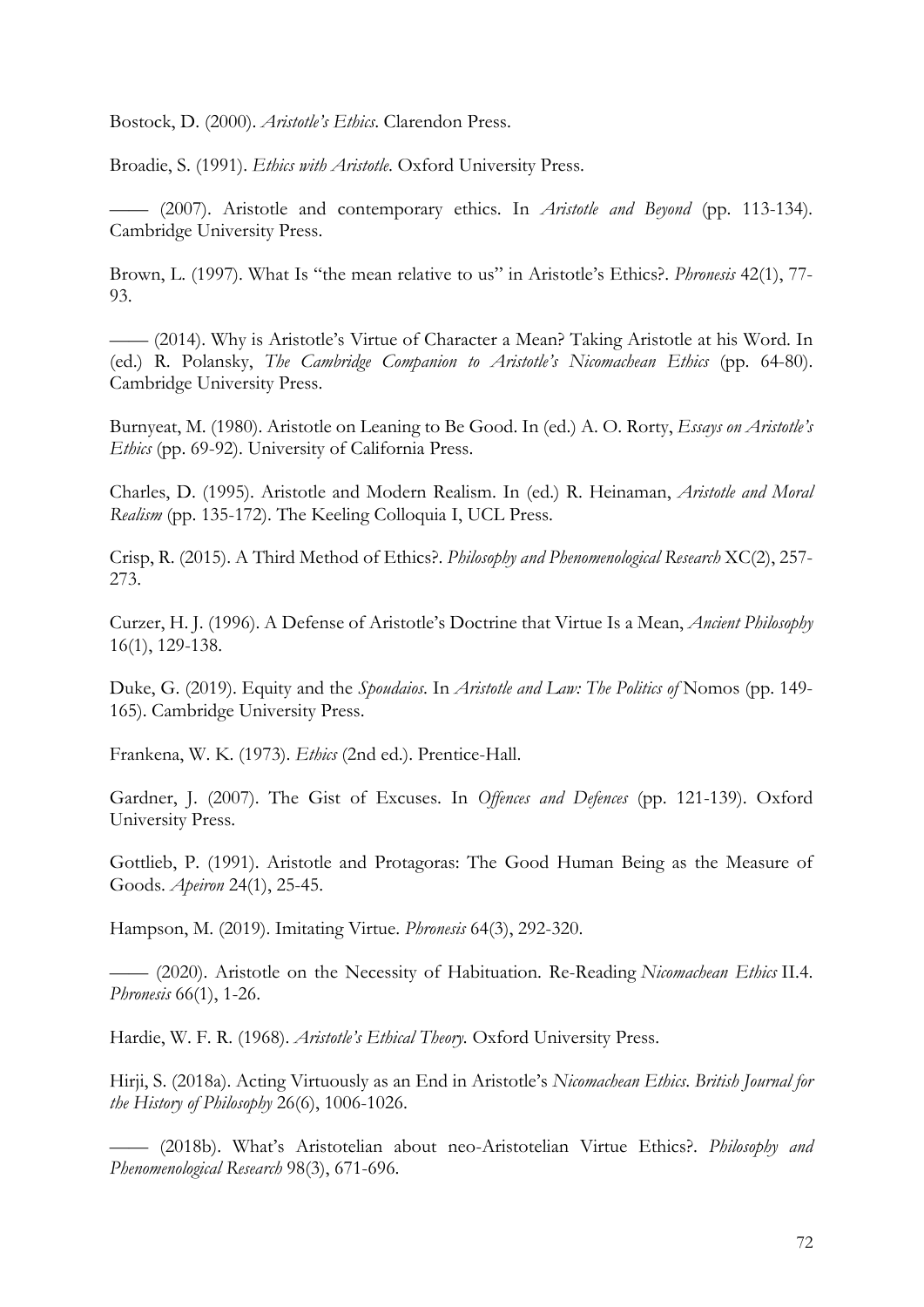Bostock, D. (2000). *Aristotle's Ethics*. Clarendon Press.

Broadie, S. (1991). *Ethics with Aristotle*. Oxford University Press.

—— (2007). Aristotle and contemporary ethics. In *Aristotle and Beyond* (pp. 113-134). Cambridge University Press.

Brown, L. (1997). What Is "the mean relative to us" in Aristotle's Ethics?. *Phronesis* 42(1), 77-93.

—— (2014). Why is Aristotle's Virtue of Character a Mean? Taking Aristotle at his Word. In (ed.) R. Polansky, *The Cambridge Companion to Aristotle's Nicomachean Ethics* (pp. 64-80). Cambridge University Press.

Burnyeat, M. (1980). Aristotle on Leaning to Be Good. In (ed.) A. O. Rorty, *Essays on Aristotle's Ethics* (pp. 69-92). University of California Press.

Charles, D. (1995). Aristotle and Modern Realism. In (ed.) R. Heinaman, *Aristotle and Moral Realism* (pp. 135-172). The Keeling Colloquia I, UCL Press.

Crisp, R. (2015). A Third Method of Ethics?. *Philosophy and Phenomenological Research* XC(2), 257-273.

Curzer, H. J. (1996). A Defense of Aristotle's Doctrine that Virtue Is a Mean, *Ancient Philosophy* 16(1), 129-138.

Duke, G. (2019). Equity and the *Spoudaios*. In *Aristotle and Law: The Politics of* Nomos (pp. 149-165). Cambridge University Press.

Frankena, W. K. (1973). *Ethics* (2nd ed.). Prentice-Hall.

Gardner, J. (2007). The Gist of Excuses. In *Offences and Defences* (pp. 121-139). Oxford University Press.

Gottlieb, P. (1991). Aristotle and Protagoras: The Good Human Being as the Measure of Goods. *Apeiron* 24(1), 25-45.

Hampson, M. (2019). Imitating Virtue. *Phronesis* 64(3), 292-320.

—— (2020). Aristotle on the Necessity of Habituation. Re-Reading *Nicomachean Ethics* II.4. *Phronesis* 66(1), 1-26.

Hardie, W. F. R. (1968). *Aristotle's Ethical Theory*. Oxford University Press.

Hirji, S. (2018a). Acting Virtuously as an End in Aristotle's *Nicomachean Ethics*. *British Journal for the History of Philosophy* 26(6), 1006-1026.

—— (2018b). What's Aristotelian about neo-Aristotelian Virtue Ethics?. *Philosophy and Phenomenological Research* 98(3), 671-696.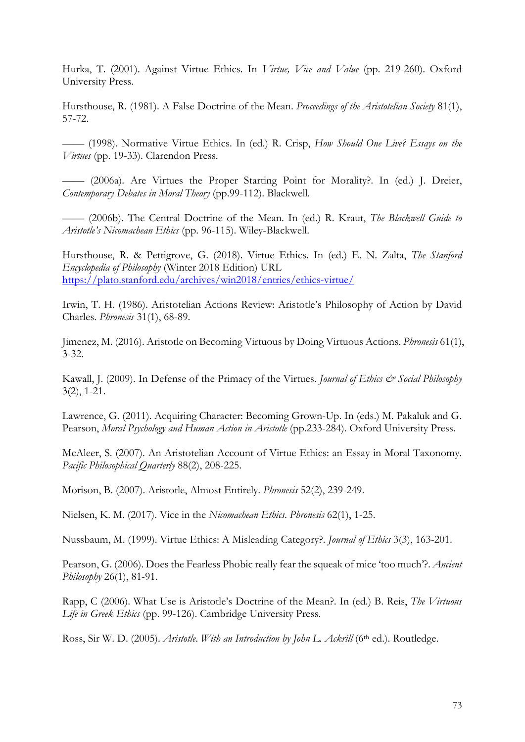Hurka, T. (2001). Against Virtue Ethics. In *Virtue, Vice and Value* (pp. 219-260). Oxford University Press.

Hursthouse, R. (1981). A False Doctrine of the Mean. *Proceedings of the Aristotelian Society* 81(1), 57-72.

—— (1998). Normative Virtue Ethics. In (ed.) R. Crisp, *How Should One Live? Essays on the Virtues* (pp. 19-33). Clarendon Press.

—— (2006a). Are Virtues the Proper Starting Point for Morality?. In (ed.) J. Dreier, *Contemporary Debates in Moral Theory* (pp.99-112). Blackwell.

—— (2006b). The Central Doctrine of the Mean. In (ed.) R. Kraut, *The Blackwell Guide to Aristotle's Nicomachean Ethics* (pp. 96-115). Wiley-Blackwell.

Hursthouse, R. & Pettigrove, G. (2018). Virtue Ethics. In (ed.) E. N. Zalta, *The Stanford Encyclopedia of Philosophy* (Winter 2018 Edition) URL https://plato.stanford.edu/archives/win2018/entries/ethics-virtue/

Irwin, T. H. (1986). Aristotelian Actions Review: Aristotle's Philosophy of Action by David Charles. *Phronesis* 31(1), 68-89.

Jimenez, M. (2016). Aristotle on Becoming Virtuous by Doing Virtuous Actions. *Phronesis* 61(1), 3-32.

Kawall, J. (2009). In Defense of the Primacy of the Virtues. *Journal of Ethics & Social Philosophy* 3(2), 1-21.

Lawrence, G. (2011). Acquiring Character: Becoming Grown-Up. In (eds.) M. Pakaluk and G. Pearson, *Moral Psychology and Human Action in Aristotle* (pp.233-284). Oxford University Press.

McAleer, S. (2007). An Aristotelian Account of Virtue Ethics: an Essay in Moral Taxonomy. *Pacific Philosophical Quarterly* 88(2), 208-225.

Morison, B. (2007). Aristotle, Almost Entirely. *Phronesis* 52(2), 239-249.

Nielsen, K. M. (2017). Vice in the *Nicomachean Ethics*. *Phronesis* 62(1), 1-25.

Nussbaum, M. (1999). Virtue Ethics: A Misleading Category?. *Journal of Ethics* 3(3), 163-201.

Pearson, G. (2006). Does the Fearless Phobic really fear the squeak of mice 'too much'?. *Ancient Philosophy* 26(1), 81-91.

Rapp, C (2006). What Use is Aristotle's Doctrine of the Mean?. In (ed.) B. Reis, *The Virtuous Life in Greek Ethics* (pp. 99-126). Cambridge University Press.

Ross, Sir W. D. (2005). *Aristotle. With an Introduction by John L. Ackrill* (6th ed.). Routledge.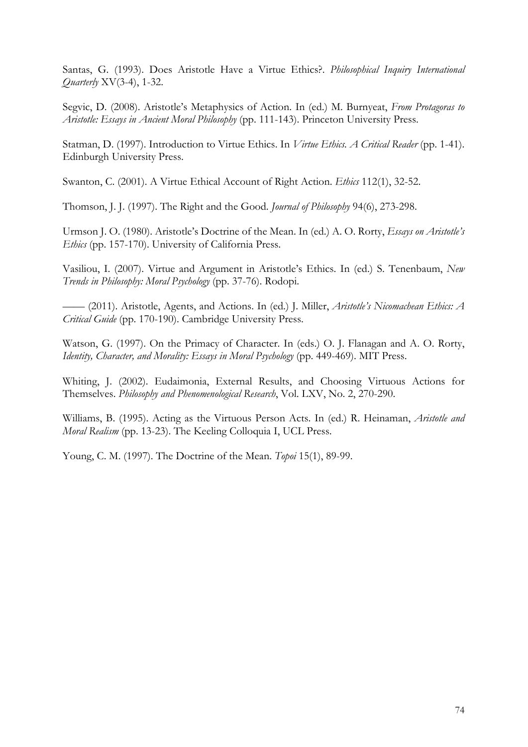Santas, G. (1993). Does Aristotle Have a Virtue Ethics?. *Philosophical Inquiry International Quarterly* XV(3-4), 1-32.

Segvic, D. (2008). Aristotle's Metaphysics of Action. In (ed.) M. Burnyeat, *From Protagoras to Aristotle: Essays in Ancient Moral Philosophy* (pp. 111-143). Princeton University Press.

Statman, D. (1997). Introduction to Virtue Ethics. In *Virtue Ethics. A Critical Reader* (pp. 1-41). Edinburgh University Press.

Swanton, C. (2001). A Virtue Ethical Account of Right Action. *Ethics* 112(1), 32-52.

Thomson, J. J. (1997). The Right and the Good. *Journal of Philosophy* 94(6), 273-298.

Urmson J. O. (1980). Aristotle's Doctrine of the Mean. In (ed.) A. O. Rorty, *Essays on Aristotle's Ethics* (pp. 157-170). University of California Press.

Vasiliou, I. (2007). Virtue and Argument in Aristotle's Ethics. In (ed.) S. Tenenbaum, *New Trends in Philosophy: Moral Psychology* (pp. 37-76). Rodopi.

—— (2011). Aristotle, Agents, and Actions. In (ed.) J. Miller, *Aristotle's Nicomachean Ethics: A Critical Guide* (pp. 170-190). Cambridge University Press.

Watson, G. (1997). On the Primacy of Character. In (eds.) O. J. Flanagan and A. O. Rorty, *Identity, Character, and Morality: Essays in Moral Psychology* (pp. 449-469). MIT Press.

Whiting, J. (2002). Eudaimonia, External Results, and Choosing Virtuous Actions for Themselves. *Philosophy and Phenomenological Research*, Vol. LXV, No. 2, 270-290.

Williams, B. (1995). Acting as the Virtuous Person Acts. In (ed.) R. Heinaman, *Aristotle and Moral Realism* (pp. 13-23). The Keeling Colloquia I, UCL Press.

Young, C. M. (1997). The Doctrine of the Mean. *Topoi* 15(1), 89-99.